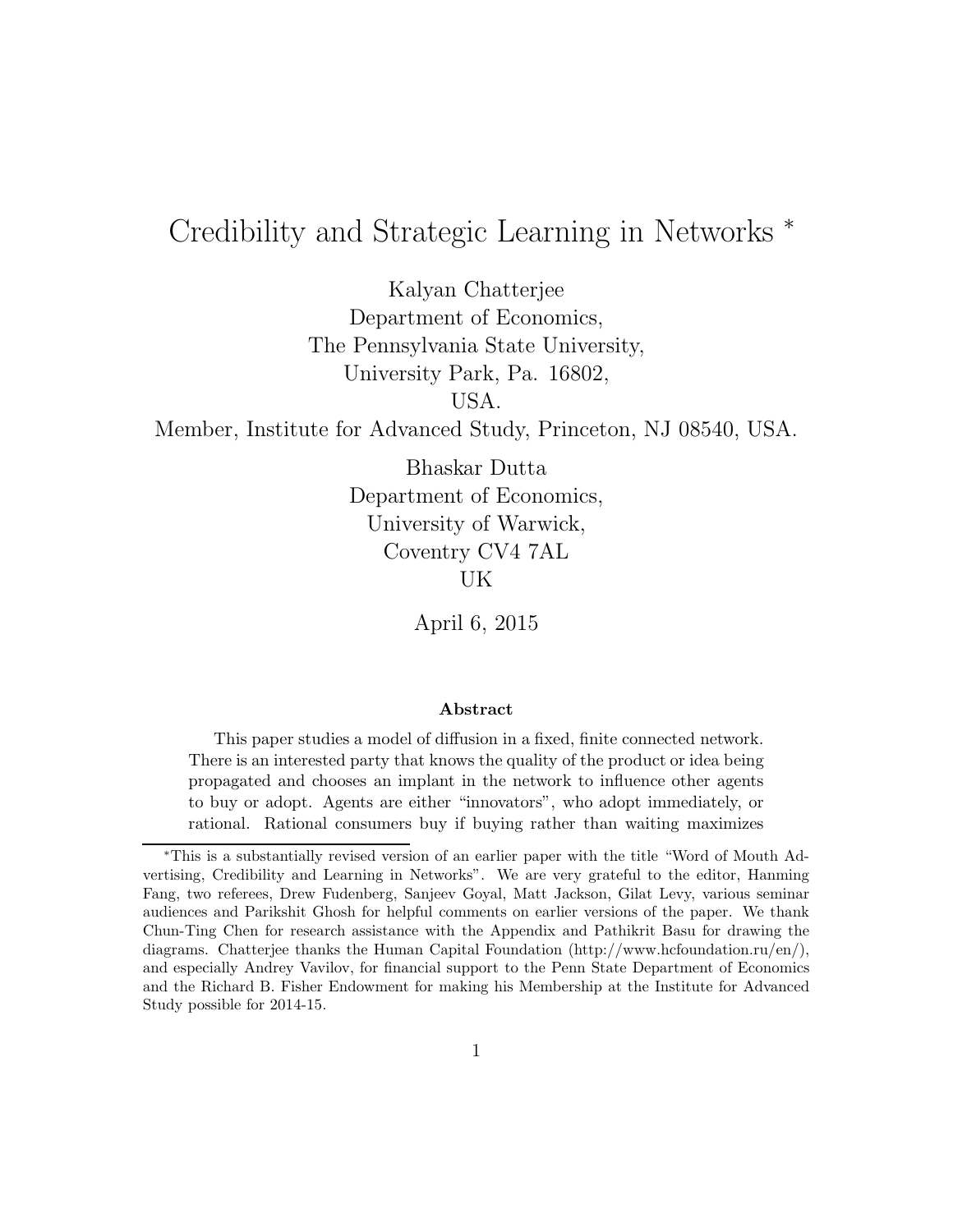# Credibility and Strategic Learning in Networks *

Kalyan Chatterjee
Department of Economics,
The Pennsylvania State University,
University Park, Pa. 16802,
USA.
Member, Institute for Advanced Study, Princeton, NJ 08540, USA.

Bhaskar Dutta
Department of Economics,
University of Warwick,
Coventry CV4 7AL
UK

April 6, 2015

**Abstract**

This paper studies a model of diffusion in a fixed, finite connected network. There is an interested party that knows the quality of the product or idea being propagated and chooses an implant in the network to influence other agents to buy or adopt. Agents are either "innovators", who adopt immediately, or rational. Rational consumers buy if buying rather than waiting maximizes

---

*This is a substantially revised version of an earlier paper with the title "Word of Mouth Advertising, Credibility and Learning in Networks". We are very grateful to the editor, Hanming Fang, two referees, Drew Fudenberg, Sanjeev Goyal, Matt Jackson, Gilat Levy, various seminar audiences and Parikshit Ghosh for helpful comments on earlier versions of the paper. We thank Chun-Ting Chen for research assistance with the Appendix and Pathikrit Basu for drawing the diagrams. Chatterjee thanks the Human Capital Foundation (http://www.hcfoundation.ru/en/), and especially Andrey Vavilov, for financial support to the Penn State Department of Economics and the Richard B. Fisher Endowment for making his Membership at the Institute for Advanced Study possible for 2014-15.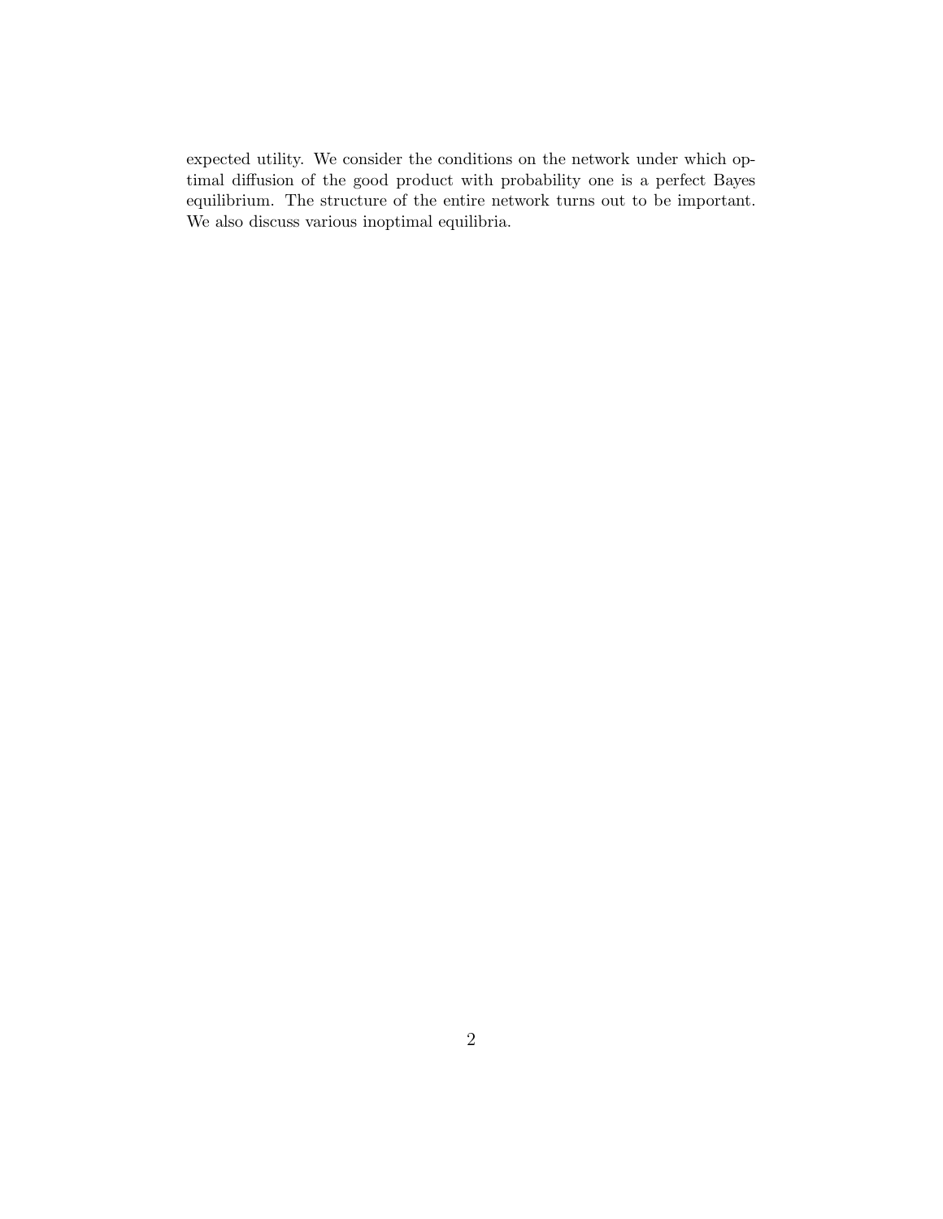expected utility. We consider the conditions on the network under which optimal diffusion of the good product with probability one is a perfect Bayes equilibrium. The structure of the entire network turns out to be important. We also discuss various inoptimal equilibria.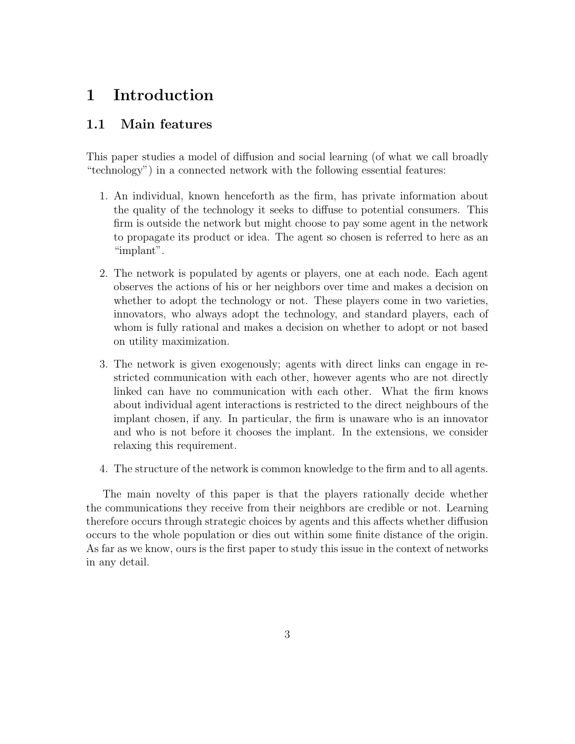# 1 Introduction

## 1.1 Main features

This paper studies a model of diffusion and social learning (of what we call broadly "technology") in a connected network with the following essential features:

1. An individual, known henceforth as the firm, has private information about the quality of the technology it seeks to diffuse to potential consumers. This firm is outside the network but might choose to pay some agent in the network to propagate its product or idea. The agent so chosen is referred to here as an "implant".

2. The network is populated by agents or players, one at each node. Each agent observes the actions of his or her neighbors over time and makes a decision on whether to adopt the technology or not. These players come in two varieties, innovators, who always adopt the technology, and standard players, each of whom is fully rational and makes a decision on whether to adopt or not based on utility maximization.

3. The network is given exogenously; agents with direct links can engage in restricted communication with each other, however agents who are not directly linked can have no communication with each other. What the firm knows about individual agent interactions is restricted to the direct neighbours of the implant chosen, if any. In particular, the firm is unaware who is an innovator and who is not before it chooses the implant. In the extensions, we consider relaxing this requirement.

4. The structure of the network is common knowledge to the firm and to all agents.

The main novelty of this paper is that the players rationally decide whether the communications they receive from their neighbors are credible or not. Learning therefore occurs through strategic choices by agents and this affects whether diffusion occurs to the whole population or dies out within some finite distance of the origin. As far as we know, ours is the first paper to study this issue in the context of networks in any detail.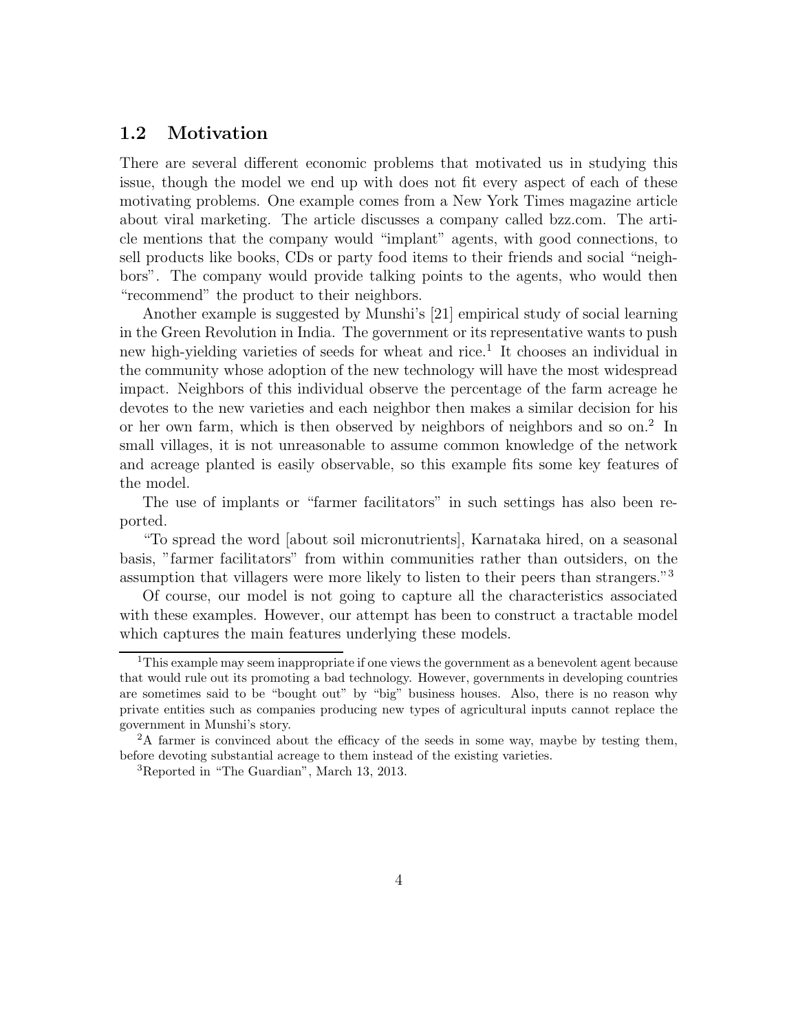## 1.2 Motivation

There are several different economic problems that motivated us in studying this issue, though the model we end up with does not fit every aspect of each of these motivating problems. One example comes from a New York Times magazine article about viral marketing. The article discusses a company called bzz.com. The article mentions that the company would "implant" agents, with good connections, to sell products like books, CDs or party food items to their friends and social "neighbors". The company would provide talking points to the agents, who would then "recommend" the product to their neighbors.

Another example is suggested by Munshi's [21] empirical study of social learning in the Green Revolution in India. The government or its representative wants to push new high-yielding varieties of seeds for wheat and rice.[1] It chooses an individual in the community whose adoption of the new technology will have the most widespread impact. Neighbors of this individual observe the percentage of the farm acreage he devotes to the new varieties and each neighbor then makes a similar decision for his or her own farm, which is then observed by neighbors of neighbors and so on.[2] In small villages, it is not unreasonable to assume common knowledge of the network and acreage planted is easily observable, so this example fits some key features of the model.

The use of implants or "farmer facilitators" in such settings has also been reported.

"To spread the word [about soil micronutrients], Karnataka hired, on a seasonal basis, "farmer facilitators" from within communities rather than outsiders, on the assumption that villagers were more likely to listen to their peers than strangers."[3]

Of course, our model is not going to capture all the characteristics associated with these examples. However, our attempt has been to construct a tractable model which captures the main features underlying these models.

---

[1] This example may seem inappropriate if one views the government as a benevolent agent because that would rule out its promoting a bad technology. However, governments in developing countries are sometimes said to be "bought out" by "big" business houses. Also, there is no reason why private entities such as companies producing new types of agricultural inputs cannot replace the government in Munshi's story.

[2] A farmer is convinced about the efficacy of the seeds in some way, maybe by testing them, before devoting substantial acreage to them instead of the existing varieties.

[3] Reported in "The Guardian", March 13, 2013.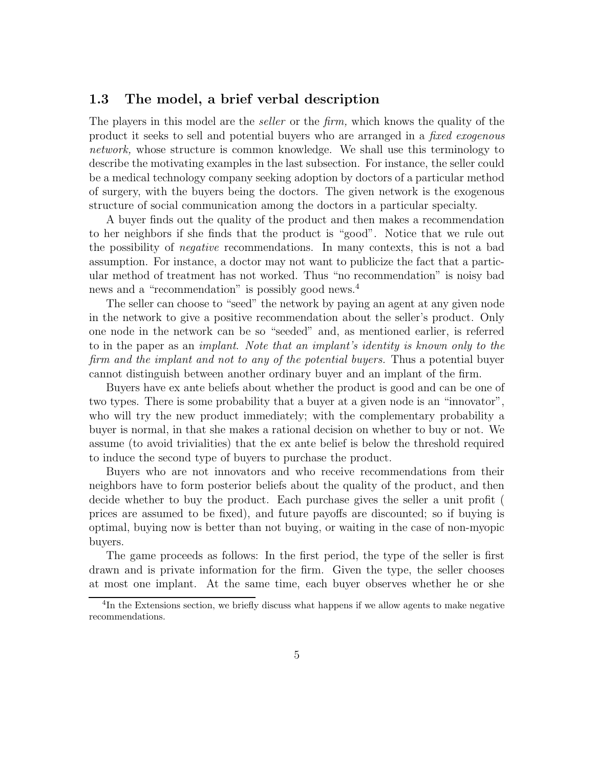## 1.3 The model, a brief verbal description

The players in this model are the *seller* or the *firm,* which knows the quality of the product it seeks to sell and potential buyers who are arranged in a *fixed exogenous network,* whose structure is common knowledge. We shall use this terminology to describe the motivating examples in the last subsection. For instance, the seller could be a medical technology company seeking adoption by doctors of a particular method of surgery, with the buyers being the doctors. The given network is the exogenous structure of social communication among the doctors in a particular specialty.

A buyer finds out the quality of the product and then makes a recommendation to her neighbors if she finds that the product is "good". Notice that we rule out the possibility of *negative* recommendations. In many contexts, this is not a bad assumption. For instance, a doctor may not want to publicize the fact that a particular method of treatment has not worked. Thus "no recommendation" is noisy bad news and a "recommendation" is possibly good news.[4]

The seller can choose to "seed" the network by paying an agent at any given node in the network to give a positive recommendation about the seller's product. Only one node in the network can be so "seeded" and, as mentioned earlier, is referred to in the paper as an *implant. Note that an implant's identity is known only to the firm and the implant and not to any of the potential buyers.* Thus a potential buyer cannot distinguish between another ordinary buyer and an implant of the firm.

Buyers have ex ante beliefs about whether the product is good and can be one of two types. There is some probability that a buyer at a given node is an "innovator", who will try the new product immediately; with the complementary probability a buyer is normal, in that she makes a rational decision on whether to buy or not. We assume (to avoid trivialities) that the ex ante belief is below the threshold required to induce the second type of buyers to purchase the product.

Buyers who are not innovators and who receive recommendations from their neighbors have to form posterior beliefs about the quality of the product, and then decide whether to buy the product. Each purchase gives the seller a unit profit ( prices are assumed to be fixed), and future payoffs are discounted; so if buying is optimal, buying now is better than not buying, or waiting in the case of non-myopic buyers.

The game proceeds as follows: In the first period, the type of the seller is first drawn and is private information for the firm. Given the type, the seller chooses at most one implant. At the same time, each buyer observes whether he or she

[4] In the Extensions section, we briefly discuss what happens if we allow agents to make negative recommendations.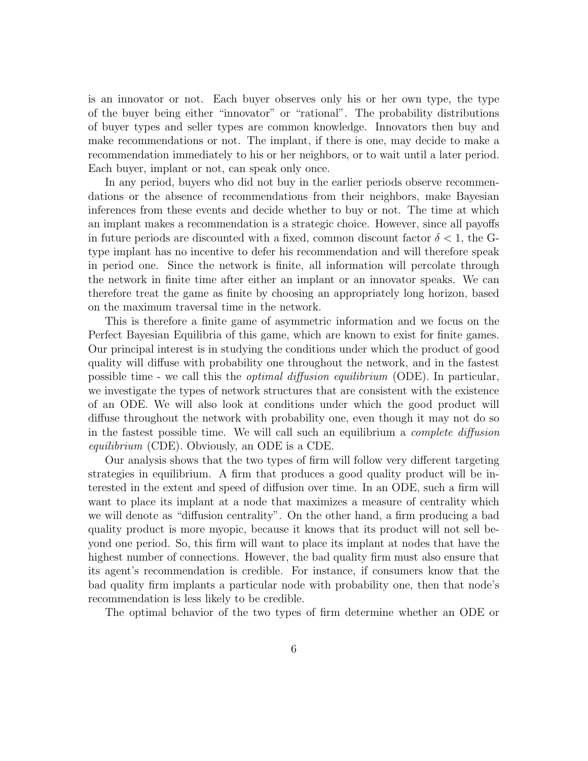is an innovator or not. Each buyer observes only his or her own type, the type of the buyer being either "innovator" or "rational". The probability distributions of buyer types and seller types are common knowledge. Innovators then buy and make recommendations or not. The implant, if there is one, may decide to make a recommendation immediately to his or her neighbors, or to wait until a later period. Each buyer, implant or not, can speak only once.

In any period, buyers who did not buy in the earlier periods observe recommendations or the absence of recommendations from their neighbors, make Bayesian inferences from these events and decide whether to buy or not. The time at which an implant makes a recommendation is a strategic choice. However, since all payoffs in future periods are discounted with a fixed, common discount factor $\delta < 1$, the G-type implant has no incentive to defer his recommendation and will therefore speak in period one. Since the network is finite, all information will percolate through the network in finite time after either an implant or an innovator speaks. We can therefore treat the game as finite by choosing an appropriately long horizon, based on the maximum traversal time in the network.

This is therefore a finite game of asymmetric information and we focus on the Perfect Bayesian Equilibria of this game, which are known to exist for finite games. Our principal interest is in studying the conditions under which the product of good quality will diffuse with probability one throughout the network, and in the fastest possible time - we call this the *optimal diffusion equilibrium* (ODE). In particular, we investigate the types of network structures that are consistent with the existence of an ODE. We will also look at conditions under which the good product will diffuse throughout the network with probability one, even though it may not do so in the fastest possible time. We will call such an equilibrium a *complete diffusion equilibrium* (CDE). Obviously, an ODE is a CDE.

Our analysis shows that the two types of firm will follow very different targeting strategies in equilibrium. A firm that produces a good quality product will be interested in the extent and speed of diffusion over time. In an ODE, such a firm will want to place its implant at a node that maximizes a measure of centrality which we will denote as "diffusion centrality". On the other hand, a firm producing a bad quality product is more myopic, because it knows that its product will not sell beyond one period. So, this firm will want to place its implant at nodes that have the highest number of connections. However, the bad quality firm must also ensure that its agent's recommendation is credible. For instance, if consumers know that the bad quality firm implants a particular node with probability one, then that node's recommendation is less likely to be credible.

The optimal behavior of the two types of firm determine whether an ODE or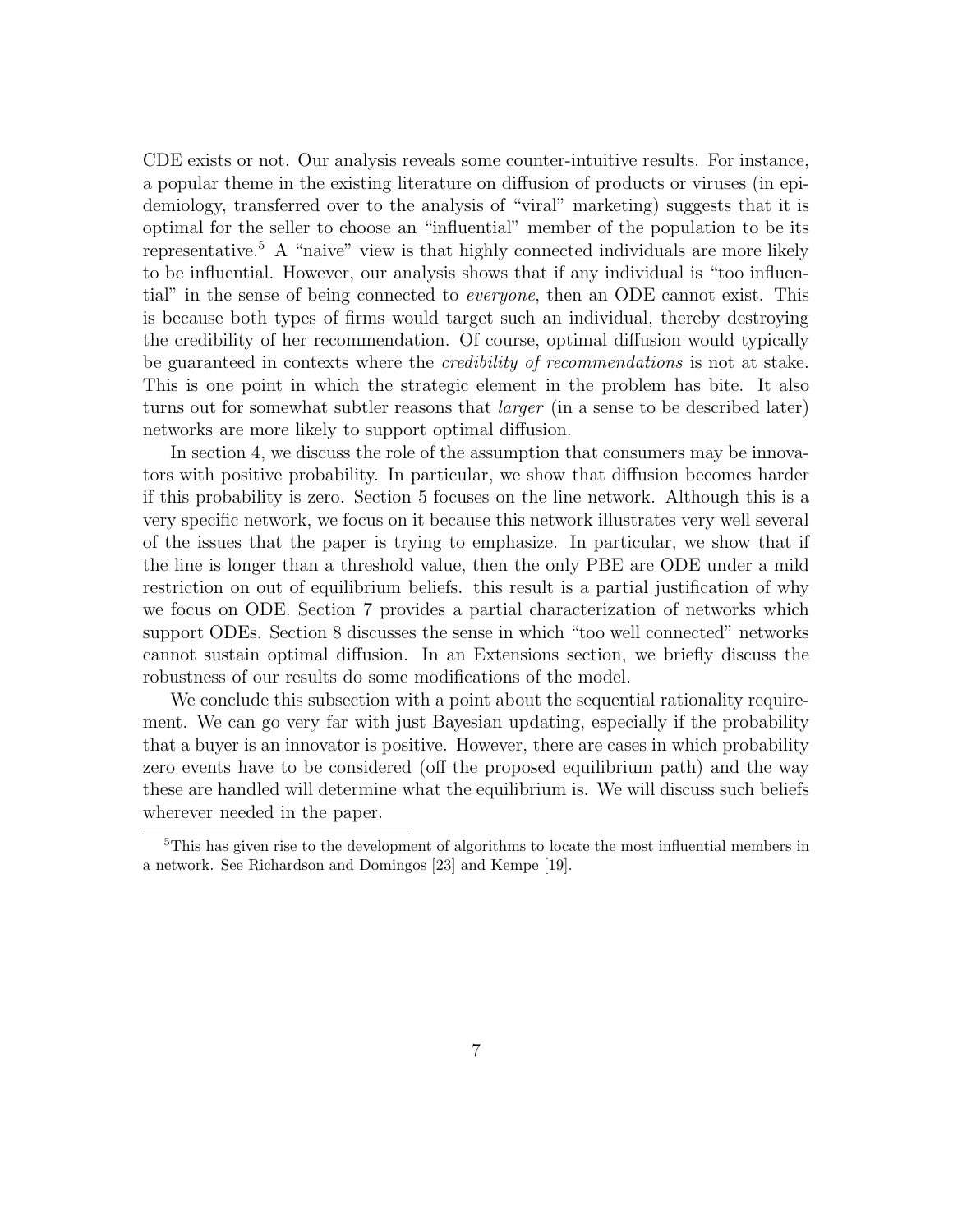CDE exists or not. Our analysis reveals some counter-intuitive results. For instance, a popular theme in the existing literature on diffusion of products or viruses (in epidemiology, transferred over to the analysis of "viral" marketing) suggests that it is optimal for the seller to choose an "influential" member of the population to be its representative.[5] A "naive" view is that highly connected individuals are more likely to be influential. However, our analysis shows that if any individual is "too influential" in the sense of being connected to *everyone*, then an ODE cannot exist. This is because both types of firms would target such an individual, thereby destroying the credibility of her recommendation. Of course, optimal diffusion would typically be guaranteed in contexts where the *credibility of recommendations* is not at stake. This is one point in which the strategic element in the problem has bite. It also turns out for somewhat subtler reasons that *larger* (in a sense to be described later) networks are more likely to support optimal diffusion.

In section 4, we discuss the role of the assumption that consumers may be innovators with positive probability. In particular, we show that diffusion becomes harder if this probability is zero. Section 5 focuses on the line network. Although this is a very specific network, we focus on it because this network illustrates very well several of the issues that the paper is trying to emphasize. In particular, we show that if the line is longer than a threshold value, then the only PBE are ODE under a mild restriction on out of equilibrium beliefs. this result is a partial justification of why we focus on ODE. Section 7 provides a partial characterization of networks which support ODEs. Section 8 discusses the sense in which "too well connected" networks cannot sustain optimal diffusion. In an Extensions section, we briefly discuss the robustness of our results do some modifications of the model.

We conclude this subsection with a point about the sequential rationality requirement. We can go very far with just Bayesian updating, especially if the probability that a buyer is an innovator is positive. However, there are cases in which probability zero events have to be considered (off the proposed equilibrium path) and the way these are handled will determine what the equilibrium is. We will discuss such beliefs wherever needed in the paper.

[5] This has given rise to the development of algorithms to locate the most influential members in a network. See Richardson and Domingos [23] and Kempe [19].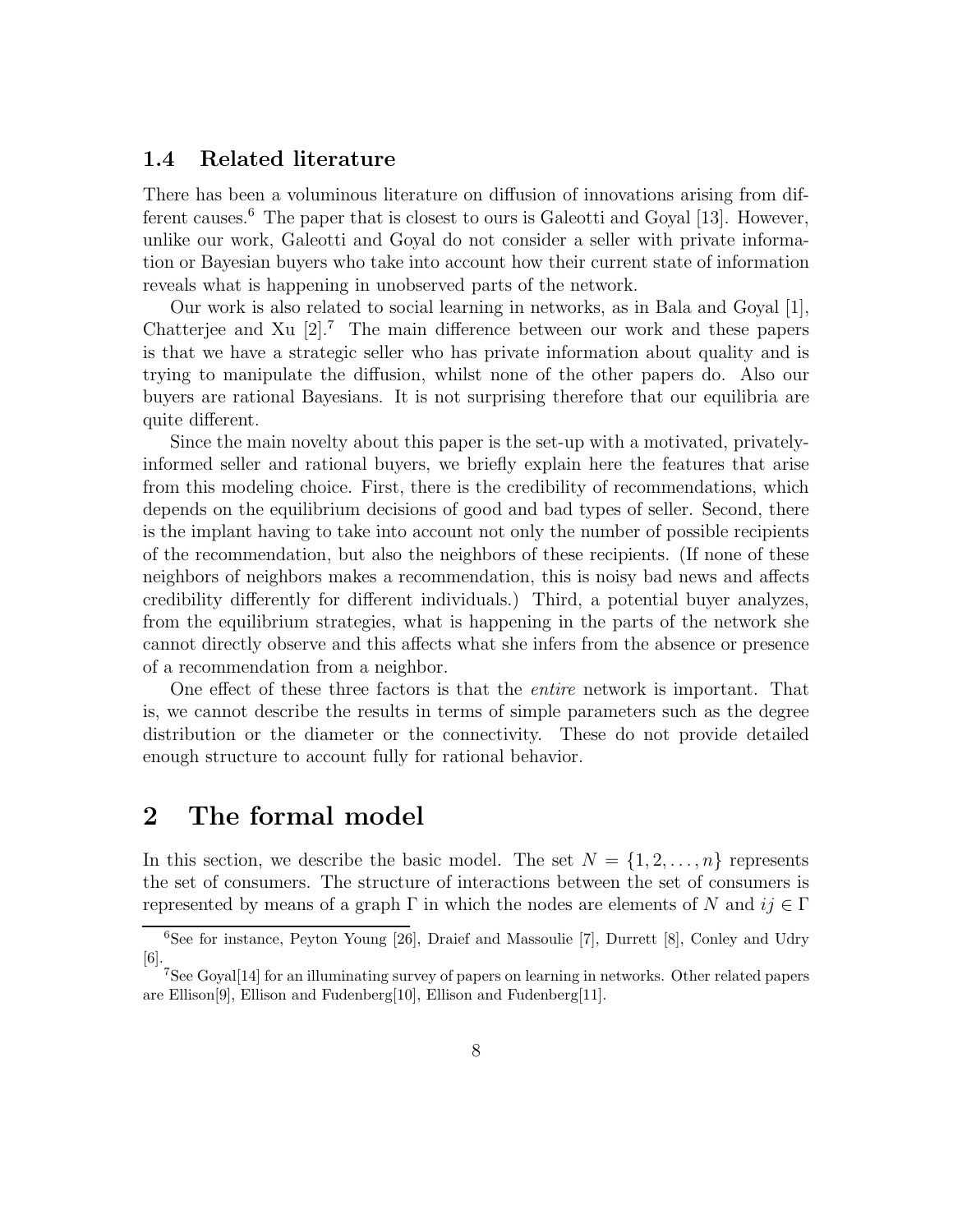### 1.4 Related literature

There has been a voluminous literature on diffusion of innovations arising from different causes.[6] The paper that is closest to ours is Galeotti and Goyal [13]. However, unlike our work, Galeotti and Goyal do not consider a seller with private information or Bayesian buyers who take into account how their current state of information reveals what is happening in unobserved parts of the network.

Our work is also related to social learning in networks, as in Bala and Goyal [1], Chatterjee and Xu [2].[7] The main difference between our work and these papers is that we have a strategic seller who has private information about quality and is trying to manipulate the diffusion, whilst none of the other papers do. Also our buyers are rational Bayesians. It is not surprising therefore that our equilibria are quite different.

Since the main novelty about this paper is the set-up with a motivated, privately-informed seller and rational buyers, we briefly explain here the features that arise from this modeling choice. First, there is the credibility of recommendations, which depends on the equilibrium decisions of good and bad types of seller. Second, there is the implant having to take into account not only the number of possible recipients of the recommendation, but also the neighbors of these recipients. (If none of these neighbors of neighbors makes a recommendation, this is noisy bad news and affects credibility differently for different individuals.) Third, a potential buyer analyzes, from the equilibrium strategies, what is happening in the parts of the network she cannot directly observe and this affects what she infers from the absence or presence of a recommendation from a neighbor.

One effect of these three factors is that the *entire* network is important. That is, we cannot describe the results in terms of simple parameters such as the degree distribution or the diameter or the connectivity. These do not provide detailed enough structure to account fully for rational behavior.

# 2 The formal model

In this section, we describe the basic model. The set $N = \{1, 2, \ldots, n\}$ represents the set of consumers. The structure of interactions between the set of consumers is represented by means of a graph $\Gamma$ in which the nodes are elements of $N$ and $ij \in \Gamma$

---

[6] See for instance, Peyton Young [26], Draief and Massoulie [7], Durrett [8], Conley and Udry [6].

[7] See Goyal[14] for an illuminating survey of papers on learning in networks. Other related papers are Ellison[9], Ellison and Fudenberg[10], Ellison and Fudenberg[11].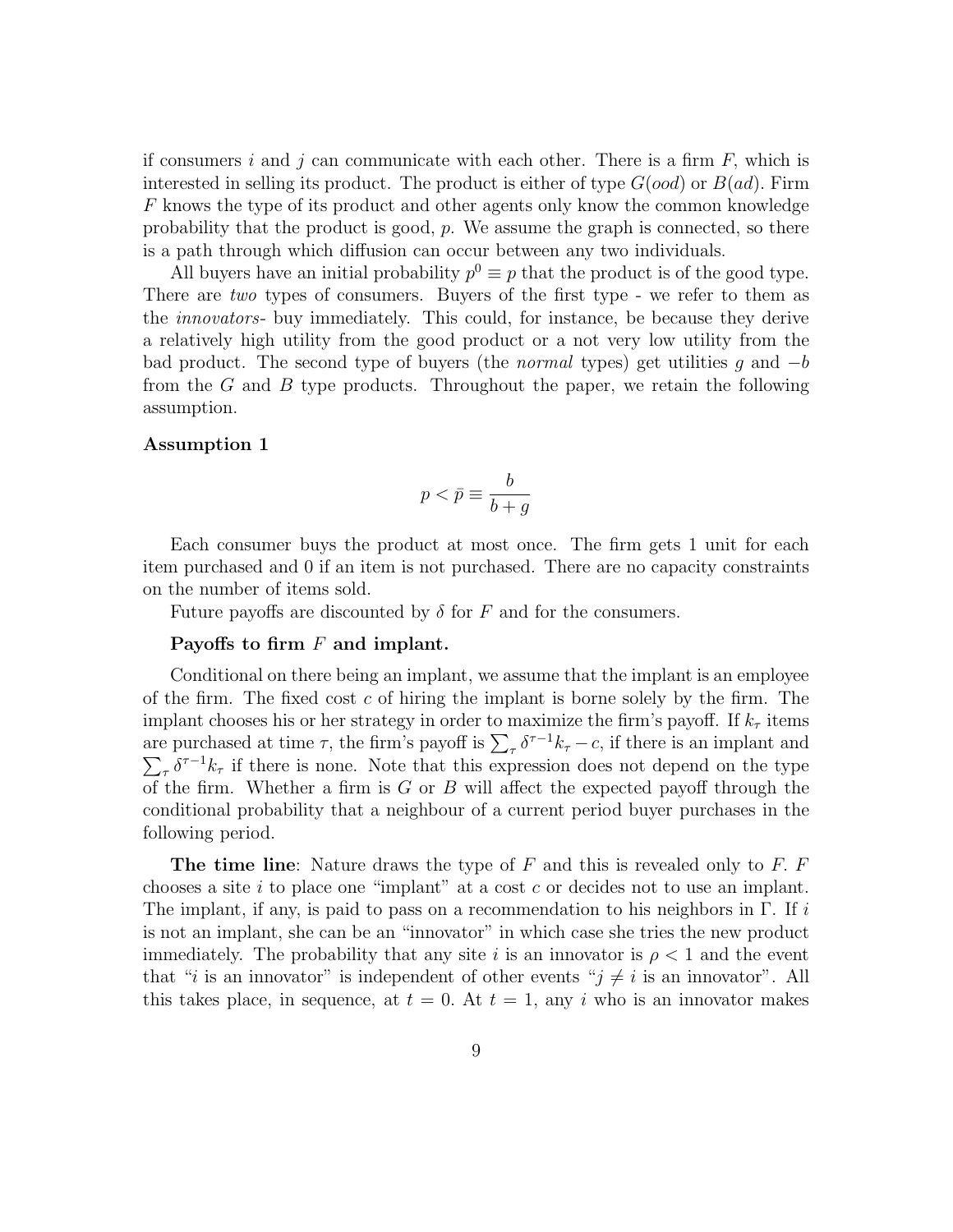if consumers $i$ and $j$ can communicate with each other. There is a firm $F$, which is interested in selling its product. The product is either of type $G(ood)$ or $B(ad)$. Firm $F$ knows the type of its product and other agents only know the common knowledge probability that the product is good, $p$. We assume the graph is connected, so there is a path through which diffusion can occur between any two individuals.

All buyers have an initial probability $p^0 \equiv p$ that the product is of the good type. There are *two* types of consumers. Buyers of the first type - we refer to them as the *innovators*- buy immediately. This could, for instance, be because they derive a relatively high utility from the good product or a not very low utility from the bad product. The second type of buyers (the *normal* types) get utilities $g$ and $-b$ from the $G$ and $B$ type products. Throughout the paper, we retain the following assumption.

**Assumption 1**

$$p < \bar{p} \equiv \frac{b}{b+g}$$

Each consumer buys the product at most once. The firm gets 1 unit for each item purchased and 0 if an item is not purchased. There are no capacity constraints on the number of items sold.

Future payoffs are discounted by $\delta$ for $F$ and for the consumers.

**Payoffs to firm $F$ and implant.**

Conditional on there being an implant, we assume that the implant is an employee of the firm. The fixed cost $c$ of hiring the implant is borne solely by the firm. The implant chooses his or her strategy in order to maximize the firm's payoff. If $k_\tau$ items are purchased at time $\tau$, the firm's payoff is $\sum_\tau \delta^{\tau-1} k_\tau - c$, if there is an implant and $\sum_\tau \delta^{\tau-1} k_\tau$ if there is none. Note that this expression does not depend on the type of the firm. Whether a firm is $G$ or $B$ will affect the expected payoff through the conditional probability that a neighbour of a current period buyer purchases in the following period.

**The time line**: Nature draws the type of $F$ and this is revealed only to $F$. $F$ chooses a site $i$ to place one "implant" at a cost $c$ or decides not to use an implant. The implant, if any, is paid to pass on a recommendation to his neighbors in $\Gamma$. If $i$ is not an implant, she can be an "innovator" in which case she tries the new product immediately. The probability that any site $i$ is an innovator is $\rho < 1$ and the event that "$i$ is an innovator" is independent of other events "$j \neq i$ is an innovator". All this takes place, in sequence, at $t = 0$. At $t = 1$, any $i$ who is an innovator makes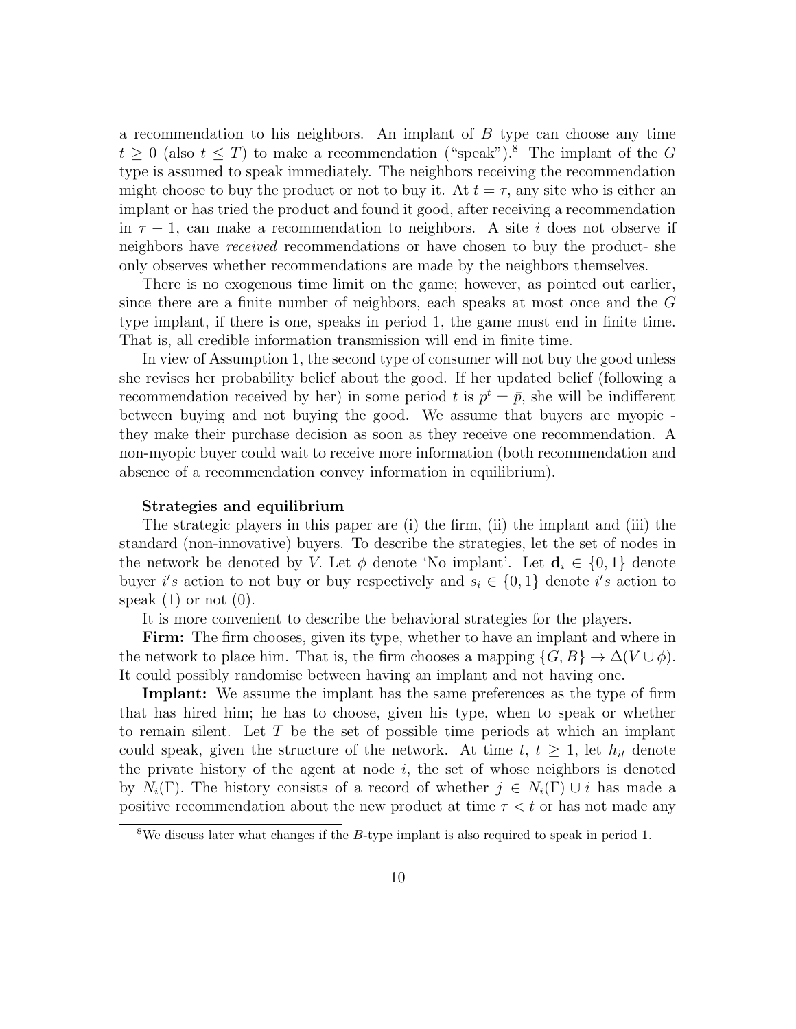a recommendation to his neighbors. An implant of $B$ type can choose any time $t \geq 0$ (also $t \leq T$) to make a recommendation ("speak").[8] The implant of the $G$ type is assumed to speak immediately. The neighbors receiving the recommendation might choose to buy the product or not to buy it. At $t = \tau$, any site who is either an implant or has tried the product and found it good, after receiving a recommendation in $\tau - 1$, can make a recommendation to neighbors. A site $i$ does not observe if neighbors have *received* recommendations or have chosen to buy the product- she only observes whether recommendations are made by the neighbors themselves.

There is no exogenous time limit on the game; however, as pointed out earlier, since there are a finite number of neighbors, each speaks at most once and the $G$ type implant, if there is one, speaks in period 1, the game must end in finite time. That is, all credible information transmission will end in finite time.

In view of Assumption 1, the second type of consumer will not buy the good unless she revises her probability belief about the good. If her updated belief (following a recommendation received by her) in some period $t$ is $p^t = \bar{p}$, she will be indifferent between buying and not buying the good. We assume that buyers are myopic - they make their purchase decision as soon as they receive one recommendation. A non-myopic buyer could wait to receive more information (both recommendation and absence of a recommendation convey information in equilibrium).

**Strategies and equilibrium**

The strategic players in this paper are (i) the firm, (ii) the implant and (iii) the standard (non-innovative) buyers. To describe the strategies, let the set of nodes in the network be denoted by $V$. Let $\phi$ denote 'No implant'. Let $\mathbf{d}_i \in \{0, 1\}$ denote buyer $i's$ action to not buy or buy respectively and $s_i \in \{0, 1\}$ denote $i's$ action to speak (1) or not (0).

It is more convenient to describe the behavioral strategies for the players.

**Firm:** The firm chooses, given its type, whether to have an implant and where in the network to place him. That is, the firm chooses a mapping $\{G, B\} \rightarrow \Delta(V \cup \phi)$. It could possibly randomise between having an implant and not having one.

**Implant:** We assume the implant has the same preferences as the type of firm that has hired him; he has to choose, given his type, when to speak or whether to remain silent. Let $T$ be the set of possible time periods at which an implant could speak, given the structure of the network. At time $t$, $t \geq 1$, let $h_{it}$ denote the private history of the agent at node $i$, the set of whose neighbors is denoted by $N_i(\Gamma)$. The history consists of a record of whether $j \in N_i(\Gamma) \cup i$ has made a positive recommendation about the new product at time $\tau < t$ or has not made any

[8] We discuss later what changes if the $B$-type implant is also required to speak in period 1.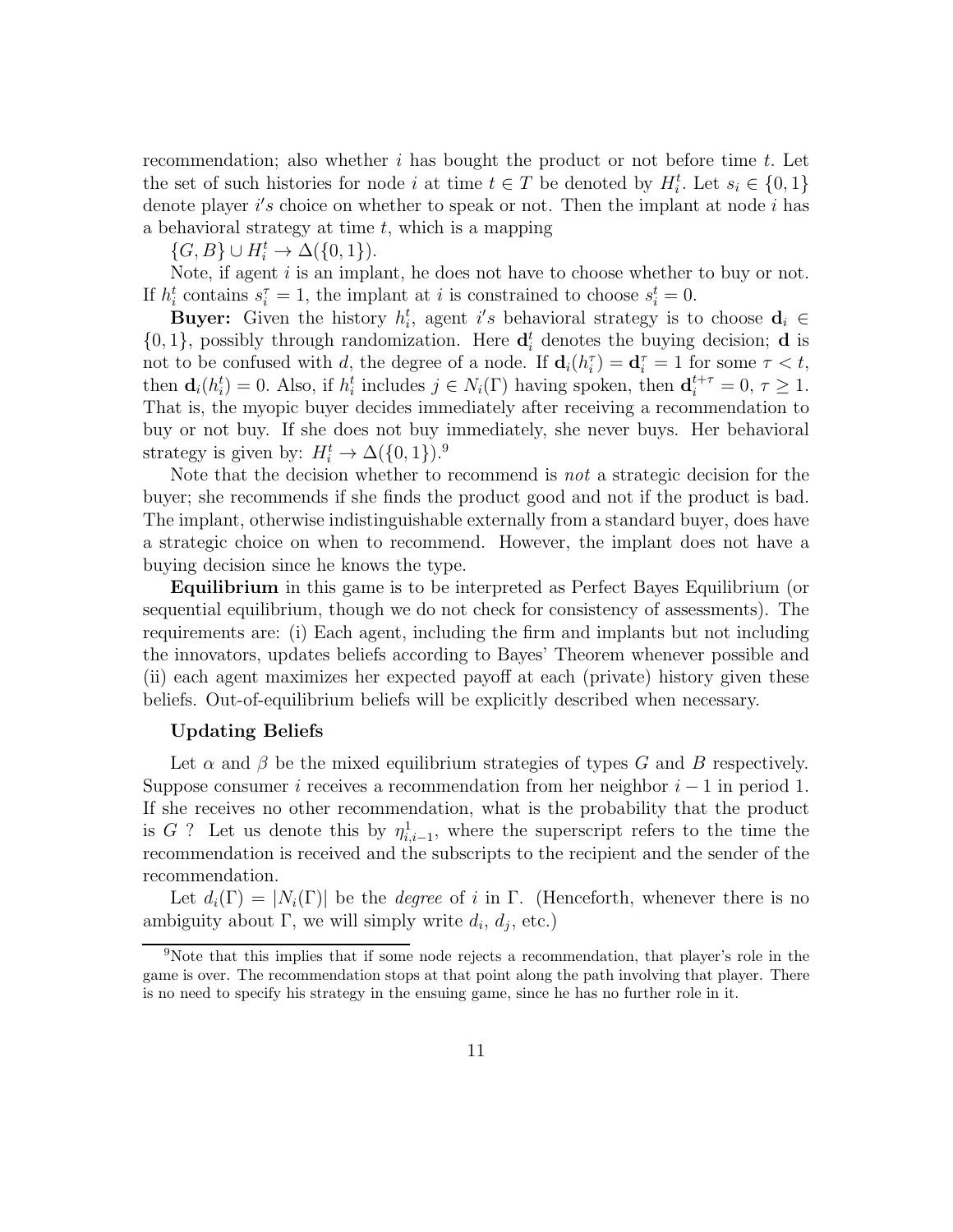recommendation; also whether $i$ has bought the product or not before time $t$. Let the set of such histories for node $i$ at time $t \in T$ be denoted by $H_i^t$. Let $s_i \in \{0, 1\}$ denote player $i's$ choice on whether to speak or not. Then the implant at node $i$ has a behavioral strategy at time $t$, which is a mapping

$\{G, B\} \cup H_i^t \to \Delta(\{0, 1\})$.

Note, if agent $i$ is an implant, he does not have to choose whether to buy or not. If $h_i^t$ contains $s_i^\tau = 1$, the implant at $i$ is constrained to choose $s_i^t = 0$.

**Buyer:** Given the history $h_i^t$, agent $i's$ behavioral strategy is to choose $\mathbf{d}_i \in \{0, 1\}$, possibly through randomization. Here $\mathbf{d}_i^t$ denotes the buying decision; $\mathbf{d}$ is not to be confused with $d$, the degree of a node. If $\mathbf{d}_i(h_i^\tau) = \mathbf{d}_i^\tau = 1$ for some $\tau < t$, then $\mathbf{d}_i(h_i^t) = 0$. Also, if $h_i^t$ includes $j \in N_i(\Gamma)$ having spoken, then $\mathbf{d}_i^{t+\tau} = 0$, $\tau \geq 1$. That is, the myopic buyer decides immediately after receiving a recommendation to buy or not buy. If she does not buy immediately, she never buys. Her behavioral strategy is given by: $H_i^t \to \Delta(\{0, 1\})$.[9]

Note that the decision whether to recommend is *not* a strategic decision for the buyer; she recommends if she finds the product good and not if the product is bad. The implant, otherwise indistinguishable externally from a standard buyer, does have a strategic choice on when to recommend. However, the implant does not have a buying decision since he knows the type.

**Equilibrium** in this game is to be interpreted as Perfect Bayes Equilibrium (or sequential equilibrium, though we do not check for consistency of assessments). The requirements are: (i) Each agent, including the firm and implants but not including the innovators, updates beliefs according to Bayes' Theorem whenever possible and (ii) each agent maximizes her expected payoff at each (private) history given these beliefs. Out-of-equilibrium beliefs will be explicitly described when necessary.

**Updating Beliefs**

Let $\alpha$ and $\beta$ be the mixed equilibrium strategies of types $G$ and $B$ respectively. Suppose consumer $i$ receives a recommendation from her neighbor $i - 1$ in period 1. If she receives no other recommendation, what is the probability that the product is $G$ ? Let us denote this by $\eta_{i,i-1}^1$, where the superscript refers to the time the recommendation is received and the subscripts to the recipient and the sender of the recommendation.

Let $d_i(\Gamma) = |N_i(\Gamma)|$ be the *degree* of $i$ in $\Gamma$. (Henceforth, whenever there is no ambiguity about $\Gamma$, we will simply write $d_i$, $d_j$, etc.)

[9] Note that this implies that if some node rejects a recommendation, that player's role in the game is over. The recommendation stops at that point along the path involving that player. There is no need to specify his strategy in the ensuing game, since he has no further role in it.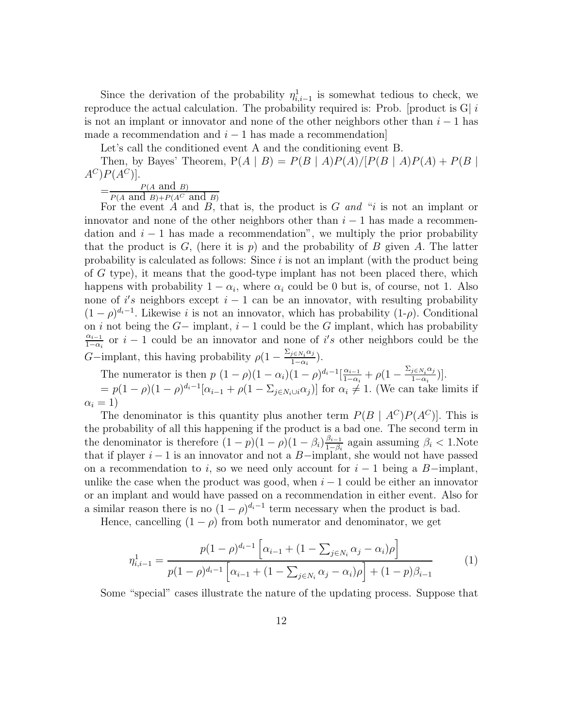Since the derivation of the probability $\eta^1_{i,i-1}$ is somewhat tedious to check, we reproduce the actual calculation. The probability required is: Prob. [product is G| $i$ is not an implant or innovator and none of the other neighbors other than $i-1$ has made a recommendation and $i-1$ has made a recommendation]

Let's call the conditioned event A and the conditioning event B.

Then, by Bayes' Theorem, $P(A \mid B) = P(B \mid A)P(A)/[P(B \mid A)P(A) + P(B \mid A^C)P(A^C)]$.

$= \frac{P(A \text{ and } B)}{P(A \text{ and } B) + P(A^C \text{ and } B)}$

For the event $A$ and $B$, that is, the product is $G$ *and* "$i$ is not an implant or innovator and none of the other neighbors other than $i-1$ has made a recommendation and $i-1$ has made a recommendation", we multiply the prior probability that the product is $G$, (here it is $p$) and the probability of $B$ given $A$. The latter probability is calculated as follows: Since $i$ is not an implant (with the product being of $G$ type), it means that the good-type implant has not been placed there, which happens with probability $1-\alpha_i$, where $\alpha_i$ could be 0 but is, of course, not 1. Also none of $i's$ neighbors except $i-1$ can be an innovator, with resulting probability $(1-\rho)^{d_i-1}$. Likewise $i$ is not an innovator, which has probability (1-$\rho$). Conditional on $i$ not being the $G-$ implant, $i-1$ could be the $G$ implant, which has probability $\frac{\alpha_{i-1}}{1-\alpha_i}$ or $i-1$ could be an innovator and none of $i's$ other neighbors could be the $G-$implant, this having probability $\rho(1-\frac{\Sigma_{j\in N_i}\alpha_j}{1-\alpha_i})$.

The numerator is then $p\ (1-\rho)(1-\alpha_i)(1-\rho)^{d_i-1}[\frac{\alpha_{i-1}}{1-\alpha_i} + \rho(1-\frac{\Sigma_{j\in N_i}\alpha_j}{1-\alpha_i})]$.

$= p(1-\rho)(1-\rho)^{d_i-1}[\alpha_{i-1} + \rho(1-\Sigma_{j\in N_i \cup i}\alpha_j)]$ for $\alpha_i \neq 1$. (We can take limits if $\alpha_i = 1$)

The denominator is this quantity plus another term $P(B \mid A^C)P(A^C)]$. This is the probability of all this happening if the product is a bad one. The second term in the denominator is therefore $(1-p)(1-\rho)(1-\beta_i)\frac{\beta_{i-1}}{1-\beta_i}$ again assuming $\beta_i < 1$.Note that if player $i-1$ is an innovator and not a $B-$implant, she would not have passed on a recommendation to $i$, so we need only account for $i-1$ being a $B-$implant, unlike the case when the product was good, when $i-1$ could be either an innovator or an implant and would have passed on a recommendation in either event. Also for a similar reason there is no $(1-\rho)^{d_i-1}$ term necessary when the product is bad.

Hence, cancelling $(1-\rho)$ from both numerator and denominator, we get

$$\eta^1_{i,i-1} = \frac{p(1-\rho)^{d_i-1}\left[\alpha_{i-1} + (1-\sum_{j\in N_i}\alpha_j - \alpha_i)\rho\right]}{p(1-\rho)^{d_i-1}\left[\alpha_{i-1} + (1-\sum_{j\in N_i}\alpha_j - \alpha_i)\rho\right] + (1-p)\beta_{i-1}} \tag{1}$$

Some "special" cases illustrate the nature of the updating process. Suppose that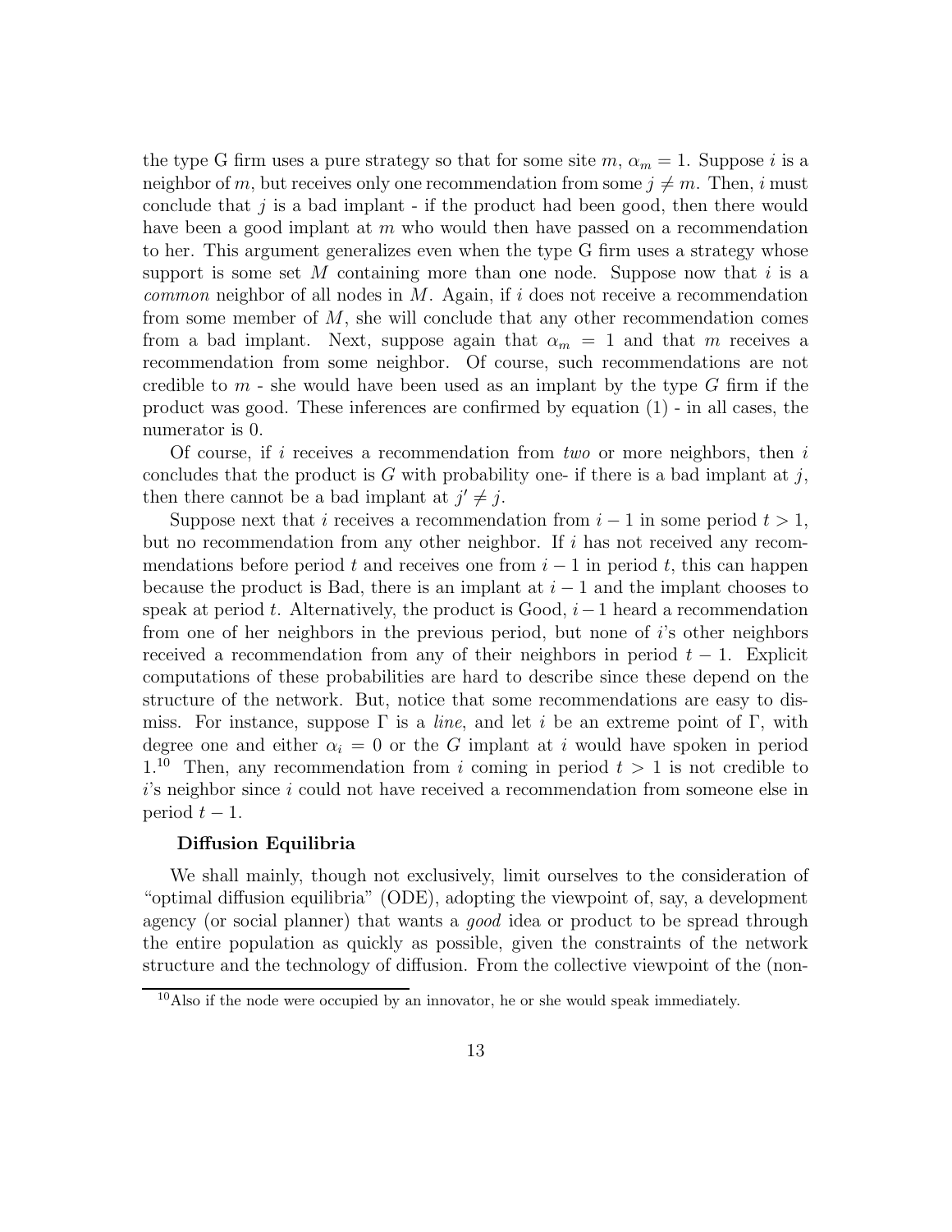the type G firm uses a pure strategy so that for some site $m$, $\alpha_m = 1$. Suppose $i$ is a neighbor of $m$, but receives only one recommendation from some $j \neq m$. Then, $i$ must conclude that $j$ is a bad implant - if the product had been good, then there would have been a good implant at $m$ who would then have passed on a recommendation to her. This argument generalizes even when the type G firm uses a strategy whose support is some set $M$ containing more than one node. Suppose now that $i$ is a *common* neighbor of all nodes in $M$. Again, if $i$ does not receive a recommendation from some member of $M$, she will conclude that any other recommendation comes from a bad implant. Next, suppose again that $\alpha_m = 1$ and that $m$ receives a recommendation from some neighbor. Of course, such recommendations are not credible to $m$ - she would have been used as an implant by the type $G$ firm if the product was good. These inferences are confirmed by equation (1) - in all cases, the numerator is 0.

Of course, if $i$ receives a recommendation from *two* or more neighbors, then $i$ concludes that the product is $G$ with probability one- if there is a bad implant at $j$, then there cannot be a bad implant at $j' \neq j$.

Suppose next that $i$ receives a recommendation from $i-1$ in some period $t > 1$, but no recommendation from any other neighbor. If $i$ has not received any recommendations before period $t$ and receives one from $i-1$ in period $t$, this can happen because the product is Bad, there is an implant at $i-1$ and the implant chooses to speak at period $t$. Alternatively, the product is Good, $i-1$ heard a recommendation from one of her neighbors in the previous period, but none of $i$'s other neighbors received a recommendation from any of their neighbors in period $t-1$. Explicit computations of these probabilities are hard to describe since these depend on the structure of the network. But, notice that some recommendations are easy to dismiss. For instance, suppose $\Gamma$ is a *line*, and let $i$ be an extreme point of $\Gamma$, with degree one and either $\alpha_i = 0$ or the $G$ implant at $i$ would have spoken in period 1.[10] Then, any recommendation from $i$ coming in period $t > 1$ is not credible to $i$'s neighbor since $i$ could not have received a recommendation from someone else in period $t-1$.

### Diffusion Equilibria

We shall mainly, though not exclusively, limit ourselves to the consideration of "optimal diffusion equilibria" (ODE), adopting the viewpoint of, say, a development agency (or social planner) that wants a *good* idea or product to be spread through the entire population as quickly as possible, given the constraints of the network structure and the technology of diffusion. From the collective viewpoint of the (non-

[10] Also if the node were occupied by an innovator, he or she would speak immediately.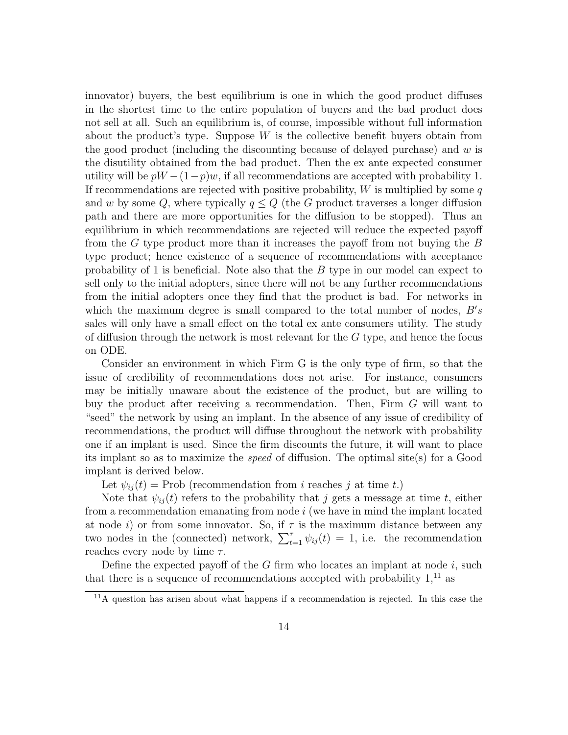innovator) buyers, the best equilibrium is one in which the good product diffuses in the shortest time to the entire population of buyers and the bad product does not sell at all. Such an equilibrium is, of course, impossible without full information about the product's type. Suppose $W$ is the collective benefit buyers obtain from the good product (including the discounting because of delayed purchase) and $w$ is the disutility obtained from the bad product. Then the ex ante expected consumer utility will be $pW - (1-p)w$, if all recommendations are accepted with probability 1. If recommendations are rejected with positive probability, $W$ is multiplied by some $q$ and $w$ by some $Q$, where typically $q \leq Q$ (the $G$ product traverses a longer diffusion path and there are more opportunities for the diffusion to be stopped). Thus an equilibrium in which recommendations are rejected will reduce the expected payoff from the $G$ type product more than it increases the payoff from not buying the $B$ type product; hence existence of a sequence of recommendations with acceptance probability of 1 is beneficial. Note also that the $B$ type in our model can expect to sell only to the initial adopters, since there will not be any further recommendations from the initial adopters once they find that the product is bad. For networks in which the maximum degree is small compared to the total number of nodes, $B's$ sales will only have a small effect on the total ex ante consumers utility. The study of diffusion through the network is most relevant for the $G$ type, and hence the focus on ODE.

Consider an environment in which Firm G is the only type of firm, so that the issue of credibility of recommendations does not arise. For instance, consumers may be initially unaware about the existence of the product, but are willing to buy the product after receiving a recommendation. Then, Firm $G$ will want to "seed" the network by using an implant. In the absence of any issue of credibility of recommendations, the product will diffuse throughout the network with probability one if an implant is used. Since the firm discounts the future, it will want to place its implant so as to maximize the *speed* of diffusion. The optimal site(s) for a Good implant is derived below.

Let $\psi_{ij}(t) =$ Prob (recommendation from $i$ reaches $j$ at time $t$.)

Note that $\psi_{ij}(t)$ refers to the probability that $j$ gets a message at time $t$, either from a recommendation emanating from node $i$ (we have in mind the implant located at node $i$) or from some innovator. So, if $\tau$ is the maximum distance between any two nodes in the (connected) network, $\sum_{t=1}^{\tau} \psi_{ij}(t) = 1$, i.e. the recommendation reaches every node by time $\tau$.

Define the expected payoff of the $G$ firm who locates an implant at node $i$, such that there is a sequence of recommendations accepted with probability 1,[11] as

[11] A question has arisen about what happens if a recommendation is rejected. In this case the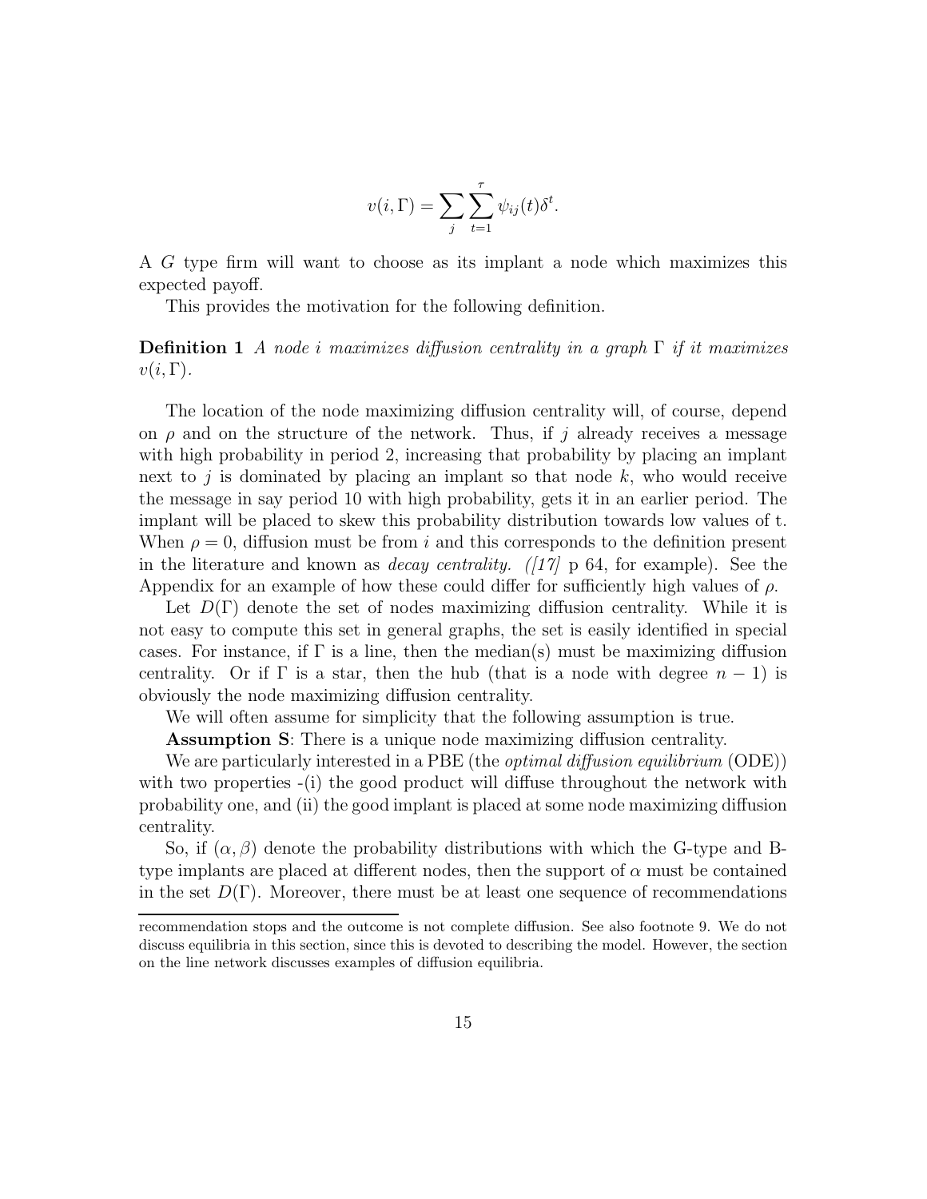$$v(i, \Gamma) = \sum_{j} \sum_{t=1}^{\tau} \psi_{ij}(t) \delta^{t}.$$

A $G$ type firm will want to choose as its implant a node which maximizes this expected payoff.

This provides the motivation for the following definition.

**Definition 1** *A node $i$ maximizes diffusion centrality in a graph $\Gamma$ if it maximizes $v(i, \Gamma)$.*

The location of the node maximizing diffusion centrality will, of course, depend on $\rho$ and on the structure of the network. Thus, if $j$ already receives a message with high probability in period 2, increasing that probability by placing an implant next to $j$ is dominated by placing an implant so that node $k$, who would receive the message in say period 10 with high probability, gets it in an earlier period. The implant will be placed to skew this probability distribution towards low values of t. When $\rho = 0$, diffusion must be from $i$ and this corresponds to the definition present in the literature and known as *decay centrality. ([17]* p 64, for example). See the Appendix for an example of how these could differ for sufficiently high values of $\rho$.

Let $D(\Gamma)$ denote the set of nodes maximizing diffusion centrality. While it is not easy to compute this set in general graphs, the set is easily identified in special cases. For instance, if $\Gamma$ is a line, then the median(s) must be maximizing diffusion centrality. Or if $\Gamma$ is a star, then the hub (that is a node with degree $n - 1$) is obviously the node maximizing diffusion centrality.

We will often assume for simplicity that the following assumption is true.

**Assumption S**: There is a unique node maximizing diffusion centrality.

We are particularly interested in a PBE (the *optimal diffusion equilibrium* (ODE)) with two properties -(i) the good product will diffuse throughout the network with probability one, and (ii) the good implant is placed at some node maximizing diffusion centrality.

So, if $(\alpha, \beta)$ denote the probability distributions with which the G-type and B-type implants are placed at different nodes, then the support of $\alpha$ must be contained in the set $D(\Gamma)$. Moreover, there must be at least one sequence of recommendations

recommendation stops and the outcome is not complete diffusion. See also footnote 9. We do not discuss equilibria in this section, since this is devoted to describing the model. However, the section on the line network discusses examples of diffusion equilibria.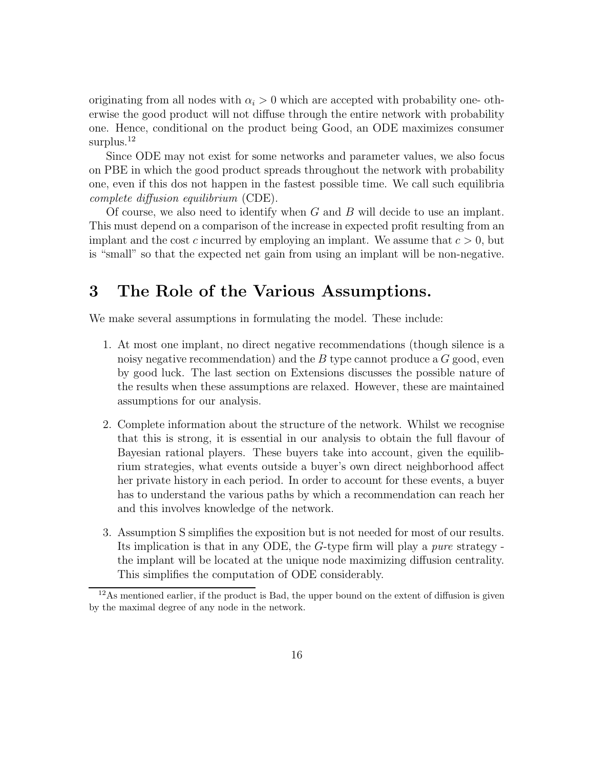originating from all nodes with $\alpha_i > 0$ which are accepted with probability one- otherwise the good product will not diffuse through the entire network with probability one. Hence, conditional on the product being Good, an ODE maximizes consumer surplus.[12]

Since ODE may not exist for some networks and parameter values, we also focus on PBE in which the good product spreads throughout the network with probability one, even if this dos not happen in the fastest possible time. We call such equilibria *complete diffusion equilibrium* (CDE).

Of course, we also need to identify when $G$ and $B$ will decide to use an implant. This must depend on a comparison of the increase in expected profit resulting from an implant and the cost $c$ incurred by employing an implant. We assume that $c > 0$, but is "small" so that the expected net gain from using an implant will be non-negative.

# 3 The Role of the Various Assumptions.

We make several assumptions in formulating the model. These include:

1. At most one implant, no direct negative recommendations (though silence is a noisy negative recommendation) and the $B$ type cannot produce a $G$ good, even by good luck. The last section on Extensions discusses the possible nature of the results when these assumptions are relaxed. However, these are maintained assumptions for our analysis.

2. Complete information about the structure of the network. Whilst we recognise that this is strong, it is essential in our analysis to obtain the full flavour of Bayesian rational players. These buyers take into account, given the equilibrium strategies, what events outside a buyer's own direct neighborhood affect her private history in each period. In order to account for these events, a buyer has to understand the various paths by which a recommendation can reach her and this involves knowledge of the network.

3. Assumption S simplifies the exposition but is not needed for most of our results. Its implication is that in any ODE, the $G$-type firm will play a *pure* strategy - the implant will be located at the unique node maximizing diffusion centrality. This simplifies the computation of ODE considerably.

[12] As mentioned earlier, if the product is Bad, the upper bound on the extent of diffusion is given by the maximal degree of any node in the network.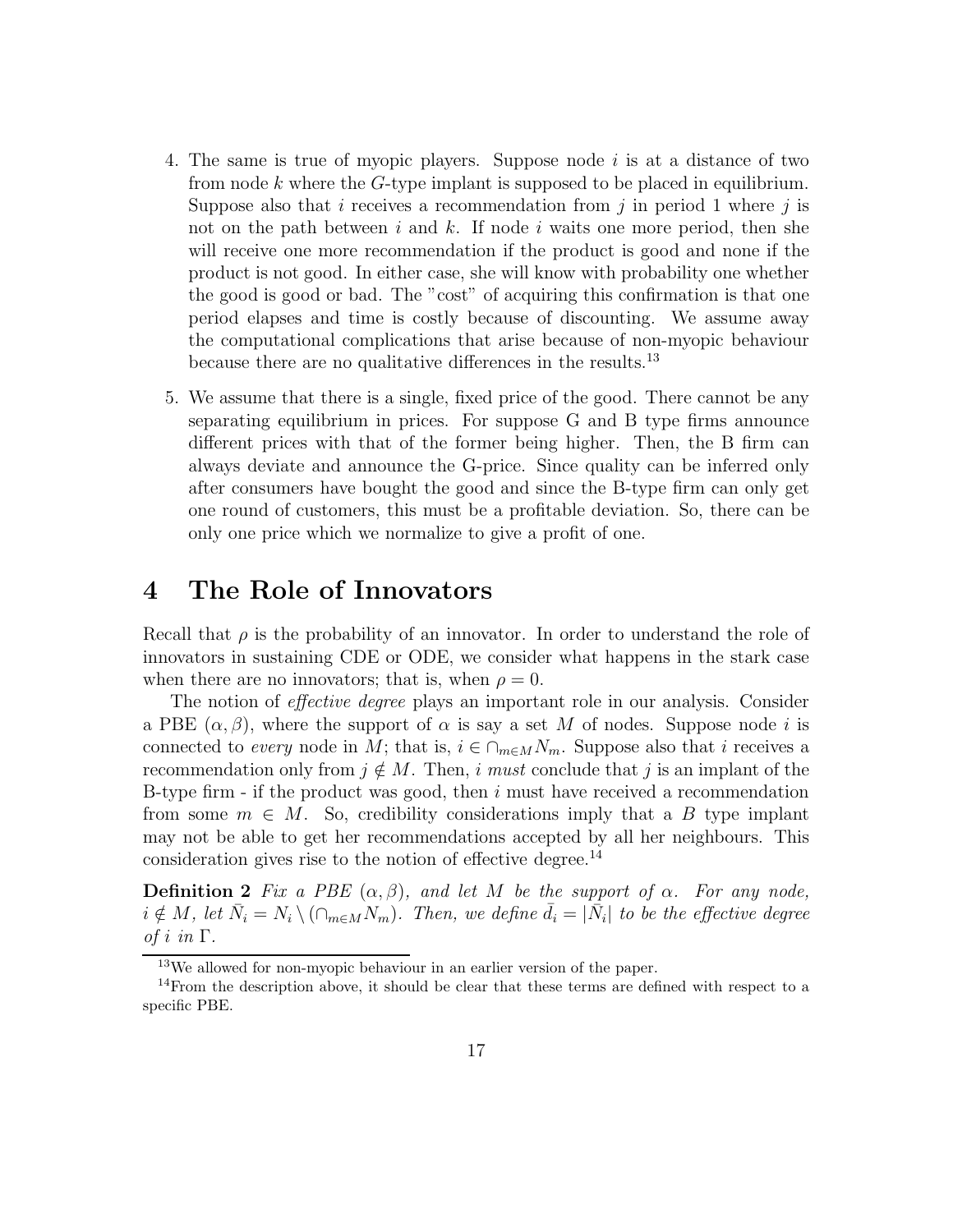4. The same is true of myopic players. Suppose node $i$ is at a distance of two from node $k$ where the $G$-type implant is supposed to be placed in equilibrium. Suppose also that $i$ receives a recommendation from $j$ in period 1 where $j$ is not on the path between $i$ and $k$. If node $i$ waits one more period, then she will receive one more recommendation if the product is good and none if the product is not good. In either case, she will know with probability one whether the good is good or bad. The "cost" of acquiring this confirmation is that one period elapses and time is costly because of discounting. We assume away the computational complications that arise because of non-myopic behaviour because there are no qualitative differences in the results.[13]

5. We assume that there is a single, fixed price of the good. There cannot be any separating equilibrium in prices. For suppose G and B type firms announce different prices with that of the former being higher. Then, the B firm can always deviate and announce the G-price. Since quality can be inferred only after consumers have bought the good and since the B-type firm can only get one round of customers, this must be a profitable deviation. So, there can be only one price which we normalize to give a profit of one.

# 4 The Role of Innovators

Recall that $\rho$ is the probability of an innovator. In order to understand the role of innovators in sustaining CDE or ODE, we consider what happens in the stark case when there are no innovators; that is, when $\rho = 0$.

The notion of *effective degree* plays an important role in our analysis. Consider a PBE $(\alpha, \beta)$, where the support of $\alpha$ is say a set $M$ of nodes. Suppose node $i$ is connected to *every* node in $M$; that is, $i \in \cap_{m \in M} N_m$. Suppose also that $i$ receives a recommendation only from $j \notin M$. Then, $i$ *must* conclude that $j$ is an implant of the B-type firm - if the product was good, then $i$ must have received a recommendation from some $m \in M$. So, credibility considerations imply that a $B$ type implant may not be able to get her recommendations accepted by all her neighbours. This consideration gives rise to the notion of effective degree.[14]

**Definition 2** *Fix a PBE $(\alpha, \beta)$, and let $M$ be the support of $\alpha$. For any node, $i \notin M$, let $\bar{N}_i = N_i \setminus (\cap_{m \in M} N_m)$. Then, we define $\bar{d}_i = |\bar{N}_i|$ to be the effective degree of $i$ in $\Gamma$.*

[13] We allowed for non-myopic behaviour in an earlier version of the paper.

[14] From the description above, it should be clear that these terms are defined with respect to a specific PBE.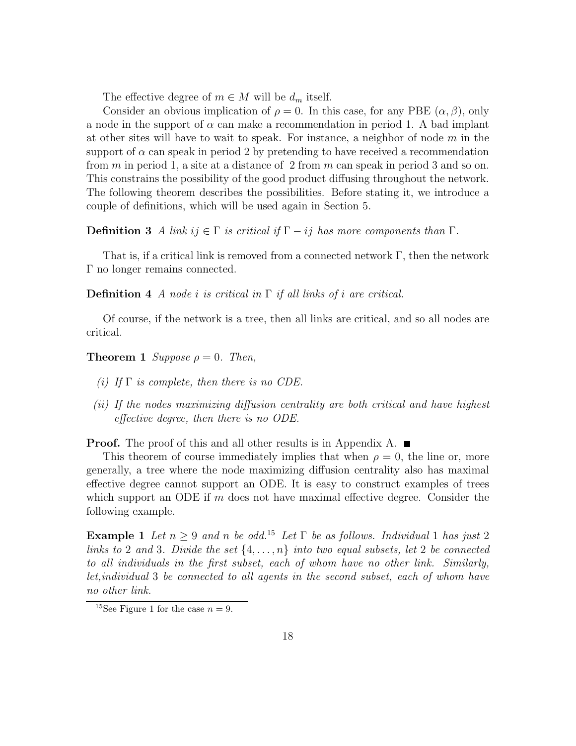The effective degree of $m \in M$ will be $d_m$ itself.

Consider an obvious implication of $\rho = 0$. In this case, for any PBE $(\alpha, \beta)$, only a node in the support of $\alpha$ can make a recommendation in period 1. A bad implant at other sites will have to wait to speak. For instance, a neighbor of node $m$ in the support of $\alpha$ can speak in period 2 by pretending to have received a recommendation from $m$ in period 1, a site at a distance of 2 from $m$ can speak in period 3 and so on. This constrains the possibility of the good product diffusing throughout the network. The following theorem describes the possibilities. Before stating it, we introduce a couple of definitions, which will be used again in Section 5.

**Definition 3** *A link $ij \in \Gamma$ is critical if $\Gamma - ij$ has more components than $\Gamma$.*

That is, if a critical link is removed from a connected network $\Gamma$, then the network $\Gamma$ no longer remains connected.

**Definition 4** *A node $i$ is critical in $\Gamma$ if all links of $i$ are critical.*

Of course, if the network is a tree, then all links are critical, and so all nodes are critical.

**Theorem 1** *Suppose $\rho = 0$. Then,*

*(i) If $\Gamma$ is complete, then there is no CDE.*

*(ii) If the nodes maximizing diffusion centrality are both critical and have highest effective degree, then there is no ODE.*

**Proof.** The proof of this and all other results is in Appendix A. ■

This theorem of course immediately implies that when $\rho = 0$, the line or, more generally, a tree where the node maximizing diffusion centrality also has maximal effective degree cannot support an ODE. It is easy to construct examples of trees which support an ODE if $m$ does not have maximal effective degree. Consider the following example.

**Example 1** *Let $n \geq 9$ and $n$ be odd.*[15] *Let $\Gamma$ be as follows. Individual 1 has just 2 links to 2 and 3. Divide the set $\{4, \ldots, n\}$ into two equal subsets, let 2 be connected to all individuals in the first subset, each of whom have no other link. Similarly, let,individual 3 be connected to all agents in the second subset, each of whom have no other link.*

[15] See Figure 1 for the case $n = 9$.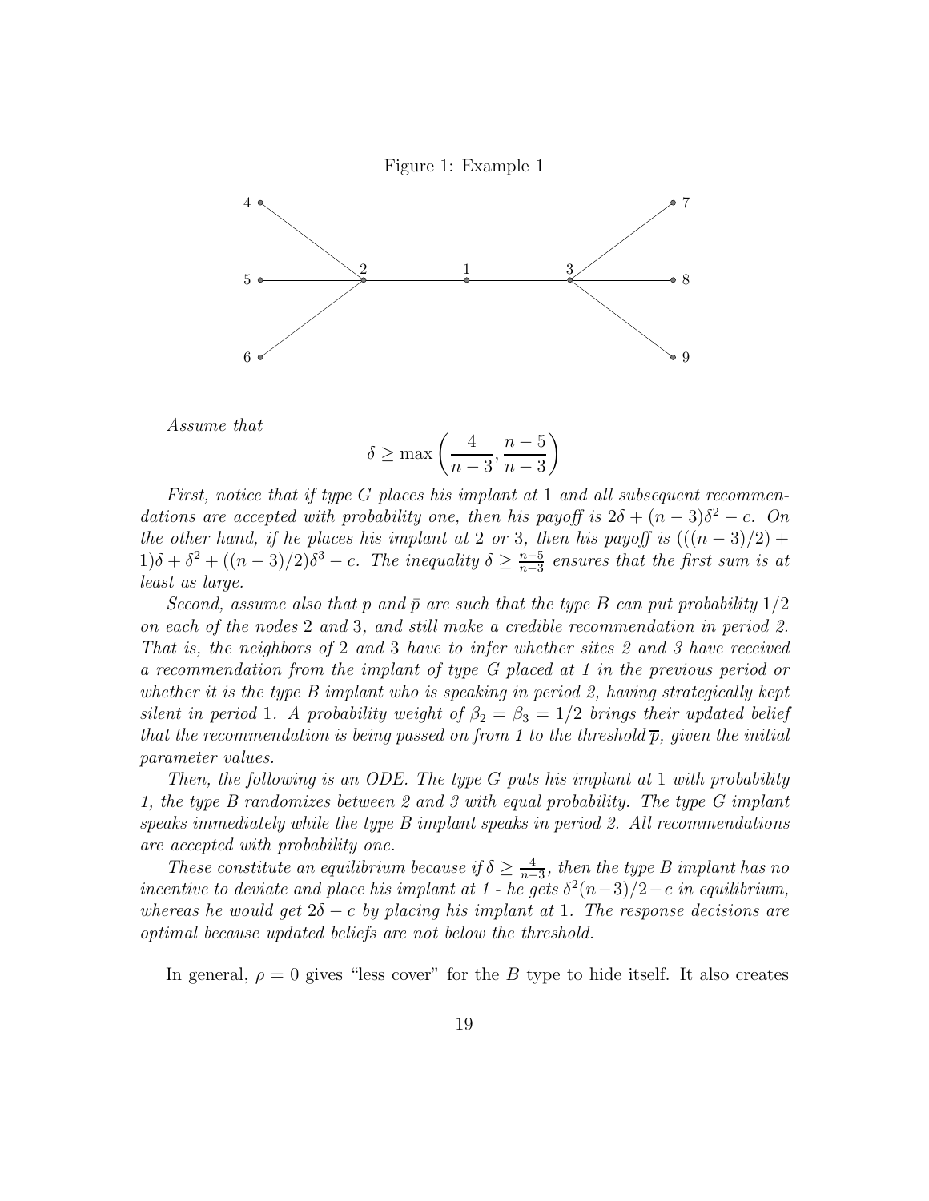Figure 1: Example 1

*Assume that*

$$\delta \geq \max\left(\frac{4}{n-3}, \frac{n-5}{n-3}\right)$$

*First, notice that if type G places his implant at* 1 *and all subsequent recommendations are accepted with probability one, then his payoff is* $2\delta + (n-3)\delta^2 - c$*. On the other hand, if he places his implant at* 2 *or* 3*, then his payoff is* $(((n-3)/2) + 1)\delta + \delta^2 + ((n-3)/2)\delta^3 - c$*. The inequality* $\delta \geq \frac{n-5}{n-3}$ *ensures that the first sum is at least as large.*

*Second, assume also that* $p$ *and* $\bar{p}$ *are such that the type B can put probability* $1/2$ *on each of the nodes* 2 *and* 3*, and still make a credible recommendation in period 2. That is, the neighbors of* 2 *and* 3 *have to infer whether sites 2 and 3 have received a recommendation from the implant of type G placed at 1 in the previous period or whether it is the type B implant who is speaking in period 2, having strategically kept silent in period* 1*. A probability weight of* $\beta_2 = \beta_3 = 1/2$ *brings their updated belief that the recommendation is being passed on from 1 to the threshold* $\overline{p}$*, given the initial parameter values.*

*Then, the following is an ODE. The type G puts his implant at* 1 *with probability 1, the type B randomizes between 2 and 3 with equal probability. The type G implant speaks immediately while the type B implant speaks in period 2. All recommendations are accepted with probability one.*

*These constitute an equilibrium because if* $\delta \geq \frac{4}{n-3}$*, then the type B implant has no incentive to deviate and place his implant at 1 - he gets* $\delta^2(n-3)/2 - c$ *in equilibrium, whereas he would get* $2\delta - c$ *by placing his implant at* 1*. The response decisions are optimal because updated beliefs are not below the threshold.*

In general, $\rho = 0$ gives "less cover" for the $B$ type to hide itself. It also creates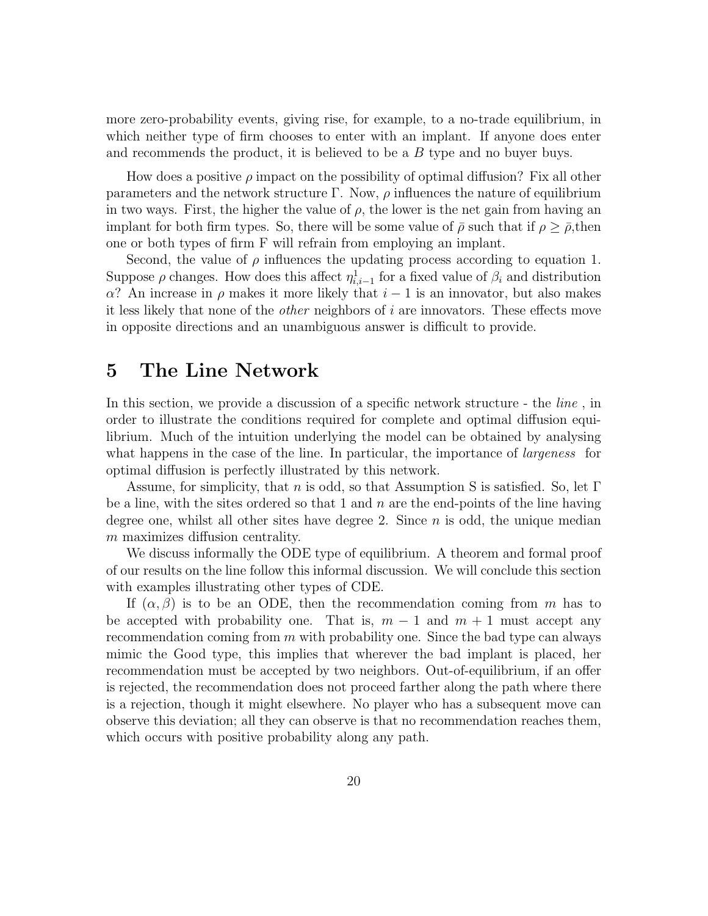more zero-probability events, giving rise, for example, to a no-trade equilibrium, in which neither type of firm chooses to enter with an implant. If anyone does enter and recommends the product, it is believed to be a $B$ type and no buyer buys.

How does a positive $\rho$ impact on the possibility of optimal diffusion? Fix all other parameters and the network structure $\Gamma$. Now, $\rho$ influences the nature of equilibrium in two ways. First, the higher the value of $\rho$, the lower is the net gain from having an implant for both firm types. So, there will be some value of $\bar{\rho}$ such that if $\rho \geq \bar{\rho}$,then one or both types of firm F will refrain from employing an implant.

Second, the value of $\rho$ influences the updating process according to equation 1. Suppose $\rho$ changes. How does this affect $\eta^1_{i,i-1}$ for a fixed value of $\beta_i$ and distribution $\alpha$? An increase in $\rho$ makes it more likely that $i-1$ is an innovator, but also makes it less likely that none of the *other* neighbors of $i$ are innovators. These effects move in opposite directions and an unambiguous answer is difficult to provide.

# 5 The Line Network

In this section, we provide a discussion of a specific network structure - the *line* , in order to illustrate the conditions required for complete and optimal diffusion equilibrium. Much of the intuition underlying the model can be obtained by analysing what happens in the case of the line. In particular, the importance of *largeness* for optimal diffusion is perfectly illustrated by this network.

Assume, for simplicity, that $n$ is odd, so that Assumption S is satisfied. So, let $\Gamma$ be a line, with the sites ordered so that 1 and $n$ are the end-points of the line having degree one, whilst all other sites have degree 2. Since $n$ is odd, the unique median $m$ maximizes diffusion centrality.

We discuss informally the ODE type of equilibrium. A theorem and formal proof of our results on the line follow this informal discussion. We will conclude this section with examples illustrating other types of CDE.

If $(\alpha, \beta)$ is to be an ODE, then the recommendation coming from $m$ has to be accepted with probability one. That is, $m-1$ and $m+1$ must accept any recommendation coming from $m$ with probability one. Since the bad type can always mimic the Good type, this implies that wherever the bad implant is placed, her recommendation must be accepted by two neighbors. Out-of-equilibrium, if an offer is rejected, the recommendation does not proceed farther along the path where there is a rejection, though it might elsewhere. No player who has a subsequent move can observe this deviation; all they can observe is that no recommendation reaches them, which occurs with positive probability along any path.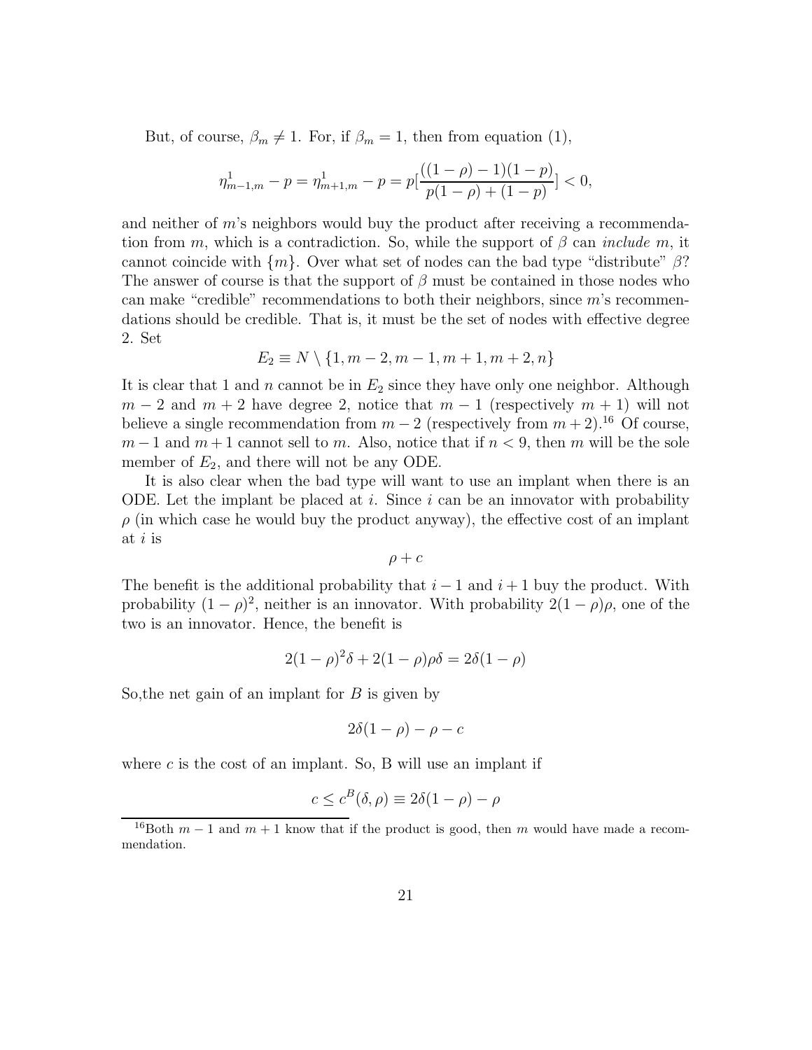But, of course, $\beta_m \neq 1$. For, if $\beta_m = 1$, then from equation (1),

$$\eta^1_{m-1,m} - p = \eta^1_{m+1,m} - p = p\left[\frac{((1-\rho)-1)(1-p)}{p(1-\rho)+(1-p)}\right] < 0,$$

and neither of $m$'s neighbors would buy the product after receiving a recommendation from $m$, which is a contradiction. So, while the support of $\beta$ can *include* $m$, it cannot coincide with $\{m\}$. Over what set of nodes can the bad type "distribute" $\beta$? The answer of course is that the support of $\beta$ must be contained in those nodes who can make "credible" recommendations to both their neighbors, since $m$'s recommendations should be credible. That is, it must be the set of nodes with effective degree 2. Set

$$E_2 \equiv N \setminus \{1, m-2, m-1, m+1, m+2, n\}$$

It is clear that 1 and $n$ cannot be in $E_2$ since they have only one neighbor. Although $m-2$ and $m+2$ have degree 2, notice that $m-1$ (respectively $m+1$) will not believe a single recommendation from $m-2$ (respectively from $m+2$).[16] Of course, $m-1$ and $m+1$ cannot sell to $m$. Also, notice that if $n < 9$, then $m$ will be the sole member of $E_2$, and there will not be any ODE.

It is also clear when the bad type will want to use an implant when there is an ODE. Let the implant be placed at $i$. Since $i$ can be an innovator with probability $\rho$ (in which case he would buy the product anyway), the effective cost of an implant at $i$ is

$$\rho + c$$

The benefit is the additional probability that $i-1$ and $i+1$ buy the product. With probability $(1-\rho)^2$, neither is an innovator. With probability $2(1-\rho)\rho$, one of the two is an innovator. Hence, the benefit is

$$2(1-\rho)^2\delta + 2(1-\rho)\rho\delta = 2\delta(1-\rho)$$

So,the net gain of an implant for $B$ is given by

$$2\delta(1-\rho) - \rho - c$$

where $c$ is the cost of an implant. So, B will use an implant if

$$c \leq c^B(\delta, \rho) \equiv 2\delta(1-\rho) - \rho$$

[16] Both $m-1$ and $m+1$ know that if the product is good, then $m$ would have made a recommendation.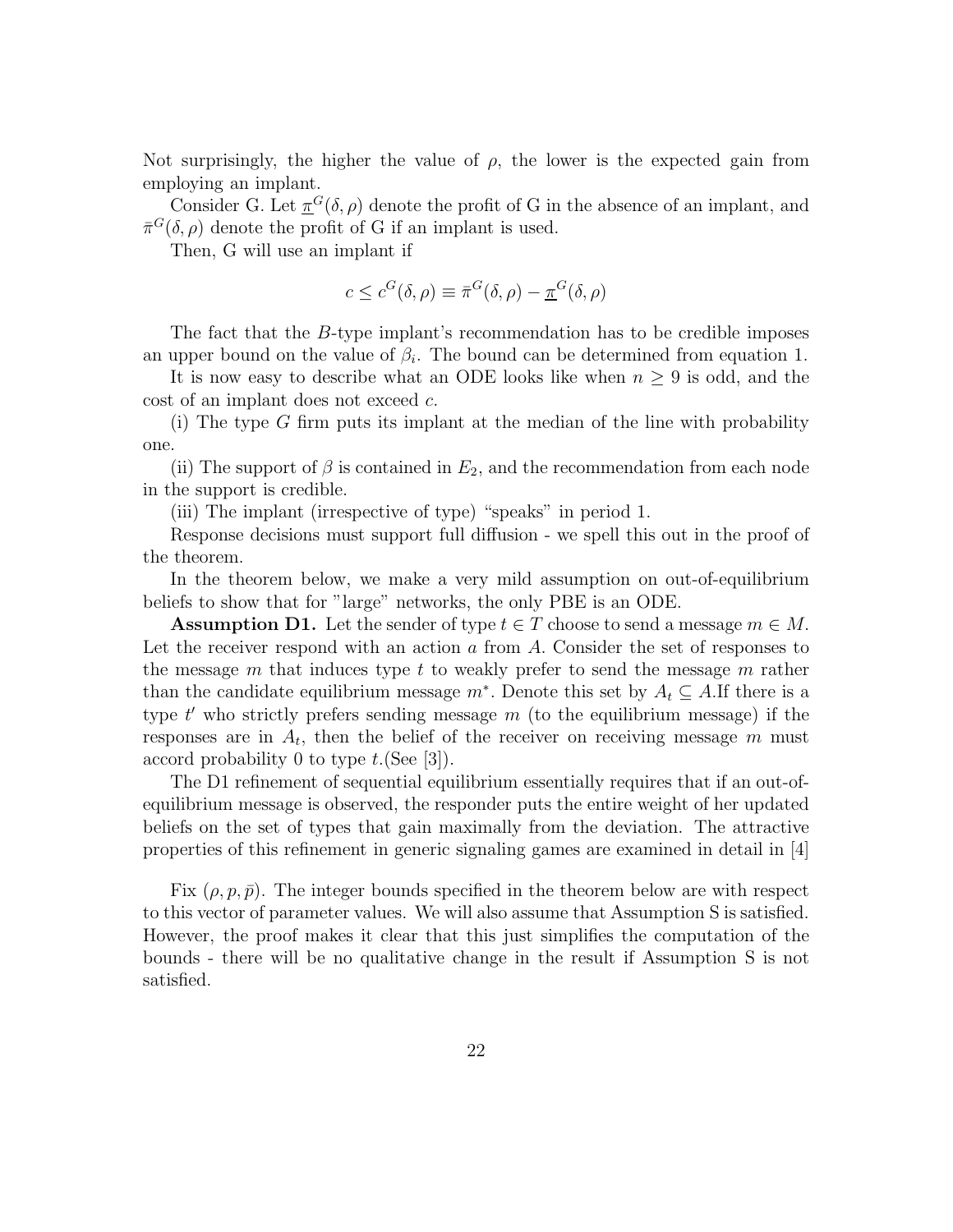Not surprisingly, the higher the value of $\rho$, the lower is the expected gain from employing an implant.

Consider G. Let $\underline{\pi}^G(\delta, \rho)$ denote the profit of G in the absence of an implant, and $\bar{\pi}^G(\delta, \rho)$ denote the profit of G if an implant is used.

Then, G will use an implant if

$$c \leq c^G(\delta, \rho) \equiv \bar{\pi}^G(\delta, \rho) - \underline{\pi}^G(\delta, \rho)$$

The fact that the $B$-type implant's recommendation has to be credible imposes an upper bound on the value of $\beta_i$. The bound can be determined from equation 1.

It is now easy to describe what an ODE looks like when $n \geq 9$ is odd, and the cost of an implant does not exceed $c$.

(i) The type $G$ firm puts its implant at the median of the line with probability one.

(ii) The support of $\beta$ is contained in $E_2$, and the recommendation from each node in the support is credible.

(iii) The implant (irrespective of type) "speaks" in period 1.

Response decisions must support full diffusion - we spell this out in the proof of the theorem.

In the theorem below, we make a very mild assumption on out-of-equilibrium beliefs to show that for "large" networks, the only PBE is an ODE.

**Assumption D1.** Let the sender of type $t \in T$ choose to send a message $m \in M$. Let the receiver respond with an action $a$ from $A$. Consider the set of responses to the message $m$ that induces type $t$ to weakly prefer to send the message $m$ rather than the candidate equilibrium message $m^*$. Denote this set by $A_t \subseteq A$.If there is a type $t'$ who strictly prefers sending message $m$ (to the equilibrium message) if the responses are in $A_t$, then the belief of the receiver on receiving message $m$ must accord probability 0 to type $t$.(See [3]).

The D1 refinement of sequential equilibrium essentially requires that if an out-of-equilibrium message is observed, the responder puts the entire weight of her updated beliefs on the set of types that gain maximally from the deviation. The attractive properties of this refinement in generic signaling games are examined in detail in [4]

Fix $(\rho, p, \bar{p})$. The integer bounds specified in the theorem below are with respect to this vector of parameter values. We will also assume that Assumption S is satisfied. However, the proof makes it clear that this just simplifies the computation of the bounds - there will be no qualitative change in the result if Assumption S is not satisfied.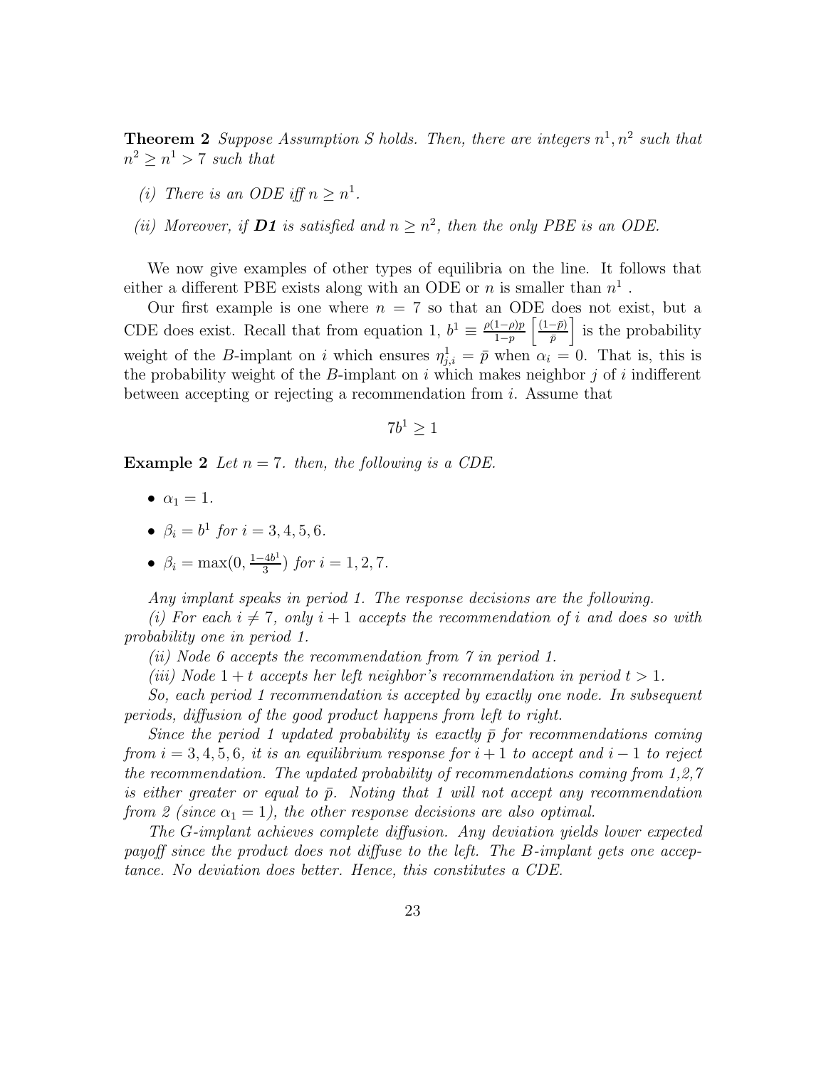**Theorem 2** *Suppose Assumption S holds. Then, there are integers $n^1, n^2$ such that $n^2 \geq n^1 > 7$ such that*

*(i) There is an ODE iff $n \geq n^1$.*

*(ii) Moreover, if **D1** is satisfied and $n \geq n^2$, then the only PBE is an ODE.*

We now give examples of other types of equilibria on the line. It follows that either a different PBE exists along with an ODE or $n$ is smaller than $n^1$ .

Our first example is one where $n = 7$ so that an ODE does not exist, but a CDE does exist. Recall that from equation 1, $b^1 \equiv \frac{\rho(1-\rho)p}{1-p}\left[\frac{(1-\bar{p})}{\bar{p}}\right]$ is the probability weight of the $B$-implant on $i$ which ensures $\eta^1_{j,i} = \bar{p}$ when $\alpha_i = 0$. That is, this is the probability weight of the $B$-implant on $i$ which makes neighbor $j$ of $i$ indifferent between accepting or rejecting a recommendation from $i$. Assume that

$$7b^1 \geq 1$$

**Example 2** *Let $n = 7$. then, the following is a CDE.*

- $\alpha_1 = 1$.
- $\beta_i = b^1$ *for* $i = 3, 4, 5, 6$.
- $\beta_i = \max(0, \frac{1-4b^1}{3})$ *for* $i = 1, 2, 7$.

*Any implant speaks in period 1. The response decisions are the following.*

*(i) For each $i \neq 7$, only $i + 1$ accepts the recommendation of $i$ and does so with probability one in period 1.*

*(ii) Node 6 accepts the recommendation from 7 in period 1.*

*(iii) Node $1 + t$ accepts her left neighbor's recommendation in period $t > 1$.*

*So, each period 1 recommendation is accepted by exactly one node. In subsequent periods, diffusion of the good product happens from left to right.*

*Since the period 1 updated probability is exactly $\bar{p}$ for recommendations coming from $i = 3, 4, 5, 6$, it is an equilibrium response for $i + 1$ to accept and $i - 1$ to reject the recommendation. The updated probability of recommendations coming from 1,2,7 is either greater or equal to $\bar{p}$. Noting that 1 will not accept any recommendation from 2 (since $\alpha_1 = 1$), the other response decisions are also optimal.*

*The $G$-implant achieves complete diffusion. Any deviation yields lower expected payoff since the product does not diffuse to the left. The $B$-implant gets one acceptance. No deviation does better. Hence, this constitutes a CDE.*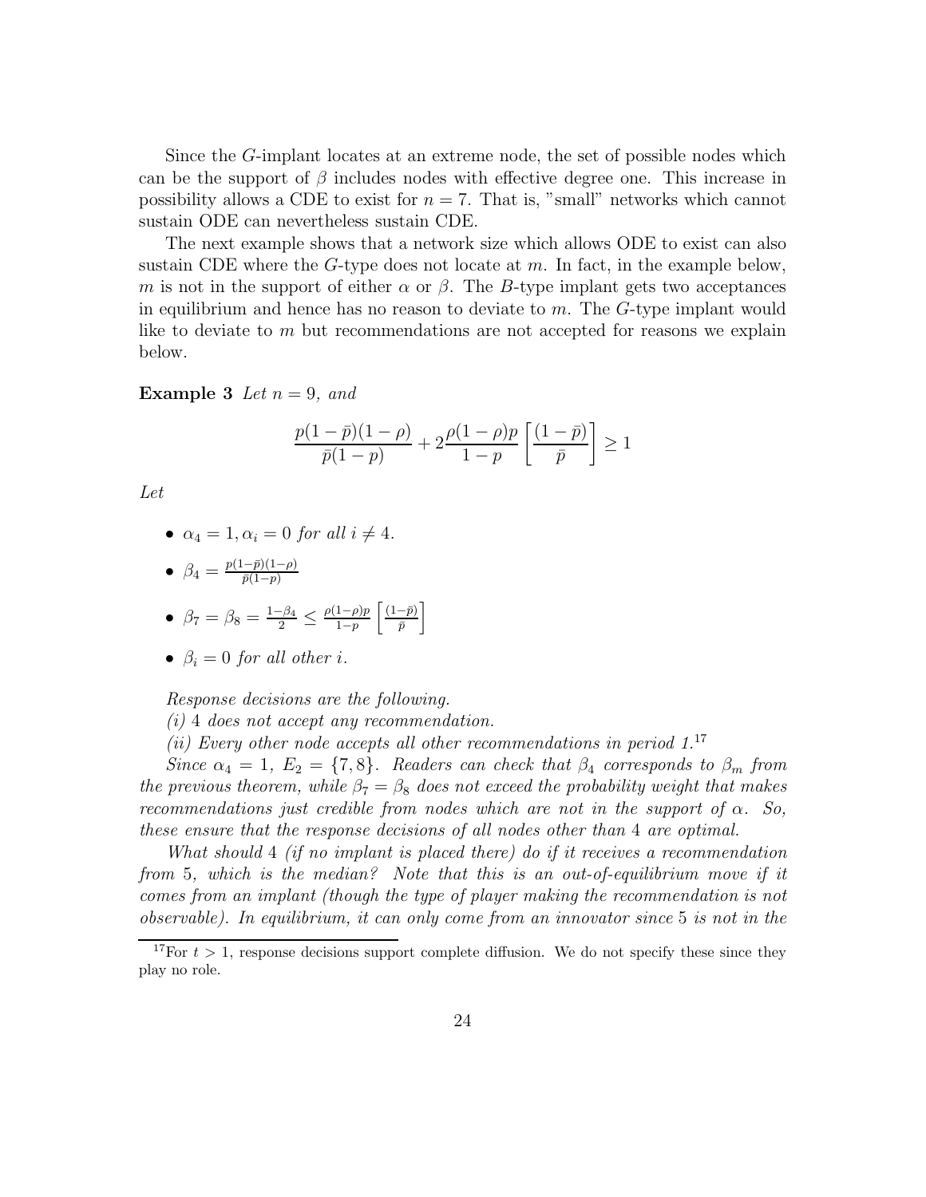Since the $G$-implant locates at an extreme node, the set of possible nodes which can be the support of $\beta$ includes nodes with effective degree one. This increase in possibility allows a CDE to exist for $n = 7$. That is, "small" networks which cannot sustain ODE can nevertheless sustain CDE.

The next example shows that a network size which allows ODE to exist can also sustain CDE where the $G$-type does not locate at $m$. In fact, in the example below, $m$ is not in the support of either $\alpha$ or $\beta$. The $B$-type implant gets two acceptances in equilibrium and hence has no reason to deviate to $m$. The $G$-type implant would like to deviate to $m$ but recommendations are not accepted for reasons we explain below.

**Example 3** *Let $n = 9$, and*

$$\frac{p(1-\bar{p})(1-\rho)}{\bar{p}(1-p)} + 2\frac{\rho(1-\rho)p}{1-p}\left[\frac{(1-\bar{p})}{\bar{p}}\right] \geq 1$$

*Let*

- $\alpha_4 = 1, \alpha_i = 0$ *for all* $i \neq 4$.
- $\beta_4 = \frac{p(1-\bar{p})(1-\rho)}{\bar{p}(1-p)}$
- $\beta_7 = \beta_8 = \frac{1-\beta_4}{2} \leq \frac{\rho(1-\rho)p}{1-p}\left[\frac{(1-\bar{p})}{\bar{p}}\right]$
- $\beta_i = 0$ *for all other* $i$.

*Response decisions are the following.*

*(i) 4 does not accept any recommendation.*

*(ii) Every other node accepts all other recommendations in period 1.*[17]

*Since $\alpha_4 = 1$, $E_2 = \{7, 8\}$. Readers can check that $\beta_4$ corresponds to $\beta_m$ from the previous theorem, while $\beta_7 = \beta_8$ does not exceed the probability weight that makes recommendations just credible from nodes which are not in the support of $\alpha$. So, these ensure that the response decisions of all nodes other than 4 are optimal.*

*What should 4 (if no implant is placed there) do if it receives a recommendation from 5, which is the median? Note that this is an out-of-equilibrium move if it comes from an implant (though the type of player making the recommendation is not observable). In equilibrium, it can only come from an innovator since 5 is not in the*

[17] For $t > 1$, response decisions support complete diffusion. We do not specify these since they play no role.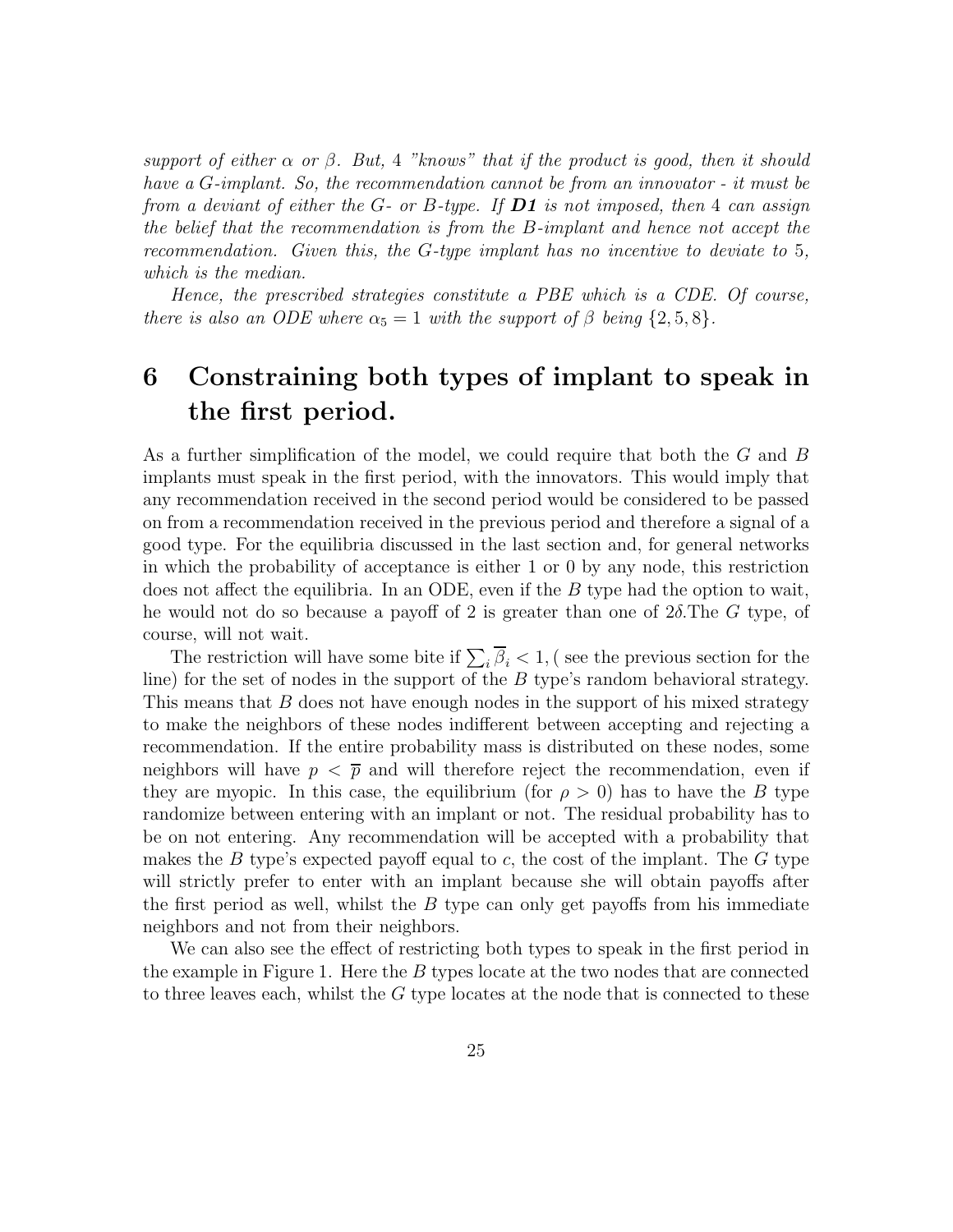*support of either $\alpha$ or $\beta$. But, 4 "knows" that if the product is good, then it should have a $G$-implant. So, the recommendation cannot be from an innovator - it must be from a deviant of either the $G$- or $B$-type. If **D1** is not imposed, then 4 can assign the belief that the recommendation is from the $B$-implant and hence not accept the recommendation. Given this, the $G$-type implant has no incentive to deviate to 5, which is the median.*

*Hence, the prescribed strategies constitute a PBE which is a CDE. Of course, there is also an ODE where $\alpha_5 = 1$ with the support of $\beta$ being $\{2, 5, 8\}$.*

# 6 Constraining both types of implant to speak in the first period.

As a further simplification of the model, we could require that both the $G$ and $B$ implants must speak in the first period, with the innovators. This would imply that any recommendation received in the second period would be considered to be passed on from a recommendation received in the previous period and therefore a signal of a good type. For the equilibria discussed in the last section and, for general networks in which the probability of acceptance is either 1 or 0 by any node, this restriction does not affect the equilibria. In an ODE, even if the $B$ type had the option to wait, he would not do so because a payoff of 2 is greater than one of $2\delta$.The $G$ type, of course, will not wait.

The restriction will have some bite if $\sum_i \overline{\beta}_i < 1$, ( see the previous section for the line) for the set of nodes in the support of the $B$ type's random behavioral strategy. This means that $B$ does not have enough nodes in the support of his mixed strategy to make the neighbors of these nodes indifferent between accepting and rejecting a recommendation. If the entire probability mass is distributed on these nodes, some neighbors will have $p < \overline{p}$ and will therefore reject the recommendation, even if they are myopic. In this case, the equilibrium (for $\rho > 0$) has to have the $B$ type randomize between entering with an implant or not. The residual probability has to be on not entering. Any recommendation will be accepted with a probability that makes the $B$ type's expected payoff equal to $c$, the cost of the implant. The $G$ type will strictly prefer to enter with an implant because she will obtain payoffs after the first period as well, whilst the $B$ type can only get payoffs from his immediate neighbors and not from their neighbors.

We can also see the effect of restricting both types to speak in the first period in the example in Figure 1. Here the $B$ types locate at the two nodes that are connected to three leaves each, whilst the $G$ type locates at the node that is connected to these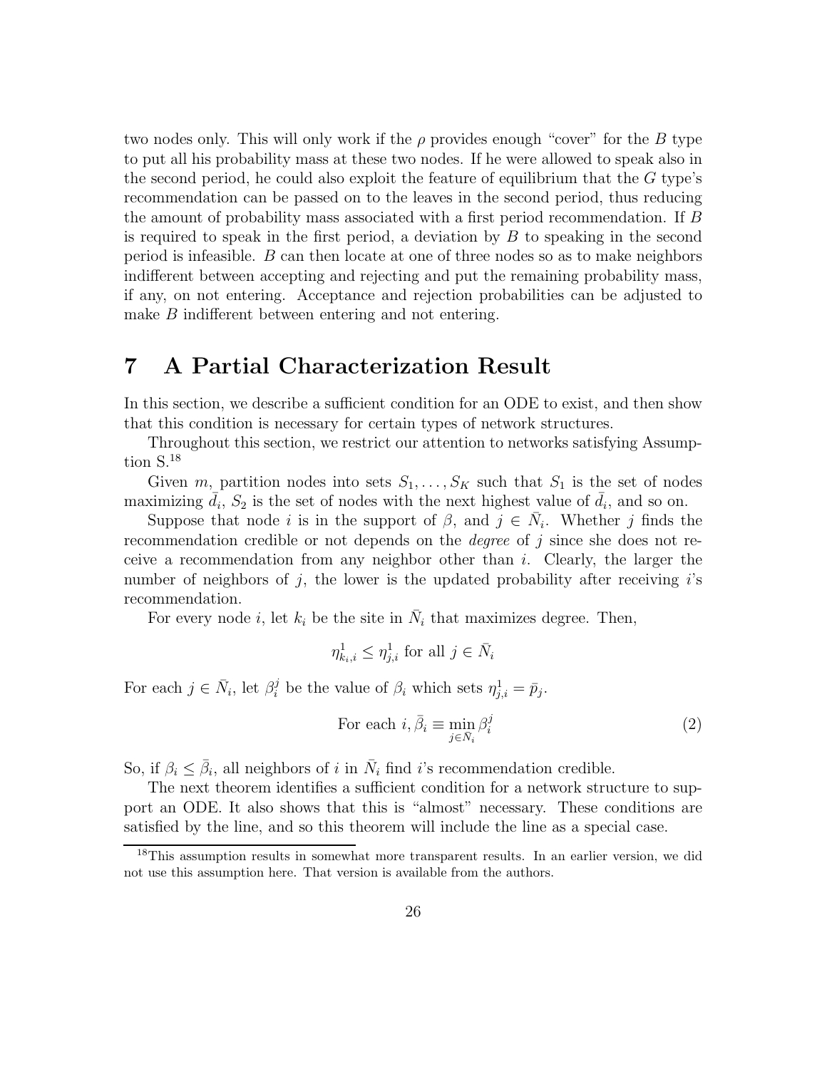two nodes only. This will only work if the $\rho$ provides enough "cover" for the $B$ type to put all his probability mass at these two nodes. If he were allowed to speak also in the second period, he could also exploit the feature of equilibrium that the $G$ type's recommendation can be passed on to the leaves in the second period, thus reducing the amount of probability mass associated with a first period recommendation. If $B$ is required to speak in the first period, a deviation by $B$ to speaking in the second period is infeasible. $B$ can then locate at one of three nodes so as to make neighbors indifferent between accepting and rejecting and put the remaining probability mass, if any, on not entering. Acceptance and rejection probabilities can be adjusted to make $B$ indifferent between entering and not entering.

# 7 A Partial Characterization Result

In this section, we describe a sufficient condition for an ODE to exist, and then show that this condition is necessary for certain types of network structures.

Throughout this section, we restrict our attention to networks satisfying Assumption S.[18]

Given $m$, partition nodes into sets $S_1, \ldots, S_K$ such that $S_1$ is the set of nodes maximizing $\bar{d}_i$, $S_2$ is the set of nodes with the next highest value of $\bar{d}_i$, and so on.

Suppose that node $i$ is in the support of $\beta$, and $j \in \bar{N}_i$. Whether $j$ finds the recommendation credible or not depends on the *degree* of $j$ since she does not receive a recommendation from any neighbor other than $i$. Clearly, the larger the number of neighbors of $j$, the lower is the updated probability after receiving $i$'s recommendation.

For every node $i$, let $k_i$ be the site in $\bar{N}_i$ that maximizes degree. Then,

$$\eta^1_{k_i,i} \leq \eta^1_{j,i} \text{ for all } j \in \bar{N}_i$$

For each $j \in \bar{N}_i$, let $\beta^j_i$ be the value of $\beta_i$ which sets $\eta^1_{j,i} = \bar{p}_j$.

$$\text{For each } i, \bar{\beta}_i \equiv \min_{j \in \bar{N}_i} \beta^j_i \tag{2}$$

So, if $\beta_i \leq \bar{\beta}_i$, all neighbors of $i$ in $\bar{N}_i$ find $i$'s recommendation credible.

The next theorem identifies a sufficient condition for a network structure to support an ODE. It also shows that this is "almost" necessary. These conditions are satisfied by the line, and so this theorem will include the line as a special case.

[18] This assumption results in somewhat more transparent results. In an earlier version, we did not use this assumption here. That version is available from the authors.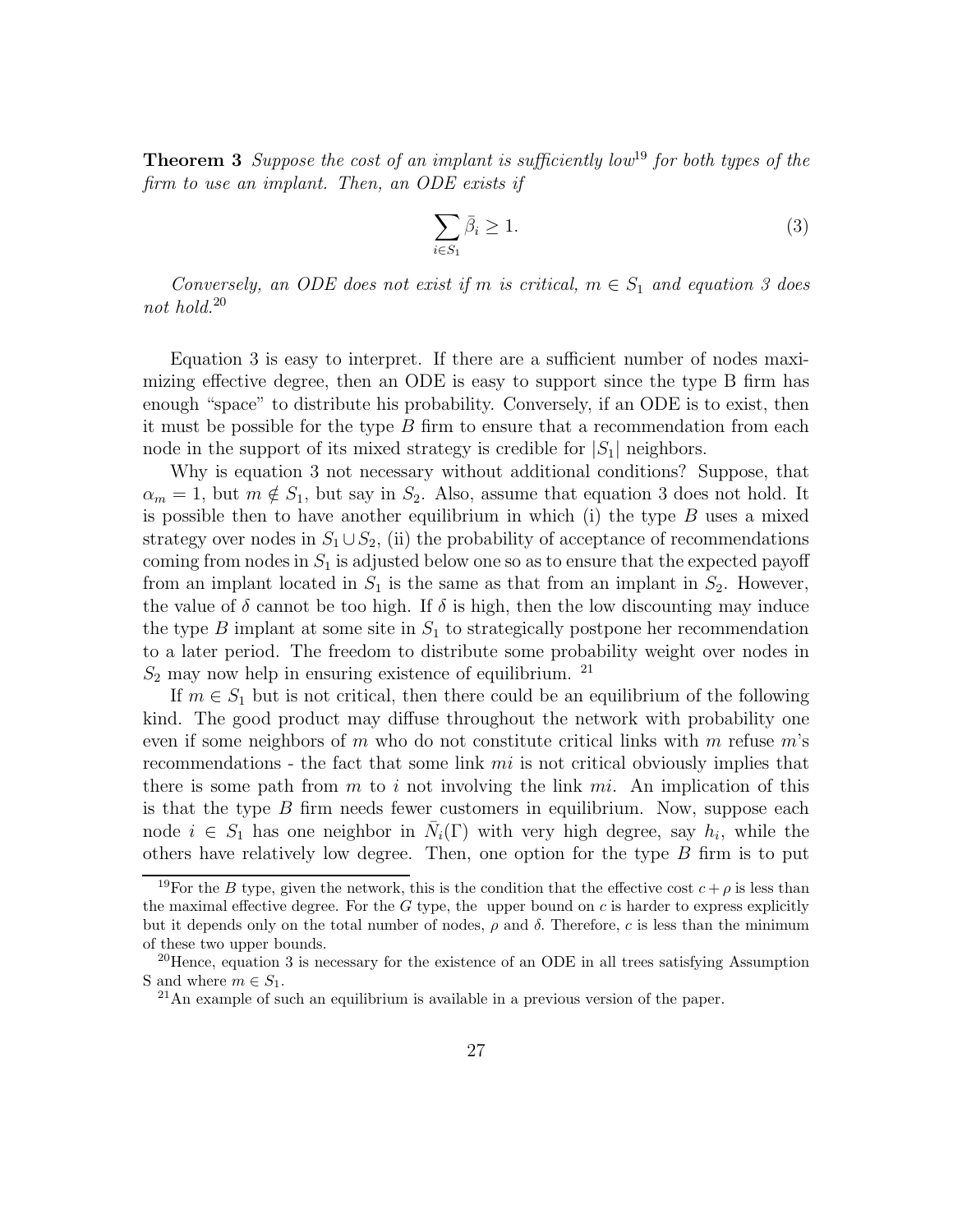**Theorem 3** *Suppose the cost of an implant is sufficiently low*[19] *for both types of the firm to use an implant. Then, an ODE exists if*

$$\sum_{i \in S_1} \bar{\beta}_i \geq 1. \tag{3}$$

*Conversely, an ODE does not exist if $m$ is critical, $m \in S_1$ and equation 3 does not hold.*[20]

Equation 3 is easy to interpret. If there are a sufficient number of nodes maximizing effective degree, then an ODE is easy to support since the type B firm has enough "space" to distribute his probability. Conversely, if an ODE is to exist, then it must be possible for the type $B$ firm to ensure that a recommendation from each node in the support of its mixed strategy is credible for $|S_1|$ neighbors.

Why is equation 3 not necessary without additional conditions? Suppose, that $\alpha_m = 1$, but $m \notin S_1$, but say in $S_2$. Also, assume that equation 3 does not hold. It is possible then to have another equilibrium in which (i) the type $B$ uses a mixed strategy over nodes in $S_1 \cup S_2$, (ii) the probability of acceptance of recommendations coming from nodes in $S_1$ is adjusted below one so as to ensure that the expected payoff from an implant located in $S_1$ is the same as that from an implant in $S_2$. However, the value of $\delta$ cannot be too high. If $\delta$ is high, then the low discounting may induce the type $B$ implant at some site in $S_1$ to strategically postpone her recommendation to a later period. The freedom to distribute some probability weight over nodes in $S_2$ may now help in ensuring existence of equilibrium. [21]

If $m \in S_1$ but is not critical, then there could be an equilibrium of the following kind. The good product may diffuse throughout the network with probability one even if some neighbors of $m$ who do not constitute critical links with $m$ refuse $m$'s recommendations - the fact that some link $mi$ is not critical obviously implies that there is some path from $m$ to $i$ not involving the link $mi$. An implication of this is that the type $B$ firm needs fewer customers in equilibrium. Now, suppose each node $i \in S_1$ has one neighbor in $\bar{N}_i(\Gamma)$ with very high degree, say $h_i$, while the others have relatively low degree. Then, one option for the type $B$ firm is to put

[19] For the $B$ type, given the network, this is the condition that the effective cost $c + \rho$ is less than the maximal effective degree. For the $G$ type, the upper bound on $c$ is harder to express explicitly but it depends only on the total number of nodes, $\rho$ and $\delta$. Therefore, $c$ is less than the minimum of these two upper bounds.

[20] Hence, equation 3 is necessary for the existence of an ODE in all trees satisfying Assumption S and where $m \in S_1$.

[21] An example of such an equilibrium is available in a previous version of the paper.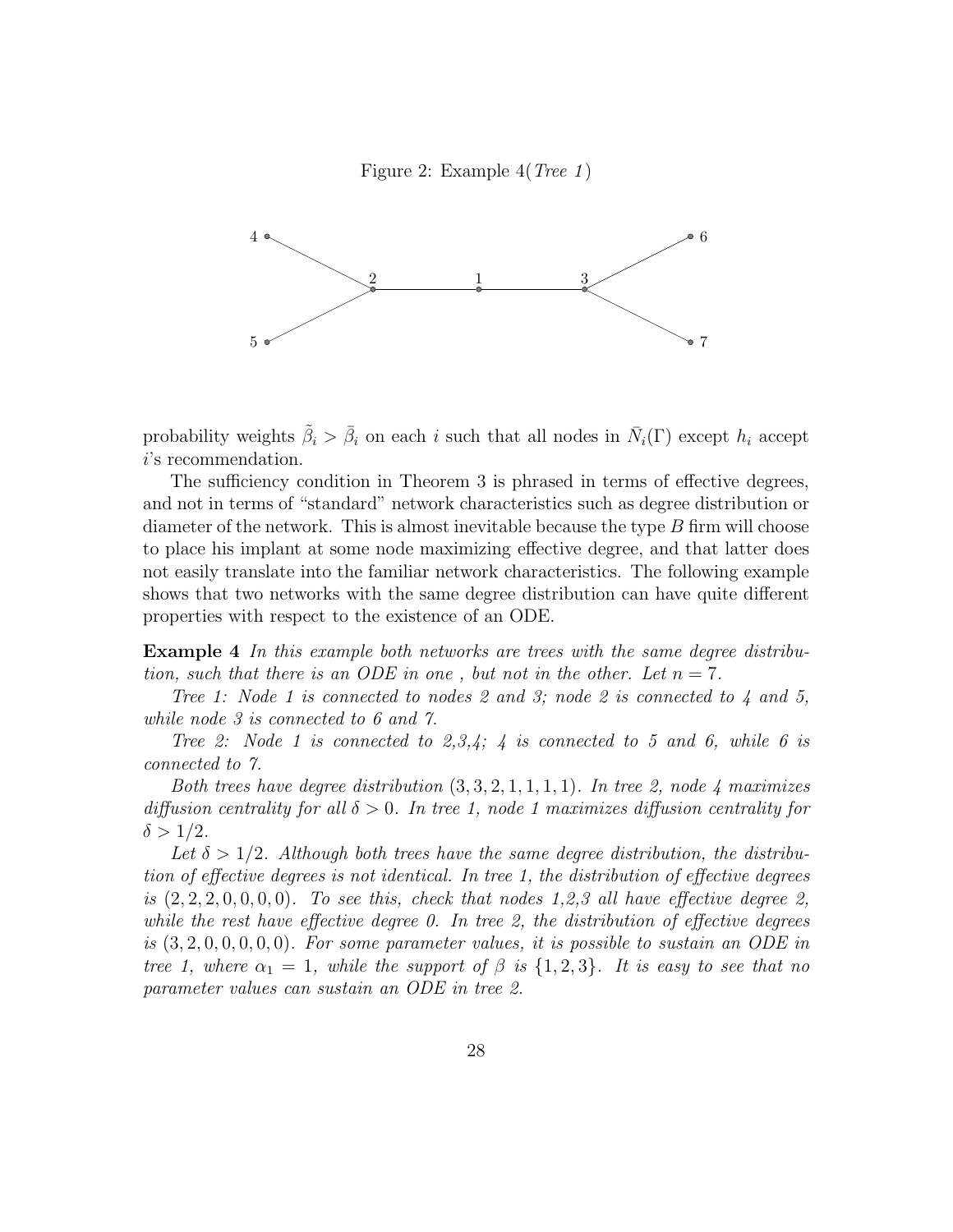Figure 2: Example 4(*Tree 1*)

probability weights $\tilde{\beta}_i > \bar{\beta}_i$ on each $i$ such that all nodes in $\bar{N}_i(\Gamma)$ except $h_i$ accept $i$'s recommendation.

The sufficiency condition in Theorem 3 is phrased in terms of effective degrees, and not in terms of "standard" network characteristics such as degree distribution or diameter of the network. This is almost inevitable because the type $B$ firm will choose to place his implant at some node maximizing effective degree, and that latter does not easily translate into the familiar network characteristics. The following example shows that two networks with the same degree distribution can have quite different properties with respect to the existence of an ODE.

**Example 4** *In this example both networks are trees with the same degree distribution, such that there is an ODE in one , but not in the other. Let $n = 7$.*

*Tree 1: Node 1 is connected to nodes 2 and 3; node 2 is connected to 4 and 5, while node 3 is connected to 6 and 7.*

*Tree 2: Node 1 is connected to 2,3,4; 4 is connected to 5 and 6, while 6 is connected to 7.*

*Both trees have degree distribution $(3, 3, 2, 1, 1, 1, 1)$. In tree 2, node 4 maximizes diffusion centrality for all $\delta > 0$. In tree 1, node 1 maximizes diffusion centrality for $\delta > 1/2$.*

*Let $\delta > 1/2$. Although both trees have the same degree distribution, the distribution of effective degrees is not identical. In tree 1, the distribution of effective degrees is $(2, 2, 2, 0, 0, 0, 0)$. To see this, check that nodes 1,2,3 all have effective degree 2, while the rest have effective degree 0. In tree 2, the distribution of effective degrees is $(3, 2, 0, 0, 0, 0, 0)$. For some parameter values, it is possible to sustain an ODE in tree 1, where $\alpha_1 = 1$, while the support of $\beta$ is $\{1, 2, 3\}$. It is easy to see that no parameter values can sustain an ODE in tree 2.*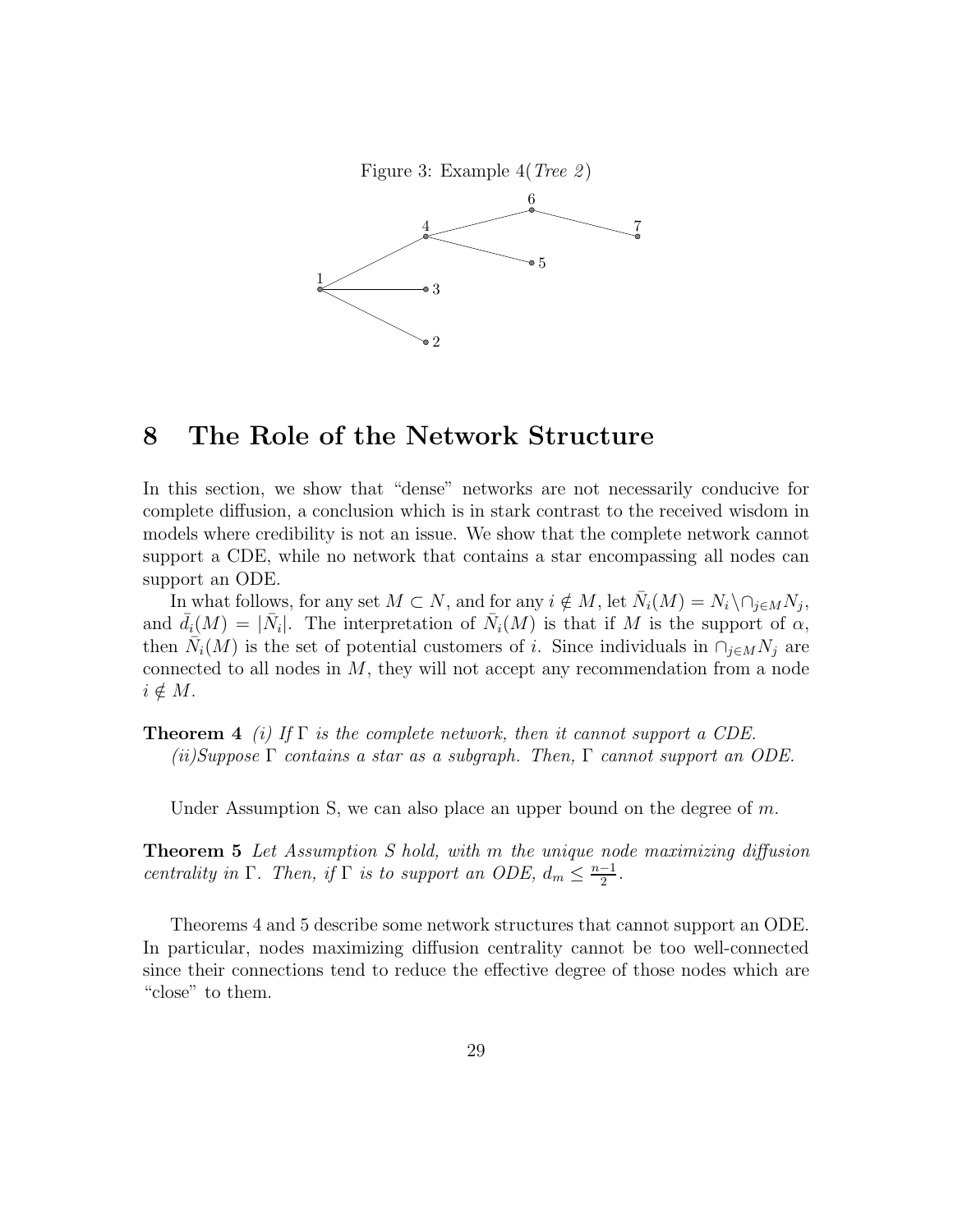Figure 3: Example 4(*Tree 2*)

## 8 The Role of the Network Structure

In this section, we show that "dense" networks are not necessarily conducive for complete diffusion, a conclusion which is in stark contrast to the received wisdom in models where credibility is not an issue. We show that the complete network cannot support a CDE, while no network that contains a star encompassing all nodes can support an ODE.

In what follows, for any set $M \subset N$, and for any $i \notin M$, let $\bar{N}_i(M) = N_i \setminus \cap_{j \in M} N_j$, and $\bar{d}_i(M) = |\bar{N}_i|$. The interpretation of $\bar{N}_i(M)$ is that if $M$ is the support of $\alpha$, then $\bar{N}_i(M)$ is the set of potential customers of $i$. Since individuals in $\cap_{j \in M} N_j$ are connected to all nodes in $M$, they will not accept any recommendation from a node $i \notin M$.

**Theorem 4** *(i) If $\Gamma$ is the complete network, then it cannot support a CDE.*
*(ii)Suppose $\Gamma$ contains a star as a subgraph. Then, $\Gamma$ cannot support an ODE.*

Under Assumption S, we can also place an upper bound on the degree of $m$.

**Theorem 5** *Let Assumption S hold, with $m$ the unique node maximizing diffusion centrality in $\Gamma$. Then, if $\Gamma$ is to support an ODE, $d_m \leq \frac{n-1}{2}$.*

Theorems 4 and 5 describe some network structures that cannot support an ODE. In particular, nodes maximizing diffusion centrality cannot be too well-connected since their connections tend to reduce the effective degree of those nodes which are "close" to them.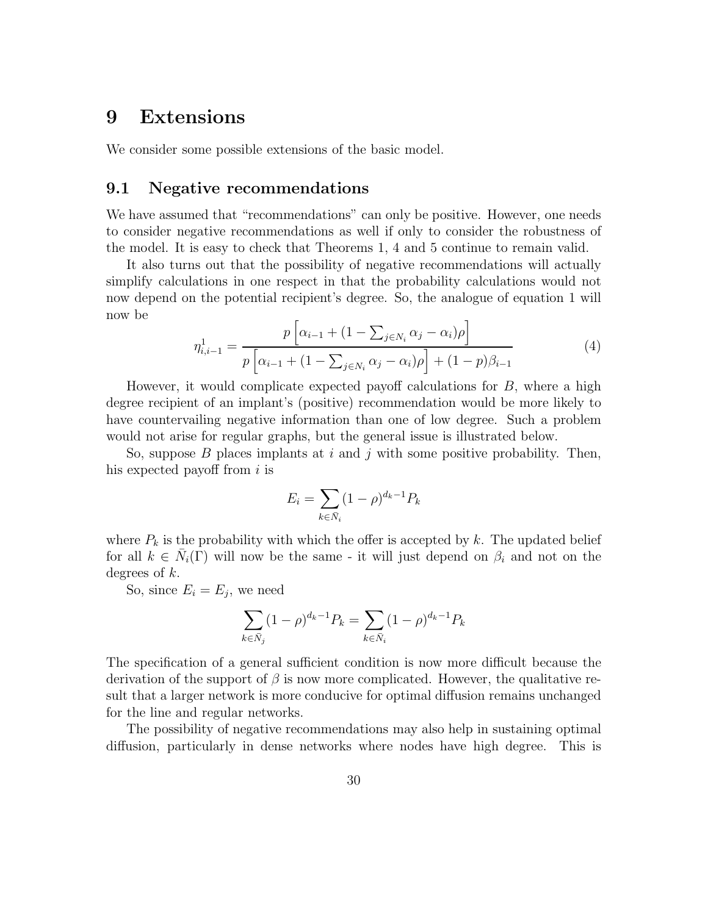# 9 Extensions

We consider some possible extensions of the basic model.

## 9.1 Negative recommendations

We have assumed that "recommendations" can only be positive. However, one needs to consider negative recommendations as well if only to consider the robustness of the model. It is easy to check that Theorems 1, 4 and 5 continue to remain valid.

It also turns out that the possibility of negative recommendations will actually simplify calculations in one respect in that the probability calculations would not now depend on the potential recipient's degree. So, the analogue of equation 1 will now be

$$\eta^1_{i,i-1} = \frac{p\left[\alpha_{i-1} + (1 - \sum_{j \in N_i} \alpha_j - \alpha_i)\rho\right]}{p\left[\alpha_{i-1} + (1 - \sum_{j \in N_i} \alpha_j - \alpha_i)\rho\right] + (1-p)\beta_{i-1}} \tag{4}$$

However, it would complicate expected payoff calculations for $B$, where a high degree recipient of an implant's (positive) recommendation would be more likely to have countervailing negative information than one of low degree. Such a problem would not arise for regular graphs, but the general issue is illustrated below.

So, suppose $B$ places implants at $i$ and $j$ with some positive probability. Then, his expected payoff from $i$ is

$$E_i = \sum_{k \in \bar{N}_i} (1-\rho)^{d_k - 1} P_k$$

where $P_k$ is the probability with which the offer is accepted by $k$. The updated belief for all $k \in \bar{N}_i(\Gamma)$ will now be the same - it will just depend on $\beta_i$ and not on the degrees of $k$.

So, since $E_i = E_j$, we need

$$\sum_{k \in \bar{N}_j} (1-\rho)^{d_k - 1} P_k = \sum_{k \in \bar{N}_i} (1-\rho)^{d_k - 1} P_k$$

The specification of a general sufficient condition is now more difficult because the derivation of the support of $\beta$ is now more complicated. However, the qualitative result that a larger network is more conducive for optimal diffusion remains unchanged for the line and regular networks.

The possibility of negative recommendations may also help in sustaining optimal diffusion, particularly in dense networks where nodes have high degree. This is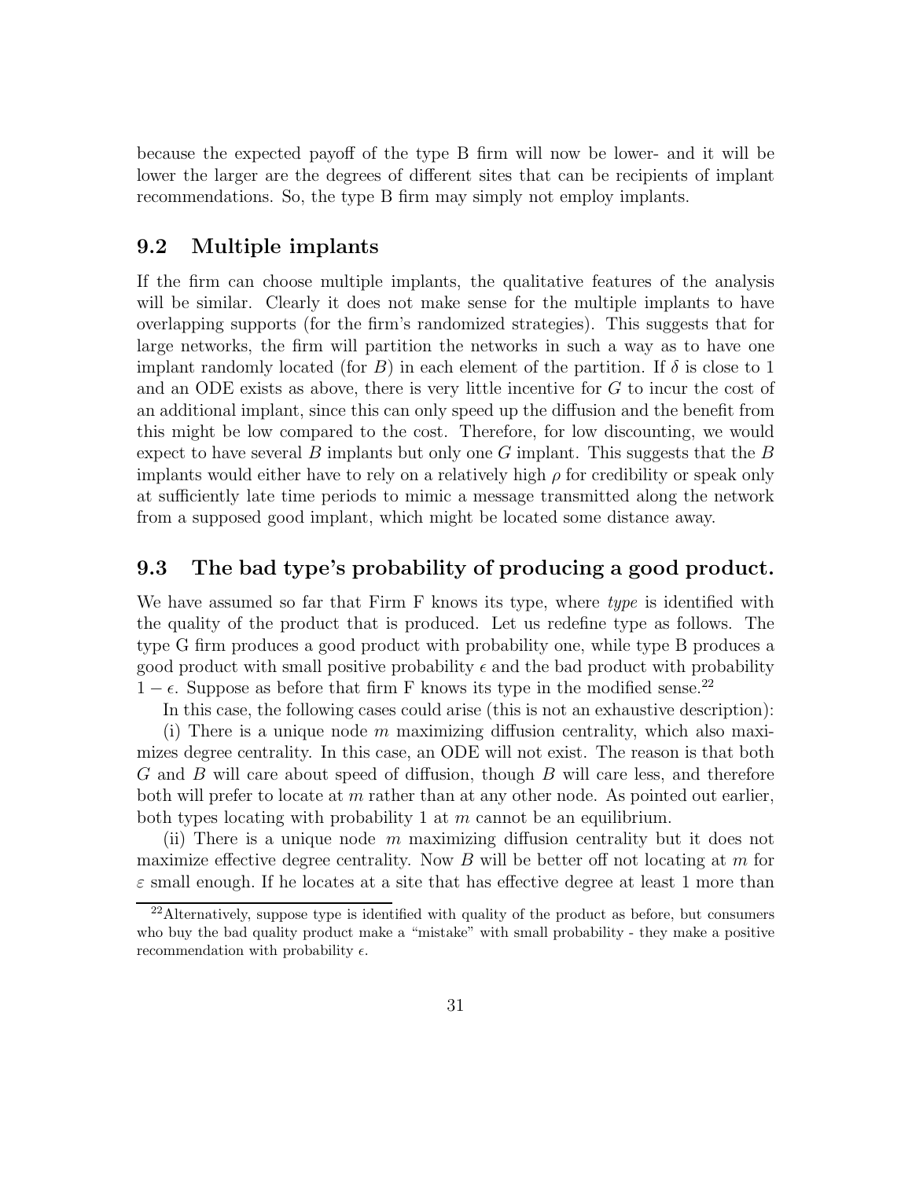because the expected payoff of the type B firm will now be lower- and it will be lower the larger are the degrees of different sites that can be recipients of implant recommendations. So, the type B firm may simply not employ implants.

## 9.2 Multiple implants

If the firm can choose multiple implants, the qualitative features of the analysis will be similar. Clearly it does not make sense for the multiple implants to have overlapping supports (for the firm's randomized strategies). This suggests that for large networks, the firm will partition the networks in such a way as to have one implant randomly located (for $B$) in each element of the partition. If $\delta$ is close to 1 and an ODE exists as above, there is very little incentive for $G$ to incur the cost of an additional implant, since this can only speed up the diffusion and the benefit from this might be low compared to the cost. Therefore, for low discounting, we would expect to have several $B$ implants but only one $G$ implant. This suggests that the $B$ implants would either have to rely on a relatively high $\rho$ for credibility or speak only at sufficiently late time periods to mimic a message transmitted along the network from a supposed good implant, which might be located some distance away.

## 9.3 The bad type's probability of producing a good product.

We have assumed so far that Firm F knows its type, where *type* is identified with the quality of the product that is produced. Let us redefine type as follows. The type G firm produces a good product with probability one, while type B produces a good product with small positive probability $\epsilon$ and the bad product with probability $1 - \epsilon$. Suppose as before that firm F knows its type in the modified sense.[22]

In this case, the following cases could arise (this is not an exhaustive description):

(i) There is a unique node $m$ maximizing diffusion centrality, which also maximizes degree centrality. In this case, an ODE will not exist. The reason is that both $G$ and $B$ will care about speed of diffusion, though $B$ will care less, and therefore both will prefer to locate at $m$ rather than at any other node. As pointed out earlier, both types locating with probability 1 at $m$ cannot be an equilibrium.

(ii) There is a unique node $m$ maximizing diffusion centrality but it does not maximize effective degree centrality. Now $B$ will be better off not locating at $m$ for $\varepsilon$ small enough. If he locates at a site that has effective degree at least 1 more than

[22]Alternatively, suppose type is identified with quality of the product as before, but consumers who buy the bad quality product make a "mistake" with small probability - they make a positive recommendation with probability $\epsilon$.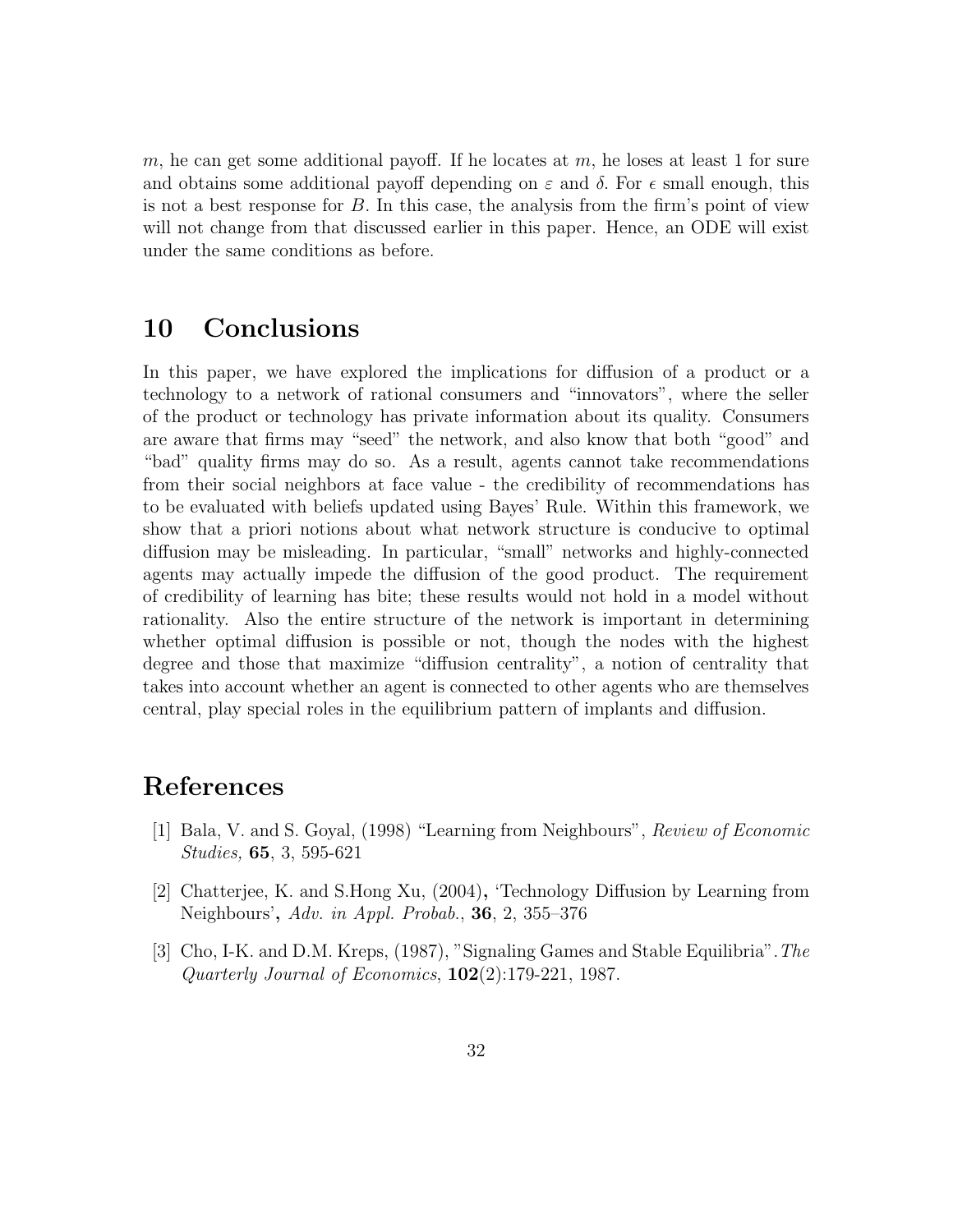$m$, he can get some additional payoff. If he locates at $m$, he loses at least 1 for sure and obtains some additional payoff depending on $\varepsilon$ and $\delta$. For $\epsilon$ small enough, this is not a best response for $B$. In this case, the analysis from the firm's point of view will not change from that discussed earlier in this paper. Hence, an ODE will exist under the same conditions as before.

## 10 Conclusions

In this paper, we have explored the implications for diffusion of a product or a technology to a network of rational consumers and "innovators", where the seller of the product or technology has private information about its quality. Consumers are aware that firms may "seed" the network, and also know that both "good" and "bad" quality firms may do so. As a result, agents cannot take recommendations from their social neighbors at face value - the credibility of recommendations has to be evaluated with beliefs updated using Bayes' Rule. Within this framework, we show that a priori notions about what network structure is conducive to optimal diffusion may be misleading. In particular, "small" networks and highly-connected agents may actually impede the diffusion of the good product. The requirement of credibility of learning has bite; these results would not hold in a model without rationality. Also the entire structure of the network is important in determining whether optimal diffusion is possible or not, though the nodes with the highest degree and those that maximize "diffusion centrality", a notion of centrality that takes into account whether an agent is connected to other agents who are themselves central, play special roles in the equilibrium pattern of implants and diffusion.

# References

[1] Bala, V. and S. Goyal, (1998) "Learning from Neighbours", *Review of Economic Studies,* **65**, 3, 595-621

[2] Chatterjee, K. and S.Hong Xu, (2004)**,** 'Technology Diffusion by Learning from Neighbours'**,** *Adv. in Appl. Probab.*, **36**, 2, 355–376

[3] Cho, I-K. and D.M. Kreps, (1987), "Signaling Games and Stable Equilibria". *The Quarterly Journal of Economics*, **102**(2):179-221, 1987.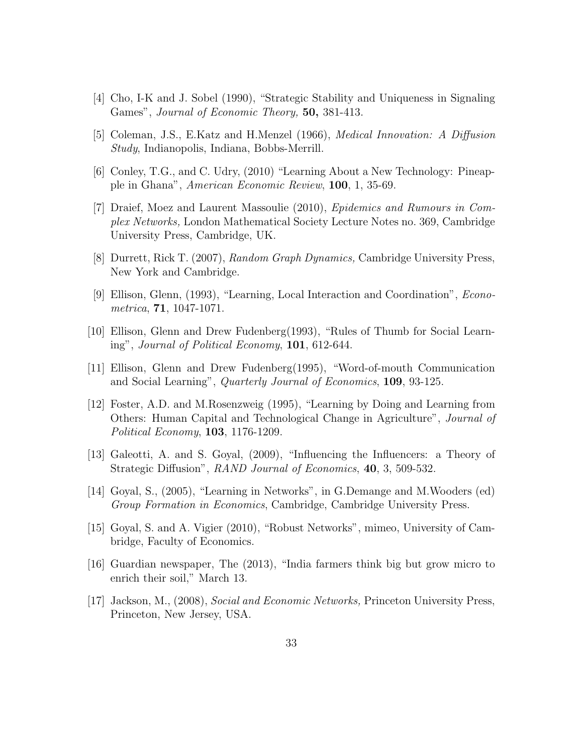[4] Cho, I-K and J. Sobel (1990), "Strategic Stability and Uniqueness in Signaling Games", *Journal of Economic Theory,* **50,** 381-413.

[5] Coleman, J.S., E.Katz and H.Menzel (1966), *Medical Innovation: A Diffusion Study*, Indianopolis, Indiana, Bobbs-Merrill.

[6] Conley, T.G., and C. Udry, (2010) "Learning About a New Technology: Pineapple in Ghana", *American Economic Review*, **100**, 1, 35-69.

[7] Draief, Moez and Laurent Massoulie (2010), *Epidemics and Rumours in Complex Networks,* London Mathematical Society Lecture Notes no. 369, Cambridge University Press, Cambridge, UK.

[8] Durrett, Rick T. (2007), *Random Graph Dynamics,* Cambridge University Press, New York and Cambridge.

[9] Ellison, Glenn, (1993), "Learning, Local Interaction and Coordination", *Econometrica*, **71**, 1047-1071.

[10] Ellison, Glenn and Drew Fudenberg(1993), "Rules of Thumb for Social Learning", *Journal of Political Economy*, **101**, 612-644.

[11] Ellison, Glenn and Drew Fudenberg(1995), "Word-of-mouth Communication and Social Learning", *Quarterly Journal of Economics*, **109**, 93-125.

[12] Foster, A.D. and M.Rosenzweig (1995), "Learning by Doing and Learning from Others: Human Capital and Technological Change in Agriculture", *Journal of Political Economy*, **103**, 1176-1209.

[13] Galeotti, A. and S. Goyal, (2009), "Influencing the Influencers: a Theory of Strategic Diffusion", *RAND Journal of Economics*, **40**, 3, 509-532.

[14] Goyal, S., (2005), "Learning in Networks", in G.Demange and M.Wooders (ed) *Group Formation in Economics*, Cambridge, Cambridge University Press.

[15] Goyal, S. and A. Vigier (2010), "Robust Networks", mimeo, University of Cambridge, Faculty of Economics.

[16] Guardian newspaper, The (2013), "India farmers think big but grow micro to enrich their soil," March 13.

[17] Jackson, M., (2008), *Social and Economic Networks,* Princeton University Press, Princeton, New Jersey, USA.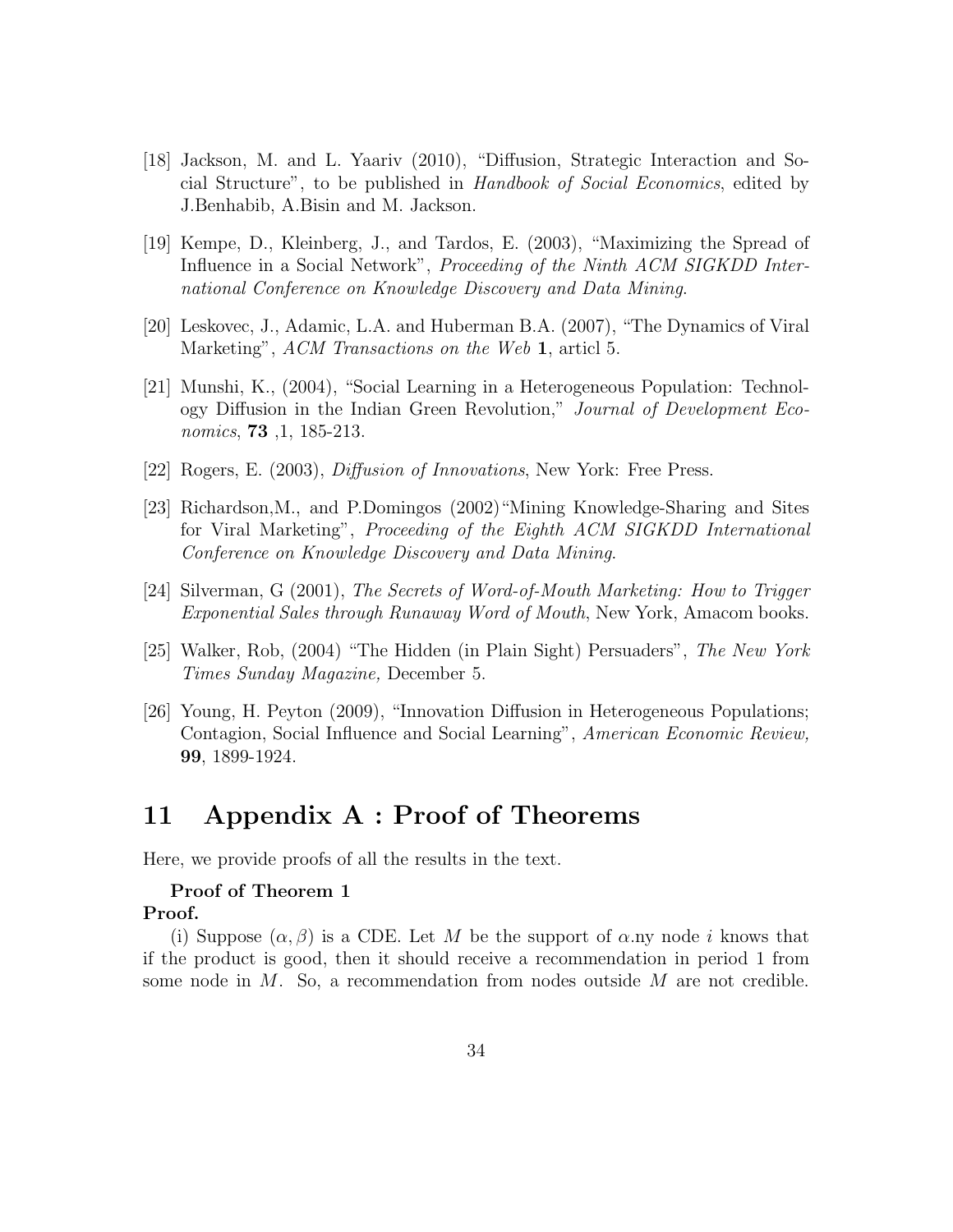[18] Jackson, M. and L. Yaariv (2010), "Diffusion, Strategic Interaction and Social Structure", to be published in *Handbook of Social Economics*, edited by J.Benhabib, A.Bisin and M. Jackson.

[19] Kempe, D., Kleinberg, J., and Tardos, E. (2003), "Maximizing the Spread of Influence in a Social Network", *Proceeding of the Ninth ACM SIGKDD International Conference on Knowledge Discovery and Data Mining*.

[20] Leskovec, J., Adamic, L.A. and Huberman B.A. (2007), "The Dynamics of Viral Marketing", *ACM Transactions on the Web* **1**, articl 5.

[21] Munshi, K., (2004), "Social Learning in a Heterogeneous Population: Technology Diffusion in the Indian Green Revolution," *Journal of Development Economics*, **73** ,1, 185-213.

[22] Rogers, E. (2003), *Diffusion of Innovations*, New York: Free Press.

[23] Richardson,M., and P.Domingos (2002)"Mining Knowledge-Sharing and Sites for Viral Marketing", *Proceeding of the Eighth ACM SIGKDD International Conference on Knowledge Discovery and Data Mining*.

[24] Silverman, G (2001), *The Secrets of Word-of-Mouth Marketing: How to Trigger Exponential Sales through Runaway Word of Mouth*, New York, Amacom books.

[25] Walker, Rob, (2004) "The Hidden (in Plain Sight) Persuaders", *The New York Times Sunday Magazine,* December 5.

[26] Young, H. Peyton (2009), "Innovation Diffusion in Heterogeneous Populations; Contagion, Social Influence and Social Learning", *American Economic Review,* **99**, 1899-1924.

# 11 Appendix A : Proof of Theorems

Here, we provide proofs of all the results in the text.

**Proof of Theorem 1**

**Proof.**

(i) Suppose $(\alpha, \beta)$ is a CDE. Let $M$ be the support of $\alpha$.ny node $i$ knows that if the product is good, then it should receive a recommendation in period 1 from some node in $M$. So, a recommendation from nodes outside $M$ are not credible.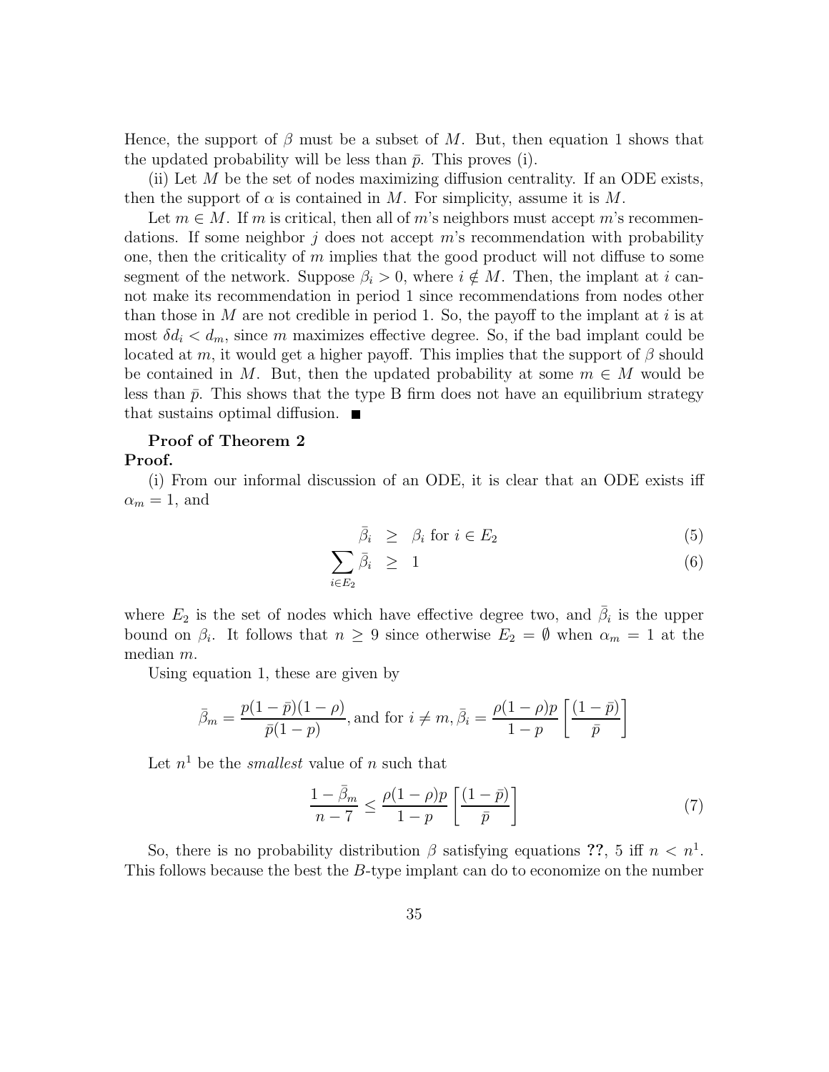Hence, the support of $\beta$ must be a subset of $M$. But, then equation 1 shows that the updated probability will be less than $\bar{p}$. This proves (i).

(ii) Let $M$ be the set of nodes maximizing diffusion centrality. If an ODE exists, then the support of $\alpha$ is contained in $M$. For simplicity, assume it is $M$.

Let $m \in M$. If $m$ is critical, then all of $m$'s neighbors must accept $m$'s recommendations. If some neighbor $j$ does not accept $m$'s recommendation with probability one, then the criticality of $m$ implies that the good product will not diffuse to some segment of the network. Suppose $\beta_i > 0$, where $i \notin M$. Then, the implant at $i$ cannot make its recommendation in period 1 since recommendations from nodes other than those in $M$ are not credible in period 1. So, the payoff to the implant at $i$ is at most $\delta d_i < d_m$, since $m$ maximizes effective degree. So, if the bad implant could be located at $m$, it would get a higher payoff. This implies that the support of $\beta$ should be contained in $M$. But, then the updated probability at some $m \in M$ would be less than $\bar{p}$. This shows that the type B firm does not have an equilibrium strategy that sustains optimal diffusion. ■

**Proof of Theorem 2**

**Proof.**

(i) From our informal discussion of an ODE, it is clear that an ODE exists iff $\alpha_m = 1$, and

$$\bar{\beta}_i \geq \beta_i \text{ for } i \in E_2 \tag{5}$$

$$\sum_{i \in E_2} \bar{\beta}_i \geq 1 \tag{6}$$

where $E_2$ is the set of nodes which have effective degree two, and $\bar{\beta}_i$ is the upper bound on $\beta_i$. It follows that $n \geq 9$ since otherwise $E_2 = \emptyset$ when $\alpha_m = 1$ at the median $m$.

Using equation 1, these are given by

$$\bar{\beta}_m = \frac{p(1-\bar{p})(1-\rho)}{\bar{p}(1-p)}, \text{and for } i \neq m, \bar{\beta}_i = \frac{\rho(1-\rho)p}{1-p}\left[\frac{(1-\bar{p})}{\bar{p}}\right]$$

Let $n^1$ be the *smallest* value of $n$ such that

$$\frac{1-\bar{\beta}_m}{n-7} \leq \frac{\rho(1-\rho)p}{1-p}\left[\frac{(1-\bar{p})}{\bar{p}}\right] \tag{7}$$

So, there is no probability distribution $\beta$ satisfying equations **??**, 5 iff $n < n^1$. This follows because the best the $B$-type implant can do to economize on the number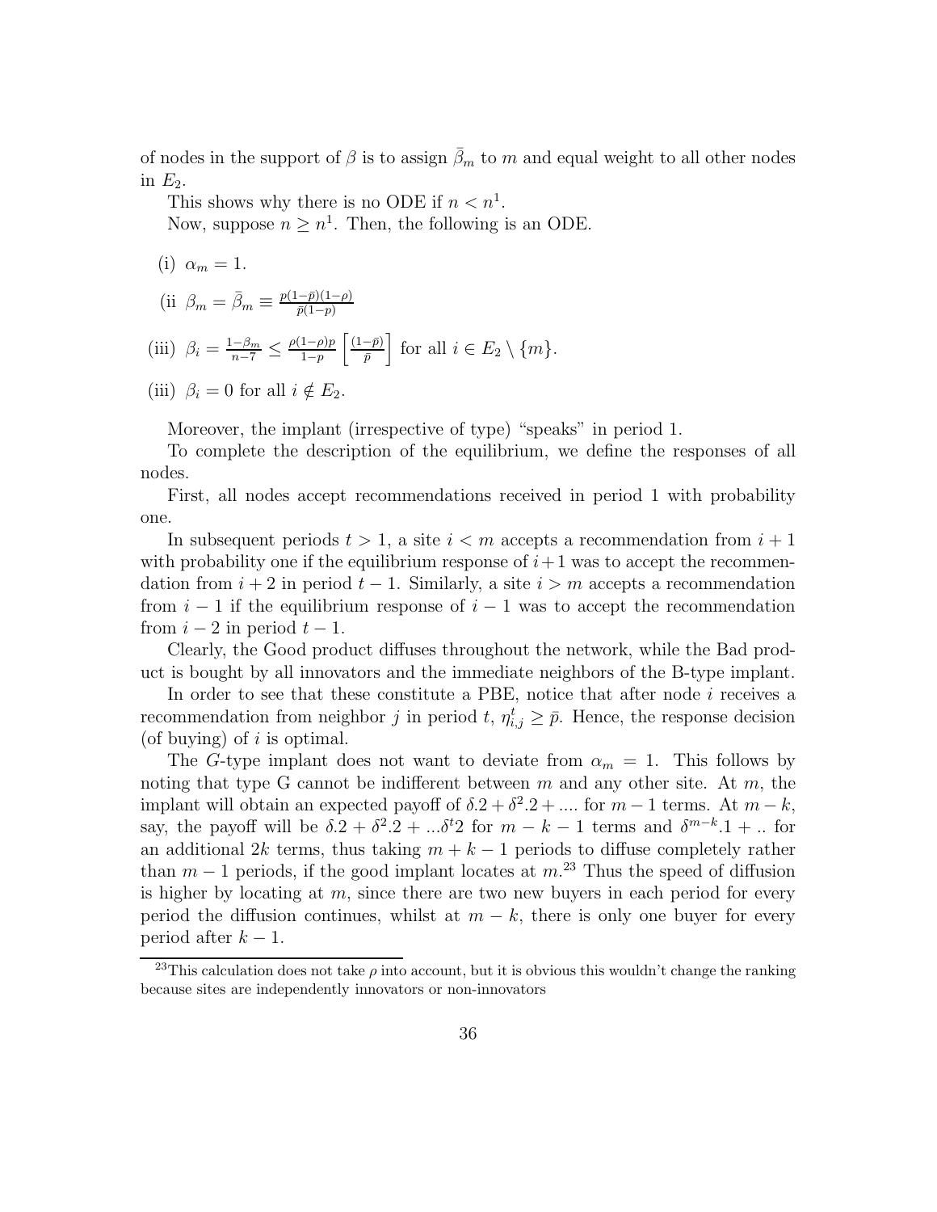of nodes in the support of $\beta$ is to assign $\bar{\beta}_m$ to $m$ and equal weight to all other nodes in $E_2$.

This shows why there is no ODE if $n < n^1$.

Now, suppose $n \geq n^1$. Then, the following is an ODE.

(i) $\alpha_m = 1$.

(ii $\beta_m = \bar{\beta}_m \equiv \frac{p(1-\bar{p})(1-\rho)}{\bar{p}(1-p)}$

(iii) $\beta_i = \frac{1-\beta_m}{n-7} \leq \frac{\rho(1-\rho)p}{1-p}\left[\frac{(1-\bar{p})}{\bar{p}}\right]$ for all $i \in E_2 \setminus \{m\}$.

(iii) $\beta_i = 0$ for all $i \notin E_2$.

Moreover, the implant (irrespective of type) "speaks" in period 1.

To complete the description of the equilibrium, we define the responses of all nodes.

First, all nodes accept recommendations received in period 1 with probability one.

In subsequent periods $t > 1$, a site $i < m$ accepts a recommendation from $i + 1$ with probability one if the equilibrium response of $i+1$ was to accept the recommendation from $i + 2$ in period $t - 1$. Similarly, a site $i > m$ accepts a recommendation from $i - 1$ if the equilibrium response of $i - 1$ was to accept the recommendation from $i - 2$ in period $t - 1$.

Clearly, the Good product diffuses throughout the network, while the Bad product is bought by all innovators and the immediate neighbors of the B-type implant.

In order to see that these constitute a PBE, notice that after node $i$ receives a recommendation from neighbor $j$ in period $t$, $\eta^t_{i,j} \geq \bar{p}$. Hence, the response decision (of buying) of $i$ is optimal.

The $G$-type implant does not want to deviate from $\alpha_m = 1$. This follows by noting that type G cannot be indifferent between $m$ and any other site. At $m$, the implant will obtain an expected payoff of $\delta.2 + \delta^2.2 + ....$ for $m - 1$ terms. At $m - k$, say, the payoff will be $\delta.2 + \delta^2.2 + ...\delta^t 2$ for $m - k - 1$ terms and $\delta^{m-k}.1 + ..$ for an additional $2k$ terms, thus taking $m + k - 1$ periods to diffuse completely rather than $m - 1$ periods, if the good implant locates at $m$.[23] Thus the speed of diffusion is higher by locating at $m$, since there are two new buyers in each period for every period the diffusion continues, whilst at $m - k$, there is only one buyer for every period after $k - 1$.

[23] This calculation does not take $\rho$ into account, but it is obvious this wouldn't change the ranking because sites are independently innovators or non-innovators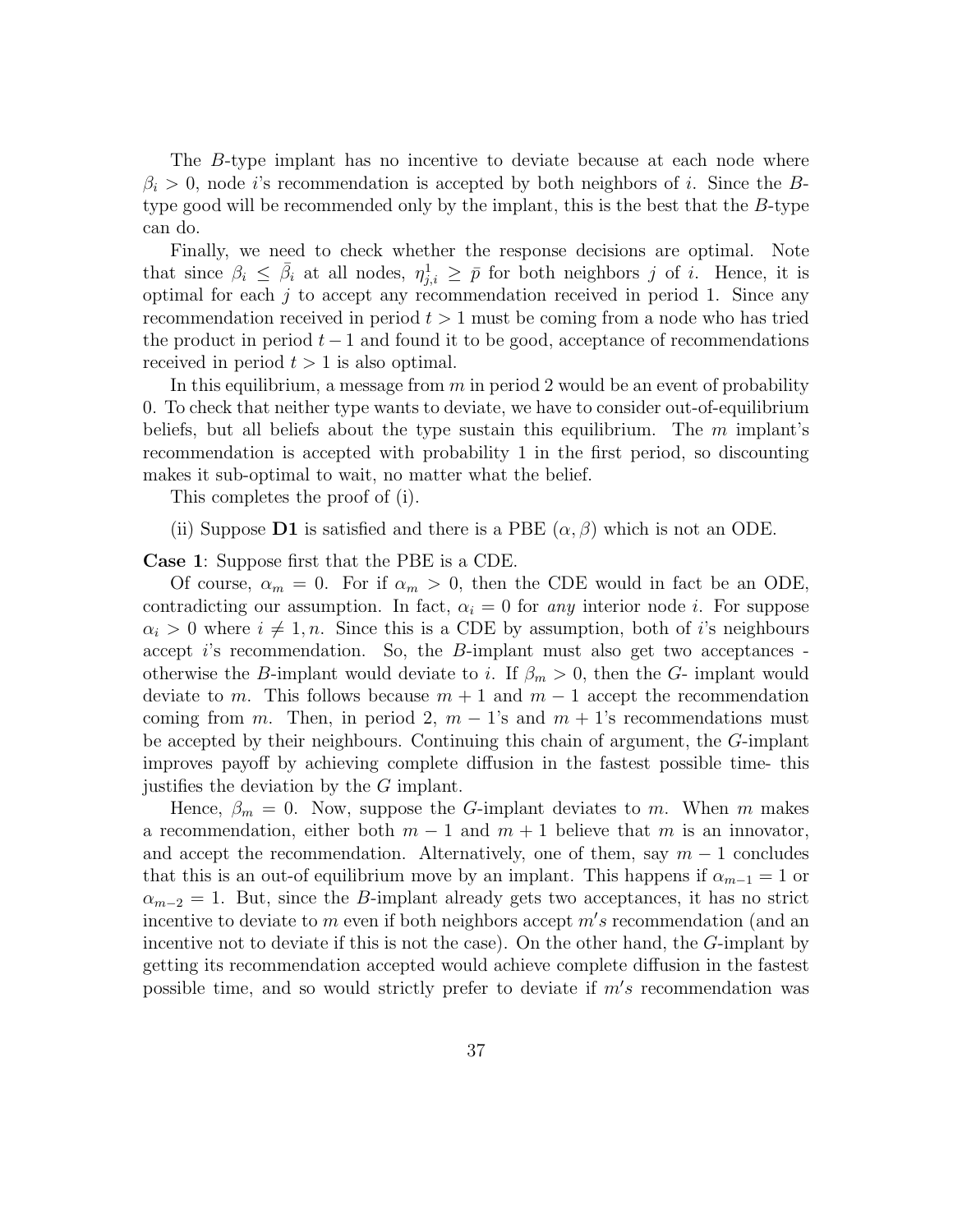The $B$-type implant has no incentive to deviate because at each node where $\beta_i > 0$, node $i$'s recommendation is accepted by both neighbors of $i$. Since the $B$-type good will be recommended only by the implant, this is the best that the $B$-type can do.

Finally, we need to check whether the response decisions are optimal. Note that since $\beta_i \leq \bar{\beta}_i$ at all nodes, $\eta^1_{j,i} \geq \bar{p}$ for both neighbors $j$ of $i$. Hence, it is optimal for each $j$ to accept any recommendation received in period 1. Since any recommendation received in period $t > 1$ must be coming from a node who has tried the product in period $t-1$ and found it to be good, acceptance of recommendations received in period $t > 1$ is also optimal.

In this equilibrium, a message from $m$ in period 2 would be an event of probability 0. To check that neither type wants to deviate, we have to consider out-of-equilibrium beliefs, but all beliefs about the type sustain this equilibrium. The $m$ implant's recommendation is accepted with probability 1 in the first period, so discounting makes it sub-optimal to wait, no matter what the belief.

This completes the proof of (i).

(ii) Suppose **D1** is satisfied and there is a PBE $(\alpha, \beta)$ which is not an ODE.

**Case 1**: Suppose first that the PBE is a CDE.

Of course, $\alpha_m = 0$. For if $\alpha_m > 0$, then the CDE would in fact be an ODE, contradicting our assumption. In fact, $\alpha_i = 0$ for *any* interior node $i$. For suppose $\alpha_i > 0$ where $i \neq 1, n$. Since this is a CDE by assumption, both of $i$'s neighbours accept $i$'s recommendation. So, the $B$-implant must also get two acceptances - otherwise the $B$-implant would deviate to $i$. If $\beta_m > 0$, then the $G$- implant would deviate to $m$. This follows because $m+1$ and $m-1$ accept the recommendation coming from $m$. Then, in period 2, $m-1$'s and $m+1$'s recommendations must be accepted by their neighbours. Continuing this chain of argument, the $G$-implant improves payoff by achieving complete diffusion in the fastest possible time- this justifies the deviation by the $G$ implant.

Hence, $\beta_m = 0$. Now, suppose the $G$-implant deviates to $m$. When $m$ makes a recommendation, either both $m-1$ and $m+1$ believe that $m$ is an innovator, and accept the recommendation. Alternatively, one of them, say $m-1$ concludes that this is an out-of equilibrium move by an implant. This happens if $\alpha_{m-1} = 1$ or $\alpha_{m-2} = 1$. But, since the $B$-implant already gets two acceptances, it has no strict incentive to deviate to $m$ even if both neighbors accept $m's$ recommendation (and an incentive not to deviate if this is not the case). On the other hand, the $G$-implant by getting its recommendation accepted would achieve complete diffusion in the fastest possible time, and so would strictly prefer to deviate if $m's$ recommendation was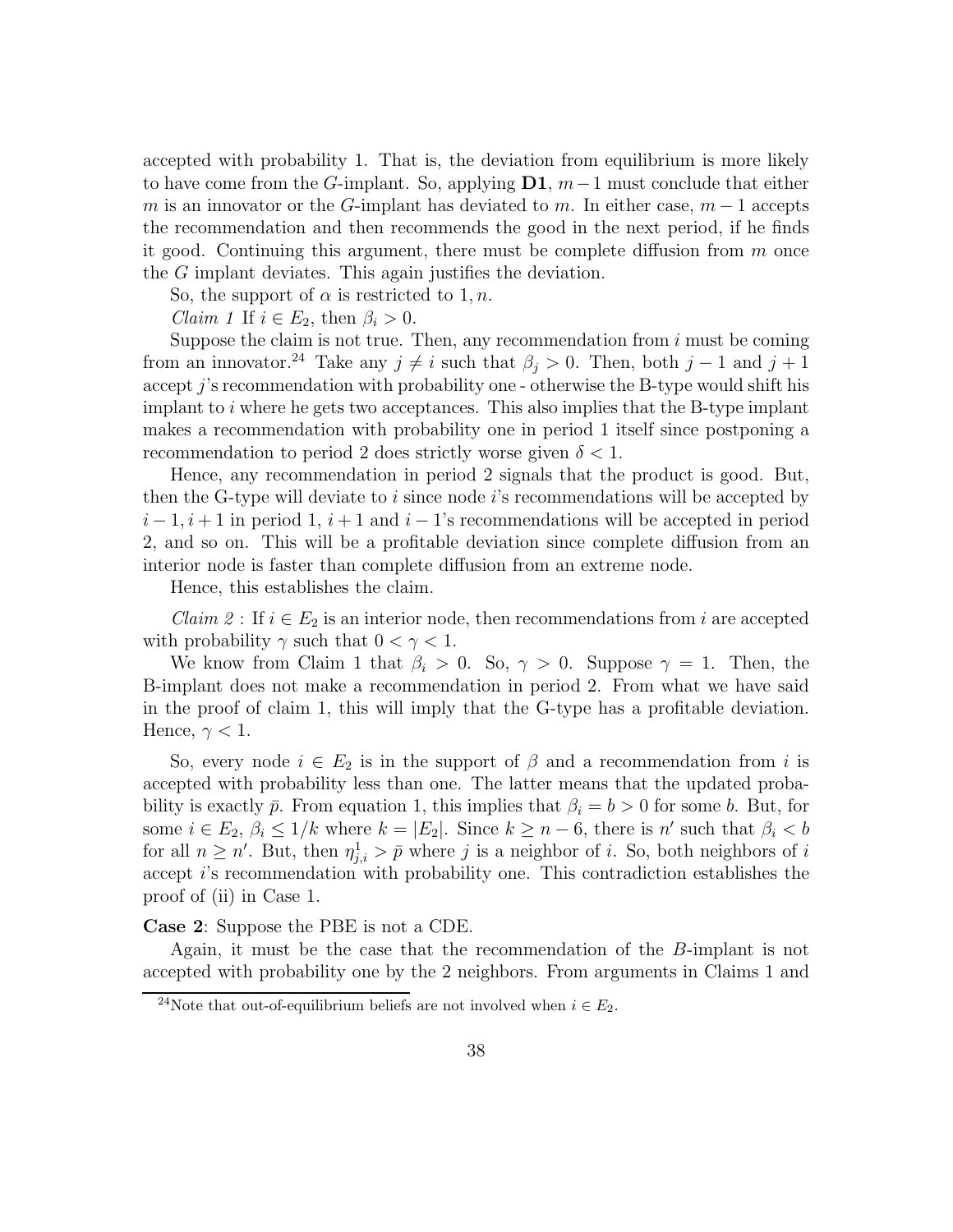accepted with probability 1. That is, the deviation from equilibrium is more likely to have come from the $G$-implant. So, applying **D1**, $m-1$ must conclude that either $m$ is an innovator or the $G$-implant has deviated to $m$. In either case, $m-1$ accepts the recommendation and then recommends the good in the next period, if he finds it good. Continuing this argument, there must be complete diffusion from $m$ once the $G$ implant deviates. This again justifies the deviation.

So, the support of $\alpha$ is restricted to $1, n$.

*Claim 1* If $i \in E_2$, then $\beta_i > 0$.

Suppose the claim is not true. Then, any recommendation from $i$ must be coming from an innovator.[24] Take any $j \neq i$ such that $\beta_j > 0$. Then, both $j-1$ and $j+1$ accept $j$'s recommendation with probability one - otherwise the B-type would shift his implant to $i$ where he gets two acceptances. This also implies that the B-type implant makes a recommendation with probability one in period 1 itself since postponing a recommendation to period 2 does strictly worse given $\delta < 1$.

Hence, any recommendation in period 2 signals that the product is good. But, then the G-type will deviate to $i$ since node $i$'s recommendations will be accepted by $i-1, i+1$ in period 1, $i+1$ and $i-1$'s recommendations will be accepted in period 2, and so on. This will be a profitable deviation since complete diffusion from an interior node is faster than complete diffusion from an extreme node.

Hence, this establishes the claim.

*Claim 2* : If $i \in E_2$ is an interior node, then recommendations from $i$ are accepted with probability $\gamma$ such that $0 < \gamma < 1$.

We know from Claim 1 that $\beta_i > 0$. So, $\gamma > 0$. Suppose $\gamma = 1$. Then, the B-implant does not make a recommendation in period 2. From what we have said in the proof of claim 1, this will imply that the G-type has a profitable deviation. Hence, $\gamma < 1$.

So, every node $i \in E_2$ is in the support of $\beta$ and a recommendation from $i$ is accepted with probability less than one. The latter means that the updated probability is exactly $\bar{p}$. From equation 1, this implies that $\beta_i = b > 0$ for some $b$. But, for some $i \in E_2$, $\beta_i \leq 1/k$ where $k = |E_2|$. Since $k \geq n - 6$, there is $n'$ such that $\beta_i < b$ for all $n \geq n'$. But, then $\eta^1_{j,i} > \bar{p}$ where $j$ is a neighbor of $i$. So, both neighbors of $i$ accept $i$'s recommendation with probability one. This contradiction establishes the proof of (ii) in Case 1.

**Case 2**: Suppose the PBE is not a CDE.

Again, it must be the case that the recommendation of the $B$-implant is not accepted with probability one by the 2 neighbors. From arguments in Claims 1 and

[24] Note that out-of-equilibrium beliefs are not involved when $i \in E_2$.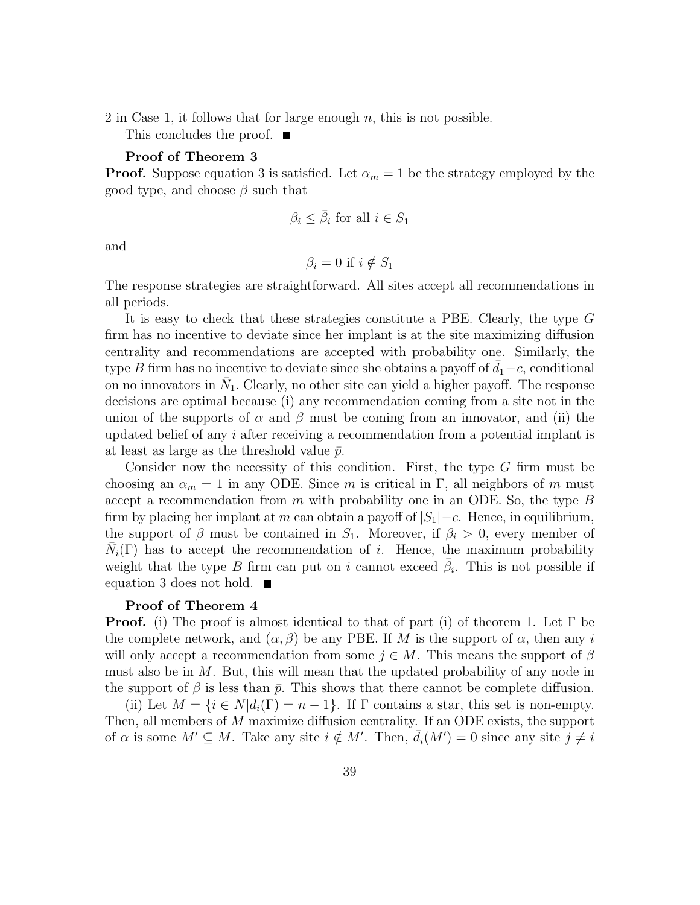2 in Case 1, it follows that for large enough $n$, this is not possible.

This concludes the proof. ■

**Proof of Theorem 3**

**Proof.** Suppose equation 3 is satisfied. Let $\alpha_m = 1$ be the strategy employed by the good type, and choose $\beta$ such that

$$\beta_i \leq \bar{\beta}_i \text{ for all } i \in S_1$$

and

$$\beta_i = 0 \text{ if } i \notin S_1$$

The response strategies are straightforward. All sites accept all recommendations in all periods.

It is easy to check that these strategies constitute a PBE. Clearly, the type $G$ firm has no incentive to deviate since her implant is at the site maximizing diffusion centrality and recommendations are accepted with probability one. Similarly, the type $B$ firm has no incentive to deviate since she obtains a payoff of $\bar{d}_1 - c$, conditional on no innovators in $\bar{N}_1$. Clearly, no other site can yield a higher payoff. The response decisions are optimal because (i) any recommendation coming from a site not in the union of the supports of $\alpha$ and $\beta$ must be coming from an innovator, and (ii) the updated belief of any $i$ after receiving a recommendation from a potential implant is at least as large as the threshold value $\bar{p}$.

Consider now the necessity of this condition. First, the type $G$ firm must be choosing an $\alpha_m = 1$ in any ODE. Since $m$ is critical in $\Gamma$, all neighbors of $m$ must accept a recommendation from $m$ with probability one in an ODE. So, the type $B$ firm by placing her implant at $m$ can obtain a payoff of $|S_1| - c$. Hence, in equilibrium, the support of $\beta$ must be contained in $S_1$. Moreover, if $\beta_i > 0$, every member of $\bar{N}_i(\Gamma)$ has to accept the recommendation of $i$. Hence, the maximum probability weight that the type $B$ firm can put on $i$ cannot exceed $\bar{\beta}_i$. This is not possible if equation 3 does not hold. ■

**Proof of Theorem 4**

**Proof.** (i) The proof is almost identical to that of part (i) of theorem 1. Let $\Gamma$ be the complete network, and $(\alpha, \beta)$ be any PBE. If $M$ is the support of $\alpha$, then any $i$ will only accept a recommendation from some $j \in M$. This means the support of $\beta$ must also be in $M$. But, this will mean that the updated probability of any node in the support of $\beta$ is less than $\bar{p}$. This shows that there cannot be complete diffusion.

(ii) Let $M = \{i \in N | d_i(\Gamma) = n - 1\}$. If $\Gamma$ contains a star, this set is non-empty. Then, all members of $M$ maximize diffusion centrality. If an ODE exists, the support of $\alpha$ is some $M' \subseteq M$. Take any site $i \notin M'$. Then, $\bar{d}_i(M') = 0$ since any site $j \neq i$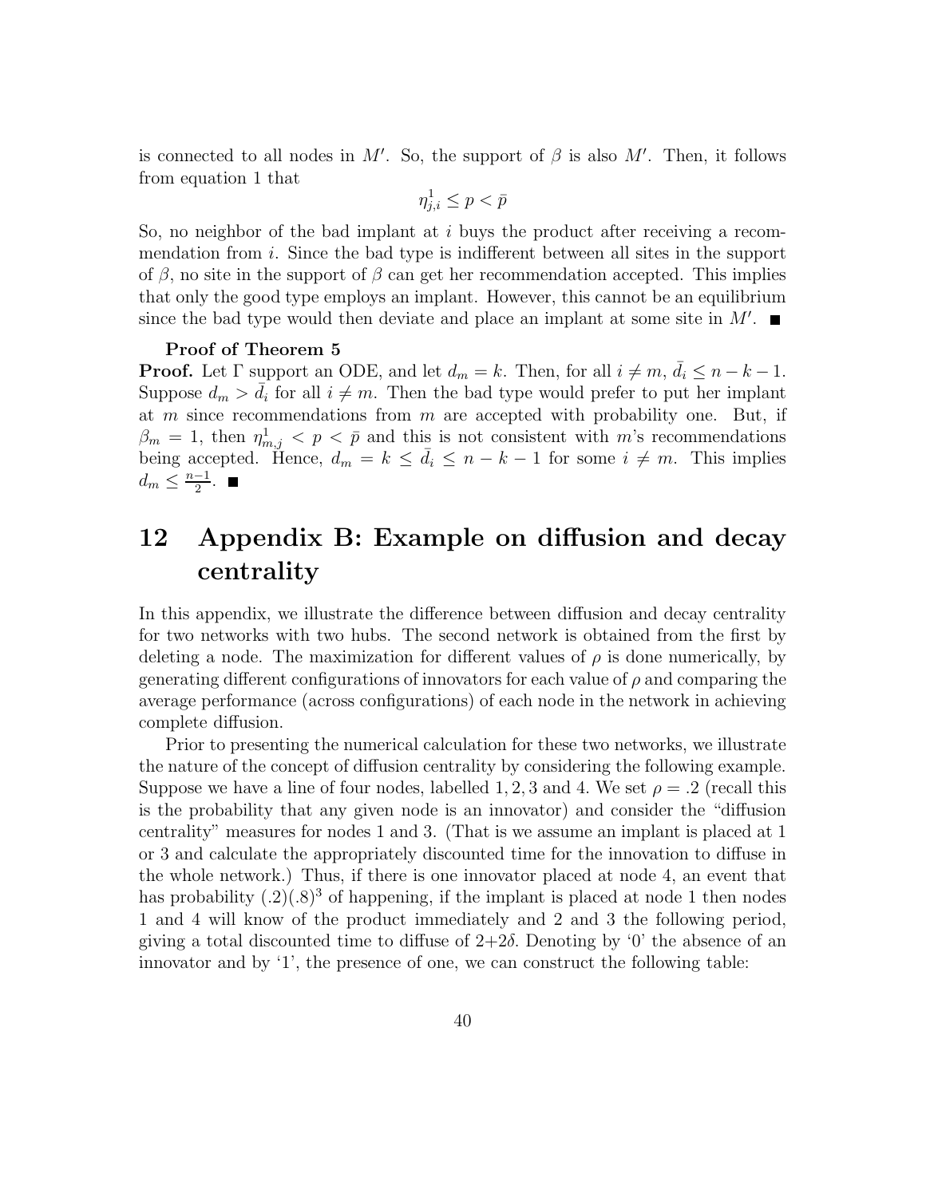is connected to all nodes in $M'$. So, the support of $\beta$ is also $M'$. Then, it follows from equation 1 that

$$\eta^1_{j,i} \leq p < \bar{p}$$

So, no neighbor of the bad implant at $i$ buys the product after receiving a recommendation from $i$. Since the bad type is indifferent between all sites in the support of $\beta$, no site in the support of $\beta$ can get her recommendation accepted. This implies that only the good type employs an implant. However, this cannot be an equilibrium since the bad type would then deviate and place an implant at some site in $M'$. ■

**Proof of Theorem 5**

**Proof.** Let $\Gamma$ support an ODE, and let $d_m = k$. Then, for all $i \neq m$, $\bar{d}_i \leq n - k - 1$. Suppose $d_m > \bar{d}_i$ for all $i \neq m$. Then the bad type would prefer to put her implant at $m$ since recommendations from $m$ are accepted with probability one. But, if $\beta_m = 1$, then $\eta^1_{m,j} < p < \bar{p}$ and this is not consistent with $m$'s recommendations being accepted. Hence, $d_m = k \leq \bar{d}_i \leq n - k - 1$ for some $i \neq m$. This implies $d_m \leq \frac{n-1}{2}$. ■

# 12 Appendix B: Example on diffusion and decay centrality

In this appendix, we illustrate the difference between diffusion and decay centrality for two networks with two hubs. The second network is obtained from the first by deleting a node. The maximization for different values of $\rho$ is done numerically, by generating different configurations of innovators for each value of $\rho$ and comparing the average performance (across configurations) of each node in the network in achieving complete diffusion.

Prior to presenting the numerical calculation for these two networks, we illustrate the nature of the concept of diffusion centrality by considering the following example. Suppose we have a line of four nodes, labelled $1, 2, 3$ and $4$. We set $\rho = .2$ (recall this is the probability that any given node is an innovator) and consider the "diffusion centrality" measures for nodes 1 and 3. (That is we assume an implant is placed at 1 or 3 and calculate the appropriately discounted time for the innovation to diffuse in the whole network.) Thus, if there is one innovator placed at node 4, an event that has probability $(.2)(.8)^3$ of happening, if the implant is placed at node 1 then nodes 1 and 4 will know of the product immediately and 2 and 3 the following period, giving a total discounted time to diffuse of $2+2\delta$. Denoting by '0' the absence of an innovator and by '1', the presence of one, we can construct the following table: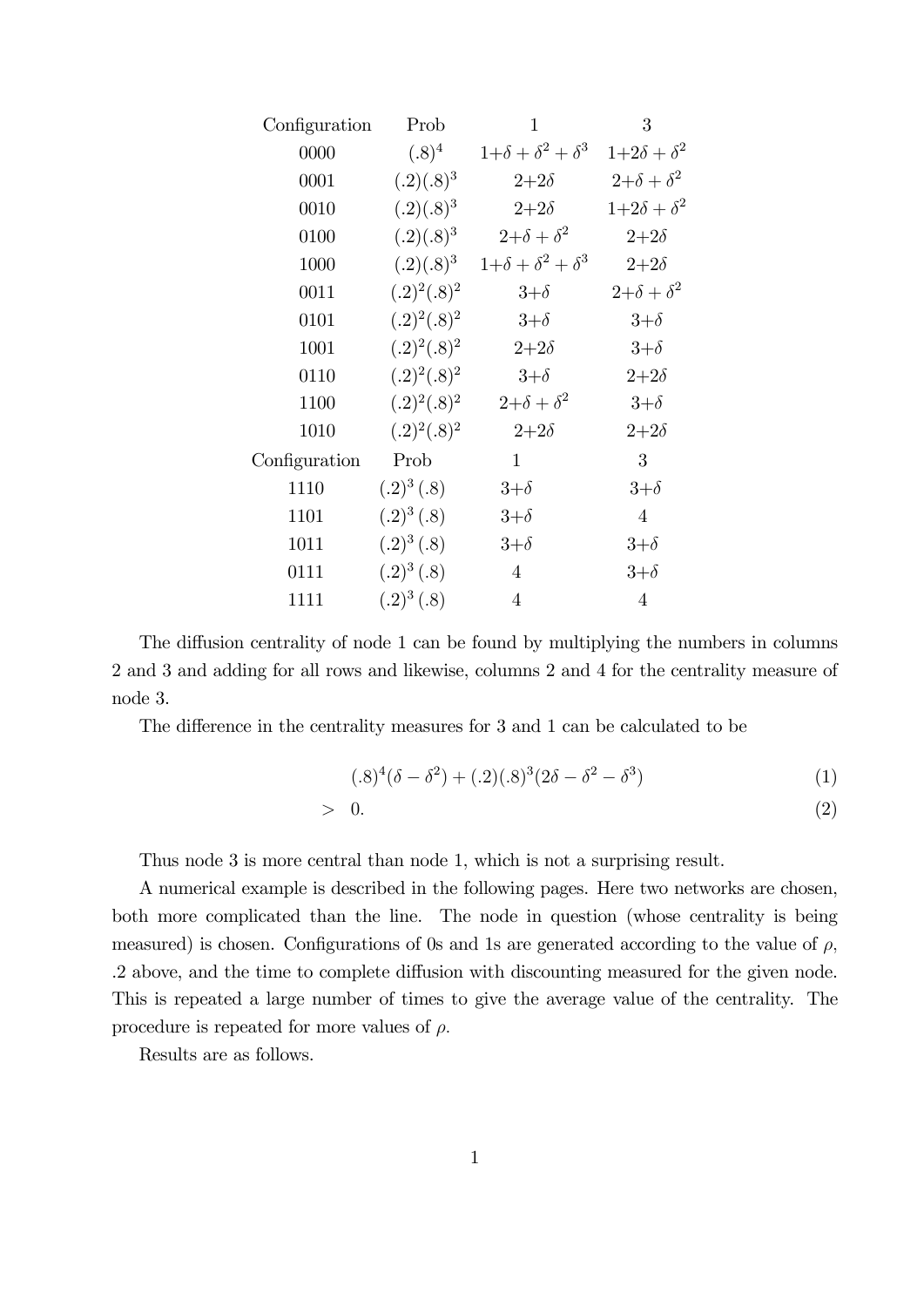| Configuration | Prob | 1 | 3 |
|---|---|---|---|
| 0000 | $(.8)^4$ | $1+\delta+\delta^2+\delta^3$ | $1+2\delta+\delta^2$ |
| 0001 | $(.2)(.8)^3$ | $2+2\delta$ | $2+\delta+\delta^2$ |
| 0010 | $(.2)(.8)^3$ | $2+2\delta$ | $1+2\delta+\delta^2$ |
| 0100 | $(.2)(.8)^3$ | $2+\delta+\delta^2$ | $2+2\delta$ |
| 1000 | $(.2)(.8)^3$ | $1+\delta+\delta^2+\delta^3$ | $2+2\delta$ |
| 0011 | $(.2)^2(.8)^2$ | $3+\delta$ | $2+\delta+\delta^2$ |
| 0101 | $(.2)^2(.8)^2$ | $3+\delta$ | $3+\delta$ |
| 1001 | $(.2)^2(.8)^2$ | $2+2\delta$ | $3+\delta$ |
| 0110 | $(.2)^2(.8)^2$ | $3+\delta$ | $2+2\delta$ |
| 1100 | $(.2)^2(.8)^2$ | $2+\delta+\delta^2$ | $3+\delta$ |
| 1010 | $(.2)^2(.8)^2$ | $2+2\delta$ | $2+2\delta$ |
| 1110 | $(.2)^3(.8)$ | $3+\delta$ | $3+\delta$ |
| 1101 | $(.2)^3(.8)$ | $3+\delta$ | 4 |
| 1011 | $(.2)^3(.8)$ | $3+\delta$ | $3+\delta$ |
| 0111 | $(.2)^3(.8)$ | 4 | $3+\delta$ |
| 1111 | $(.2)^3(.8)$ | 4 | 4 |

The diffusion centrality of node 1 can be found by multiplying the numbers in columns 2 and 3 and adding for all rows and likewise, columns 2 and 4 for the centrality measure of node 3.

The difference in the centrality measures for 3 and 1 can be calculated to be

$$(.8)^4(\delta-\delta^2)+(.2)(.8)^3(2\delta-\delta^2-\delta^3) \tag{1}$$

$$> \quad 0. \tag{2}$$

Thus node 3 is more central than node 1, which is not a surprising result.

A numerical example is described in the following pages. Here two networks are chosen, both more complicated than the line. The node in question (whose centrality is being measured) is chosen. Configurations of 0s and 1s are generated according to the value of $\rho$, .2 above, and the time to complete diffusion with discounting measured for the given node. This is repeated a large number of times to give the average value of the centrality. The procedure is repeated for more values of $\rho$.

Results are as follows.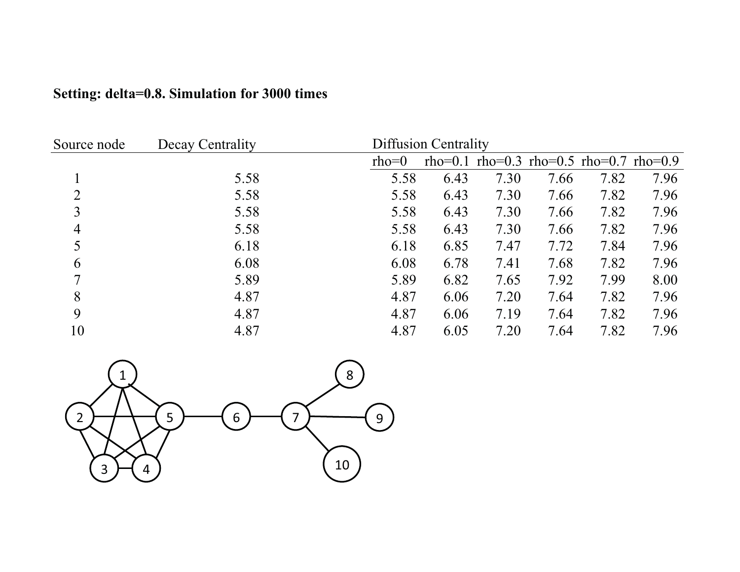**Setting: delta=0.8. Simulation for 3000 times**

| Source node | Decay Centrality | Diffusion Centrality | | | | | |
|---|---|---|---|---|---|---|---|
| | | rho=0 | rho=0.1 | rho=0.3 | rho=0.5 | rho=0.7 | rho=0.9 |
| 1 | 5.58 | 5.58 | 6.43 | 7.30 | 7.66 | 7.82 | 7.96 |
| 2 | 5.58 | 5.58 | 6.43 | 7.30 | 7.66 | 7.82 | 7.96 |
| 3 | 5.58 | 5.58 | 6.43 | 7.30 | 7.66 | 7.82 | 7.96 |
| 4 | 5.58 | 5.58 | 6.43 | 7.30 | 7.66 | 7.82 | 7.96 |
| 5 | 6.18 | 6.18 | 6.85 | 7.47 | 7.72 | 7.84 | 7.96 |
| 6 | 6.08 | 6.08 | 6.78 | 7.41 | 7.68 | 7.82 | 7.96 |
| 7 | 5.89 | 5.89 | 6.82 | 7.65 | 7.92 | 7.99 | 8.00 |
| 8 | 4.87 | 4.87 | 6.06 | 7.20 | 7.64 | 7.82 | 7.96 |
| 9 | 4.87 | 4.87 | 6.06 | 7.19 | 7.64 | 7.82 | 7.96 |
| 10 | 4.87 | 4.87 | 6.05 | 7.20 | 7.64 | 7.82 | 7.96 |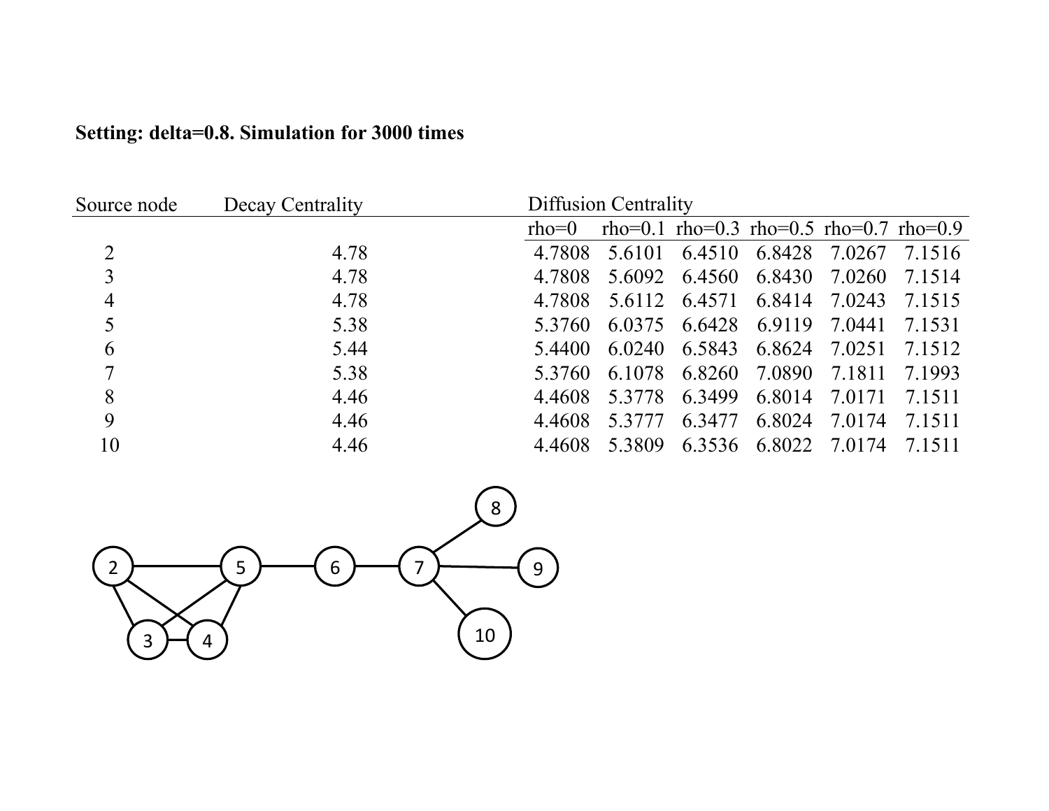**Setting: delta=0.8. Simulation for 3000 times**

| Source node | Decay Centrality | Diffusion Centrality | | | | | |
|---|---|---|---|---|---|---|---|
| | | rho=0 | rho=0.1 | rho=0.3 | rho=0.5 | rho=0.7 | rho=0.9 |
| 2 | 4.78 | 4.7808 | 5.6101 | 6.4510 | 6.8428 | 7.0267 | 7.1516 |
| 3 | 4.78 | 4.7808 | 5.6092 | 6.4560 | 6.8430 | 7.0260 | 7.1514 |
| 4 | 4.78 | 4.7808 | 5.6112 | 6.4571 | 6.8414 | 7.0243 | 7.1515 |
| 5 | 5.38 | 5.3760 | 6.0375 | 6.6428 | 6.9119 | 7.0441 | 7.1531 |
| 6 | 5.44 | 5.4400 | 6.0240 | 6.5843 | 6.8624 | 7.0251 | 7.1512 |
| 7 | 5.38 | 5.3760 | 6.1078 | 6.8260 | 7.0890 | 7.1811 | 7.1993 |
| 8 | 4.46 | 4.4608 | 5.3778 | 6.3499 | 6.8014 | 7.0171 | 7.1511 |
| 9 | 4.46 | 4.4608 | 5.3777 | 6.3477 | 6.8024 | 7.0174 | 7.1511 |
| 10 | 4.46 | 4.4608 | 5.3809 | 6.3536 | 6.8022 | 7.0174 | 7.1511 |

8

2
5
6
7
9

3
4
10